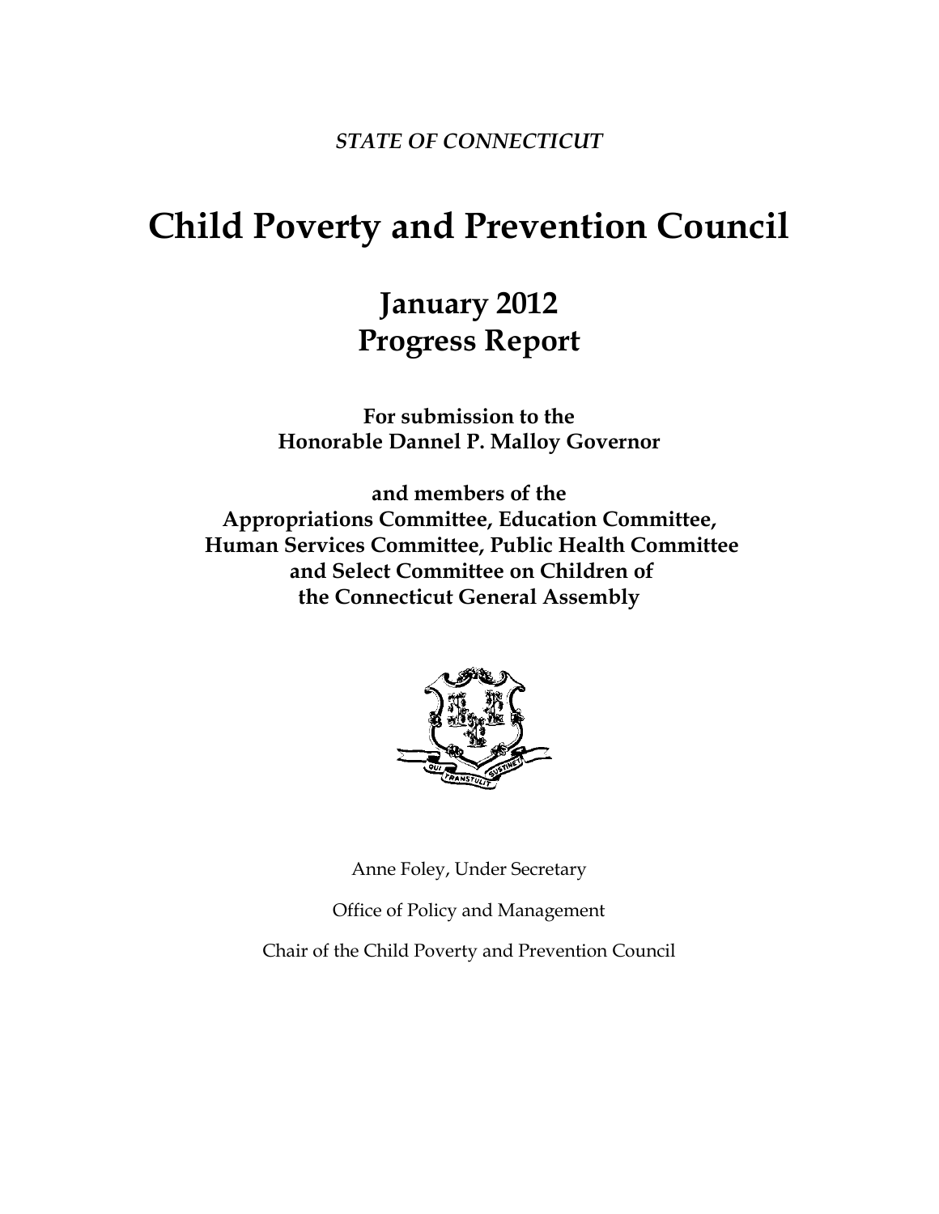*STATE OF CONNECTICUT*

# Child Poverty and Prevention Council

## January 2012
## Progress Report

**For submission to the**
**Honorable Dannel P. Malloy Governor**

**and members of the**
**Appropriations Committee, Education Committee,**
**Human Services Committee, Public Health Committee**
**and Select Committee on Children of**
**the Connecticut General Assembly**

Anne Foley, Under Secretary

Office of Policy and Management

Chair of the Child Poverty and Prevention Council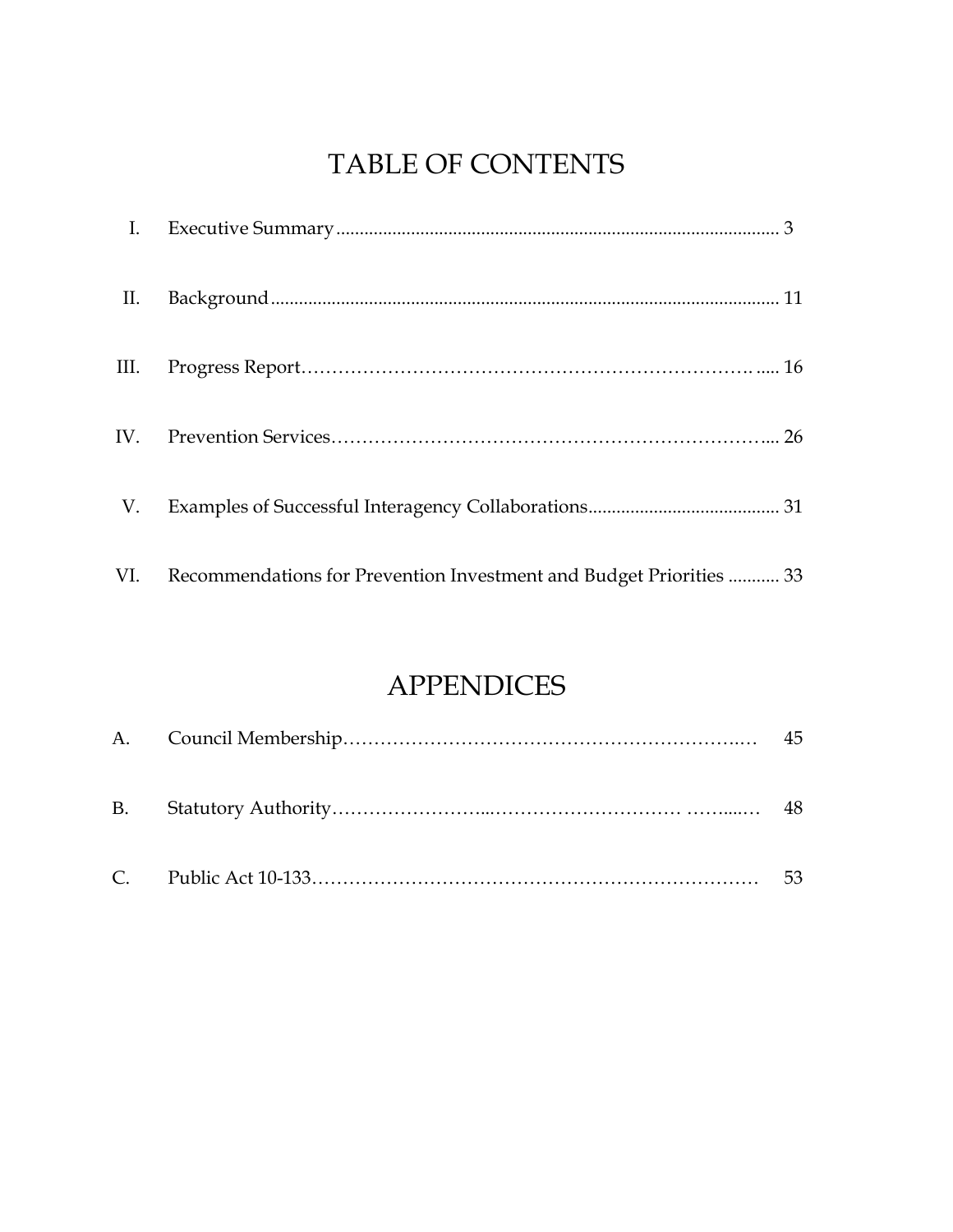# TABLE OF CONTENTS

| | | |
|---|---|---|
| I. | Executive Summary | 3 |
| II. | Background | 11 |
| III. | Progress Report | 16 |
| IV. | Prevention Services | 26 |
| V. | Examples of Successful Interagency Collaborations | 31 |
| VI. | Recommendations for Prevention Investment and Budget Priorities | 33 |

# APPENDICES

| | | |
|---|---|---|
| A. | Council Membership | 45 |
| B. | Statutory Authority | 48 |
| C. | Public Act 10-133 | 53 |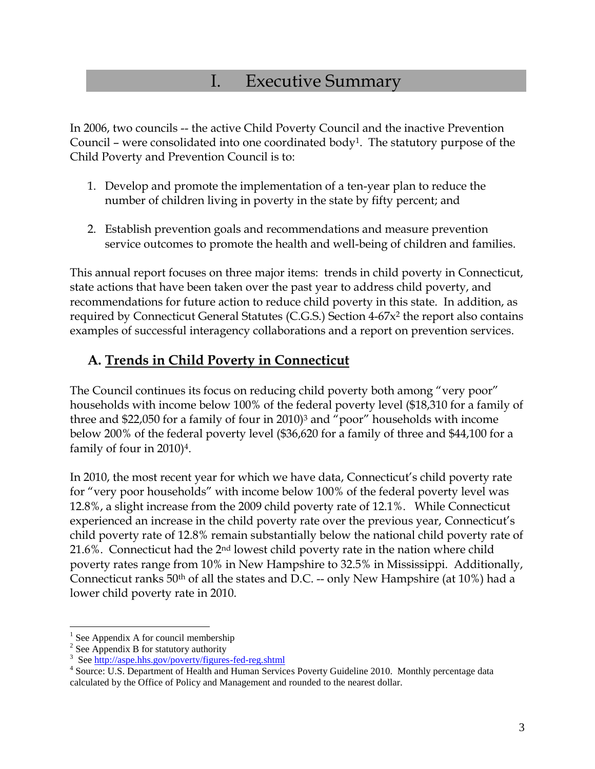# I. Executive Summary

In 2006, two councils -- the active Child Poverty Council and the inactive Prevention Council – were consolidated into one coordinated body[1]. The statutory purpose of the Child Poverty and Prevention Council is to:

1. Develop and promote the implementation of a ten-year plan to reduce the number of children living in poverty in the state by fifty percent; and

2. Establish prevention goals and recommendations and measure prevention service outcomes to promote the health and well-being of children and families.

This annual report focuses on three major items: trends in child poverty in Connecticut, state actions that have been taken over the past year to address child poverty, and recommendations for future action to reduce child poverty in this state. In addition, as required by Connecticut General Statutes (C.G.S.) Section 4-67x[2] the report also contains examples of successful interagency collaborations and a report on prevention services.

## A. Trends in Child Poverty in Connecticut

The Council continues its focus on reducing child poverty both among "very poor" households with income below 100% of the federal poverty level ($18,310 for a family of three and $22,050 for a family of four in 2010)[3] and "poor" households with income below 200% of the federal poverty level ($36,620 for a family of three and $44,100 for a family of four in 2010)[4].

In 2010, the most recent year for which we have data, Connecticut's child poverty rate for "very poor households" with income below 100% of the federal poverty level was 12.8%, a slight increase from the 2009 child poverty rate of 12.1%. While Connecticut experienced an increase in the child poverty rate over the previous year, Connecticut's child poverty rate of 12.8% remain substantially below the national child poverty rate of 21.6%. Connecticut had the 2nd lowest child poverty rate in the nation where child poverty rates range from 10% in New Hampshire to 32.5% in Mississippi. Additionally, Connecticut ranks 50th of all the states and D.C. -- only New Hampshire (at 10%) had a lower child poverty rate in 2010.

---

[1] See Appendix A for council membership

[2] See Appendix B for statutory authority

[3] See http://aspe.hhs.gov/poverty/figures-fed-reg.shtml

[4] Source: U.S. Department of Health and Human Services Poverty Guideline 2010. Monthly percentage data calculated by the Office of Policy and Management and rounded to the nearest dollar.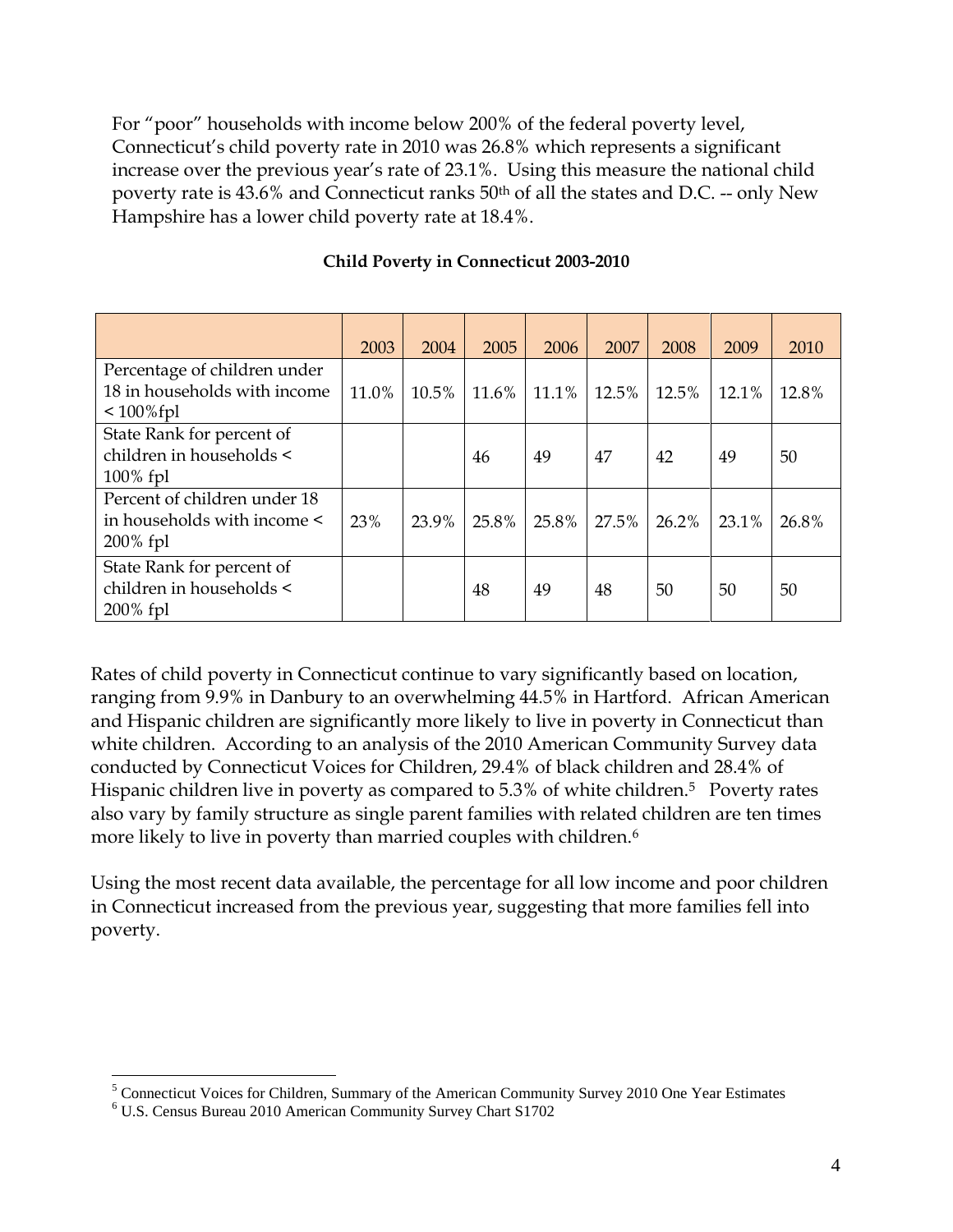For "poor" households with income below 200% of the federal poverty level, Connecticut's child poverty rate in 2010 was 26.8% which represents a significant increase over the previous year's rate of 23.1%. Using this measure the national child poverty rate is 43.6% and Connecticut ranks 50th of all the states and D.C. -- only New Hampshire has a lower child poverty rate at 18.4%.

**Child Poverty in Connecticut 2003-2010**

| | 2003 | 2004 | 2005 | 2006 | 2007 | 2008 | 2009 | 2010 |
|---|---|---|---|---|---|---|---|---|
| Percentage of children under 18 in households with income < 100%fpl | 11.0% | 10.5% | 11.6% | 11.1% | 12.5% | 12.5% | 12.1% | 12.8% |
| State Rank for percent of children in households < 100% fpl | | | 46 | 49 | 47 | 42 | 49 | 50 |
| Percent of children under 18 in households with income < 200% fpl | 23% | 23.9% | 25.8% | 25.8% | 27.5% | 26.2% | 23.1% | 26.8% |
| State Rank for percent of children in households < 200% fpl | | | 48 | 49 | 48 | 50 | 50 | 50 |

Rates of child poverty in Connecticut continue to vary significantly based on location, ranging from 9.9% in Danbury to an overwhelming 44.5% in Hartford. African American and Hispanic children are significantly more likely to live in poverty in Connecticut than white children. According to an analysis of the 2010 American Community Survey data conducted by Connecticut Voices for Children, 29.4% of black children and 28.4% of Hispanic children live in poverty as compared to 5.3% of white children.[5] Poverty rates also vary by family structure as single parent families with related children are ten times more likely to live in poverty than married couples with children.[6]

Using the most recent data available, the percentage for all low income and poor children in Connecticut increased from the previous year, suggesting that more families fell into poverty.

[5] Connecticut Voices for Children, Summary of the American Community Survey 2010 One Year Estimates

[6] U.S. Census Bureau 2010 American Community Survey Chart S1702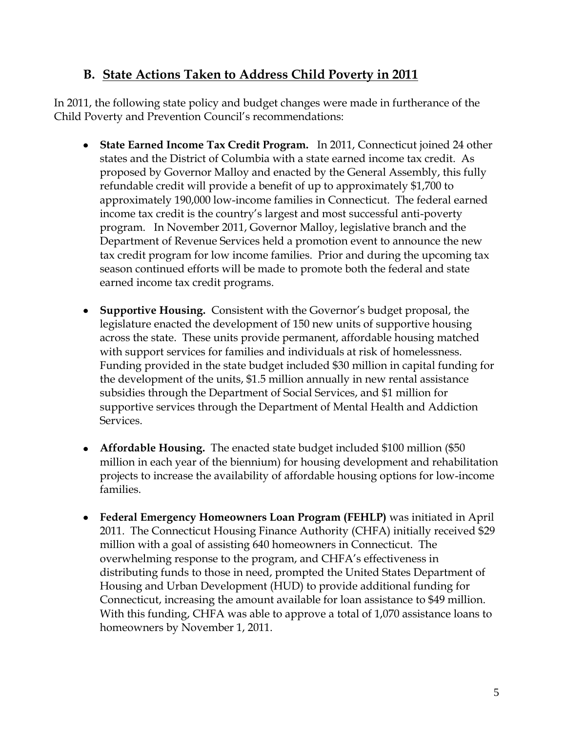## B. State Actions Taken to Address Child Poverty in 2011

In 2011, the following state policy and budget changes were made in furtherance of the Child Poverty and Prevention Council's recommendations:

- **State Earned Income Tax Credit Program.** In 2011, Connecticut joined 24 other states and the District of Columbia with a state earned income tax credit. As proposed by Governor Malloy and enacted by the General Assembly, this fully refundable credit will provide a benefit of up to approximately $1,700 to approximately 190,000 low-income families in Connecticut. The federal earned income tax credit is the country's largest and most successful anti-poverty program. In November 2011, Governor Malloy, legislative branch and the Department of Revenue Services held a promotion event to announce the new tax credit program for low income families. Prior and during the upcoming tax season continued efforts will be made to promote both the federal and state earned income tax credit programs.

- **Supportive Housing.** Consistent with the Governor's budget proposal, the legislature enacted the development of 150 new units of supportive housing across the state. These units provide permanent, affordable housing matched with support services for families and individuals at risk of homelessness. Funding provided in the state budget included $30 million in capital funding for the development of the units, $1.5 million annually in new rental assistance subsidies through the Department of Social Services, and $1 million for supportive services through the Department of Mental Health and Addiction Services.

- **Affordable Housing.** The enacted state budget included $100 million ($50 million in each year of the biennium) for housing development and rehabilitation projects to increase the availability of affordable housing options for low-income families.

- **Federal Emergency Homeowners Loan Program (FEHLP)** was initiated in April 2011. The Connecticut Housing Finance Authority (CHFA) initially received $29 million with a goal of assisting 640 homeowners in Connecticut. The overwhelming response to the program, and CHFA's effectiveness in distributing funds to those in need, prompted the United States Department of Housing and Urban Development (HUD) to provide additional funding for Connecticut, increasing the amount available for loan assistance to $49 million. With this funding, CHFA was able to approve a total of 1,070 assistance loans to homeowners by November 1, 2011.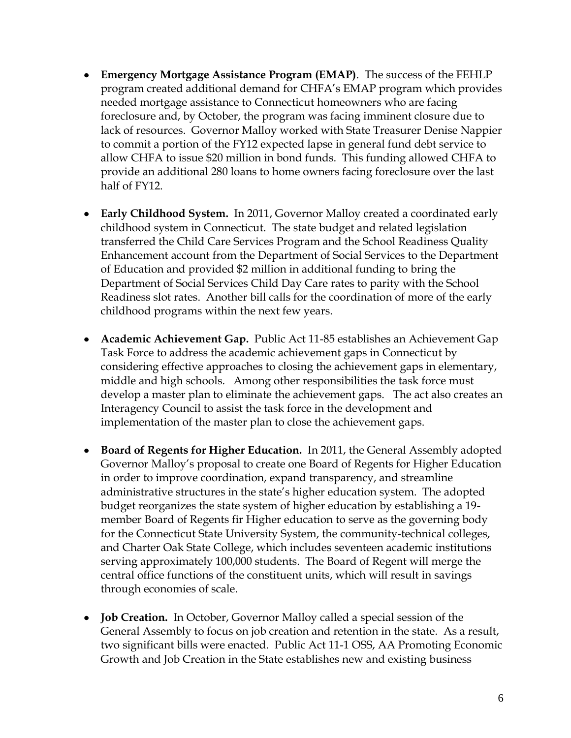- **Emergency Mortgage Assistance Program (EMAP)**. The success of the FEHLP program created additional demand for CHFA's EMAP program which provides needed mortgage assistance to Connecticut homeowners who are facing foreclosure and, by October, the program was facing imminent closure due to lack of resources. Governor Malloy worked with State Treasurer Denise Nappier to commit a portion of the FY12 expected lapse in general fund debt service to allow CHFA to issue $20 million in bond funds. This funding allowed CHFA to provide an additional 280 loans to home owners facing foreclosure over the last half of FY12.

- **Early Childhood System.** In 2011, Governor Malloy created a coordinated early childhood system in Connecticut. The state budget and related legislation transferred the Child Care Services Program and the School Readiness Quality Enhancement account from the Department of Social Services to the Department of Education and provided $2 million in additional funding to bring the Department of Social Services Child Day Care rates to parity with the School Readiness slot rates. Another bill calls for the coordination of more of the early childhood programs within the next few years.

- **Academic Achievement Gap.** Public Act 11-85 establishes an Achievement Gap Task Force to address the academic achievement gaps in Connecticut by considering effective approaches to closing the achievement gaps in elementary, middle and high schools. Among other responsibilities the task force must develop a master plan to eliminate the achievement gaps. The act also creates an Interagency Council to assist the task force in the development and implementation of the master plan to close the achievement gaps.

- **Board of Regents for Higher Education.** In 2011, the General Assembly adopted Governor Malloy's proposal to create one Board of Regents for Higher Education in order to improve coordination, expand transparency, and streamline administrative structures in the state's higher education system. The adopted budget reorganizes the state system of higher education by establishing a 19-member Board of Regents fir Higher education to serve as the governing body for the Connecticut State University System, the community-technical colleges, and Charter Oak State College, which includes seventeen academic institutions serving approximately 100,000 students. The Board of Regent will merge the central office functions of the constituent units, which will result in savings through economies of scale.

- **Job Creation.** In October, Governor Malloy called a special session of the General Assembly to focus on job creation and retention in the state. As a result, two significant bills were enacted. Public Act 11-1 OSS, AA Promoting Economic Growth and Job Creation in the State establishes new and existing business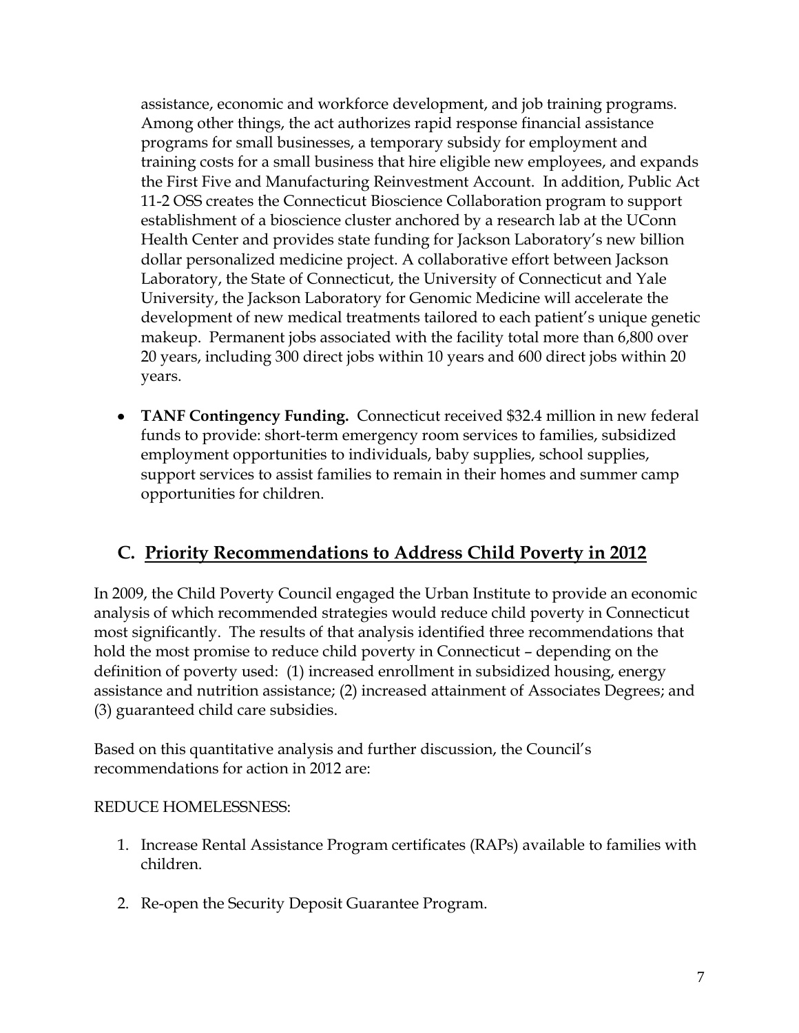assistance, economic and workforce development, and job training programs. Among other things, the act authorizes rapid response financial assistance programs for small businesses, a temporary subsidy for employment and training costs for a small business that hire eligible new employees, and expands the First Five and Manufacturing Reinvestment Account. In addition, Public Act 11-2 OSS creates the Connecticut Bioscience Collaboration program to support establishment of a bioscience cluster anchored by a research lab at the UConn Health Center and provides state funding for Jackson Laboratory's new billion dollar personalized medicine project. A collaborative effort between Jackson Laboratory, the State of Connecticut, the University of Connecticut and Yale University, the Jackson Laboratory for Genomic Medicine will accelerate the development of new medical treatments tailored to each patient's unique genetic makeup. Permanent jobs associated with the facility total more than 6,800 over 20 years, including 300 direct jobs within 10 years and 600 direct jobs within 20 years.

- **TANF Contingency Funding.** Connecticut received $32.4 million in new federal funds to provide: short-term emergency room services to families, subsidized employment opportunities to individuals, baby supplies, school supplies, support services to assist families to remain in their homes and summer camp opportunities for children.

## C. Priority Recommendations to Address Child Poverty in 2012

In 2009, the Child Poverty Council engaged the Urban Institute to provide an economic analysis of which recommended strategies would reduce child poverty in Connecticut most significantly. The results of that analysis identified three recommendations that hold the most promise to reduce child poverty in Connecticut – depending on the definition of poverty used: (1) increased enrollment in subsidized housing, energy assistance and nutrition assistance; (2) increased attainment of Associates Degrees; and (3) guaranteed child care subsidies.

Based on this quantitative analysis and further discussion, the Council's recommendations for action in 2012 are:

REDUCE HOMELESSNESS:

1. Increase Rental Assistance Program certificates (RAPs) available to families with children.

2. Re-open the Security Deposit Guarantee Program.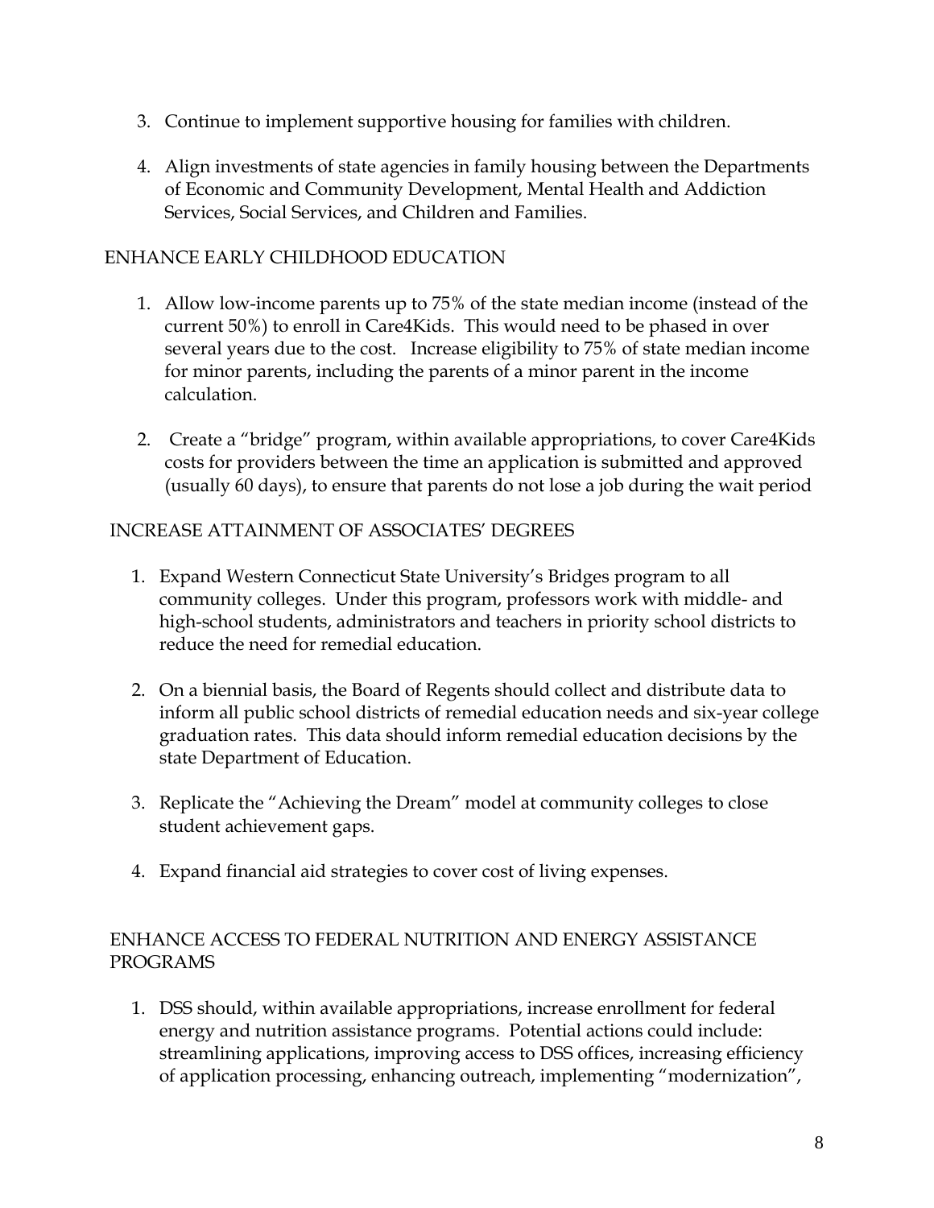3. Continue to implement supportive housing for families with children.

4. Align investments of state agencies in family housing between the Departments of Economic and Community Development, Mental Health and Addiction Services, Social Services, and Children and Families.

## ENHANCE EARLY CHILDHOOD EDUCATION

1. Allow low-income parents up to 75% of the state median income (instead of the current 50%) to enroll in Care4Kids. This would need to be phased in over several years due to the cost. Increase eligibility to 75% of state median income for minor parents, including the parents of a minor parent in the income calculation.

2. Create a "bridge" program, within available appropriations, to cover Care4Kids costs for providers between the time an application is submitted and approved (usually 60 days), to ensure that parents do not lose a job during the wait period

## INCREASE ATTAINMENT OF ASSOCIATES' DEGREES

1. Expand Western Connecticut State University's Bridges program to all community colleges. Under this program, professors work with middle- and high-school students, administrators and teachers in priority school districts to reduce the need for remedial education.

2. On a biennial basis, the Board of Regents should collect and distribute data to inform all public school districts of remedial education needs and six-year college graduation rates. This data should inform remedial education decisions by the state Department of Education.

3. Replicate the "Achieving the Dream" model at community colleges to close student achievement gaps.

4. Expand financial aid strategies to cover cost of living expenses.

## ENHANCE ACCESS TO FEDERAL NUTRITION AND ENERGY ASSISTANCE PROGRAMS

1. DSS should, within available appropriations, increase enrollment for federal energy and nutrition assistance programs. Potential actions could include: streamlining applications, improving access to DSS offices, increasing efficiency of application processing, enhancing outreach, implementing "modernization",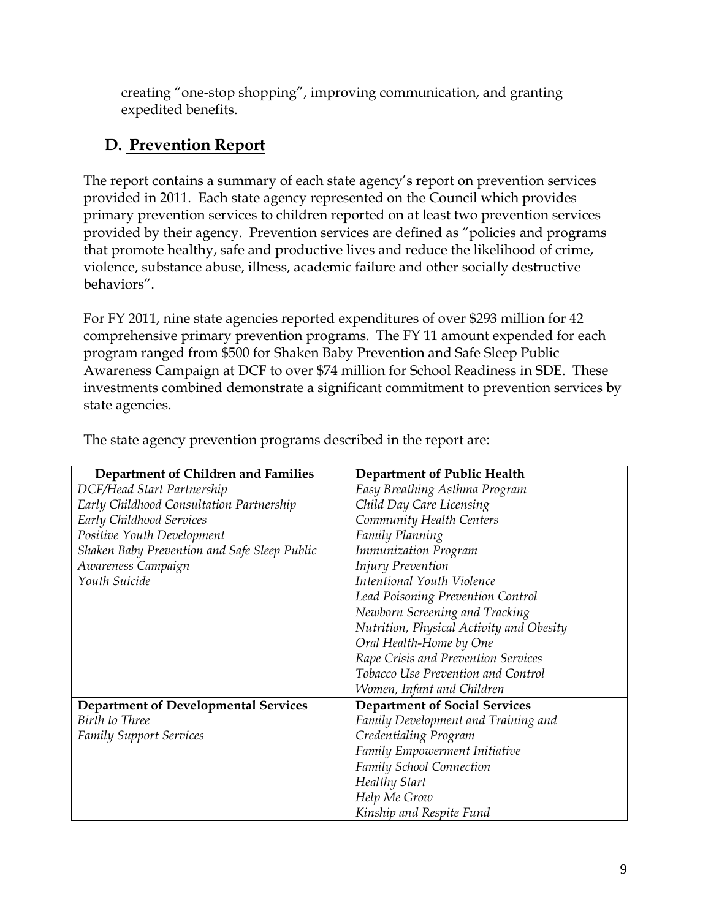creating "one-stop shopping", improving communication, and granting expedited benefits.

## D. Prevention Report

The report contains a summary of each state agency's report on prevention services provided in 2011. Each state agency represented on the Council which provides primary prevention services to children reported on at least two prevention services provided by their agency. Prevention services are defined as "policies and programs that promote healthy, safe and productive lives and reduce the likelihood of crime, violence, substance abuse, illness, academic failure and other socially destructive behaviors".

For FY 2011, nine state agencies reported expenditures of over $293 million for 42 comprehensive primary prevention programs. The FY 11 amount expended for each program ranged from $500 for Shaken Baby Prevention and Safe Sleep Public Awareness Campaign at DCF to over $74 million for School Readiness in SDE. These investments combined demonstrate a significant commitment to prevention services by state agencies.

The state agency prevention programs described in the report are:

| **Department of Children and Families** | **Department of Public Health** |
|---|---|
| *DCF/Head Start Partnership*<br>*Early Childhood Consultation Partnership*<br>*Early Childhood Services*<br>*Positive Youth Development*<br>*Shaken Baby Prevention and Safe Sleep Public Awareness Campaign*<br>*Youth Suicide* | *Easy Breathing Asthma Program*<br>*Child Day Care Licensing*<br>*Community Health Centers*<br>*Family Planning*<br>*Immunization Program*<br>*Injury Prevention*<br>*Intentional Youth Violence*<br>*Lead Poisoning Prevention Control*<br>*Newborn Screening and Tracking*<br>*Nutrition, Physical Activity and Obesity*<br>*Oral Health-Home by One*<br>*Rape Crisis and Prevention Services*<br>*Tobacco Use Prevention and Control*<br>*Women, Infant and Children* |
| **Department of Developmental Services** | **Department of Social Services** |
| *Birth to Three*<br>*Family Support Services* | *Family Development and Training and Credentialing Program*<br>*Family Empowerment Initiative*<br>*Family School Connection*<br>*Healthy Start*<br>*Help Me Grow*<br>*Kinship and Respite Fund* |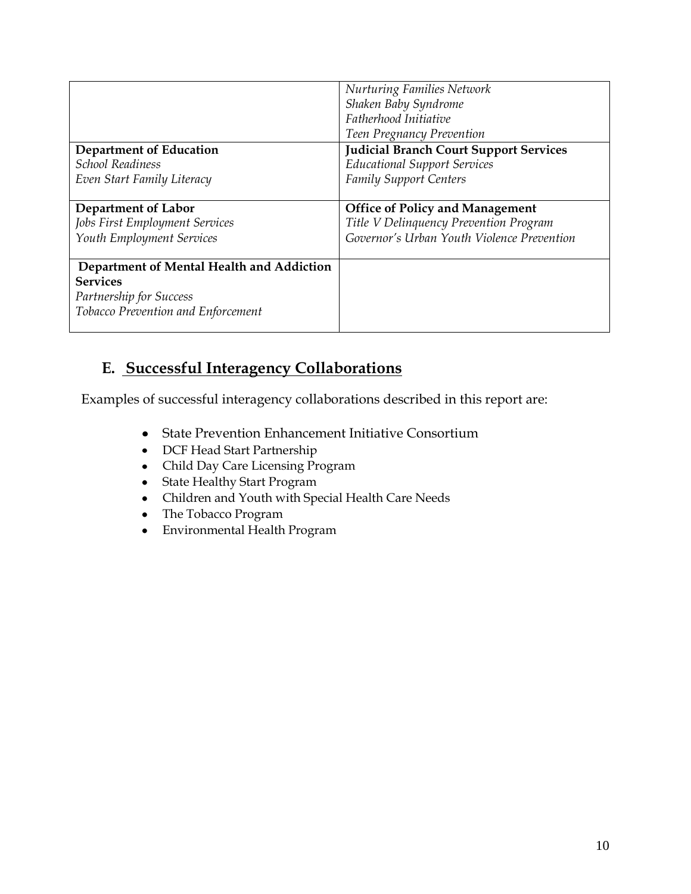| | |
|---|---|
| | *Nurturing Families Network*<br>*Shaken Baby Syndrome*<br>*Fatherhood Initiative*<br>*Teen Pregnancy Prevention* |
| **Department of Education**<br>*School Readiness*<br>*Even Start Family Literacy* | **Judicial Branch Court Support Services**<br>*Educational Support Services*<br>*Family Support Centers* |
| **Department of Labor**<br>*Jobs First Employment Services*<br>*Youth Employment Services* | **Office of Policy and Management**<br>*Title V Delinquency Prevention Program*<br>*Governor's Urban Youth Violence Prevention* |
| **Department of Mental Health and Addiction Services**<br>*Partnership for Success*<br>*Tobacco Prevention and Enforcement* | |

## E. Successful Interagency Collaborations

Examples of successful interagency collaborations described in this report are:

- State Prevention Enhancement Initiative Consortium
- DCF Head Start Partnership
- Child Day Care Licensing Program
- State Healthy Start Program
- Children and Youth with Special Health Care Needs
- The Tobacco Program
- Environmental Health Program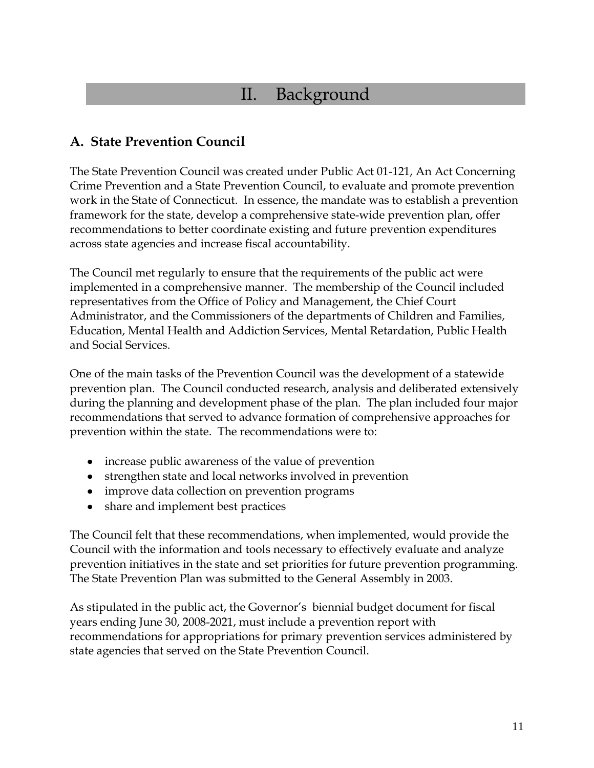# II. Background

## A. State Prevention Council

The State Prevention Council was created under Public Act 01-121, An Act Concerning Crime Prevention and a State Prevention Council, to evaluate and promote prevention work in the State of Connecticut. In essence, the mandate was to establish a prevention framework for the state, develop a comprehensive state-wide prevention plan, offer recommendations to better coordinate existing and future prevention expenditures across state agencies and increase fiscal accountability.

The Council met regularly to ensure that the requirements of the public act were implemented in a comprehensive manner. The membership of the Council included representatives from the Office of Policy and Management, the Chief Court Administrator, and the Commissioners of the departments of Children and Families, Education, Mental Health and Addiction Services, Mental Retardation, Public Health and Social Services.

One of the main tasks of the Prevention Council was the development of a statewide prevention plan. The Council conducted research, analysis and deliberated extensively during the planning and development phase of the plan. The plan included four major recommendations that served to advance formation of comprehensive approaches for prevention within the state. The recommendations were to:

- increase public awareness of the value of prevention
- strengthen state and local networks involved in prevention
- improve data collection on prevention programs
- share and implement best practices

The Council felt that these recommendations, when implemented, would provide the Council with the information and tools necessary to effectively evaluate and analyze prevention initiatives in the state and set priorities for future prevention programming. The State Prevention Plan was submitted to the General Assembly in 2003.

As stipulated in the public act, the Governor's biennial budget document for fiscal years ending June 30, 2008-2021, must include a prevention report with recommendations for appropriations for primary prevention services administered by state agencies that served on the State Prevention Council.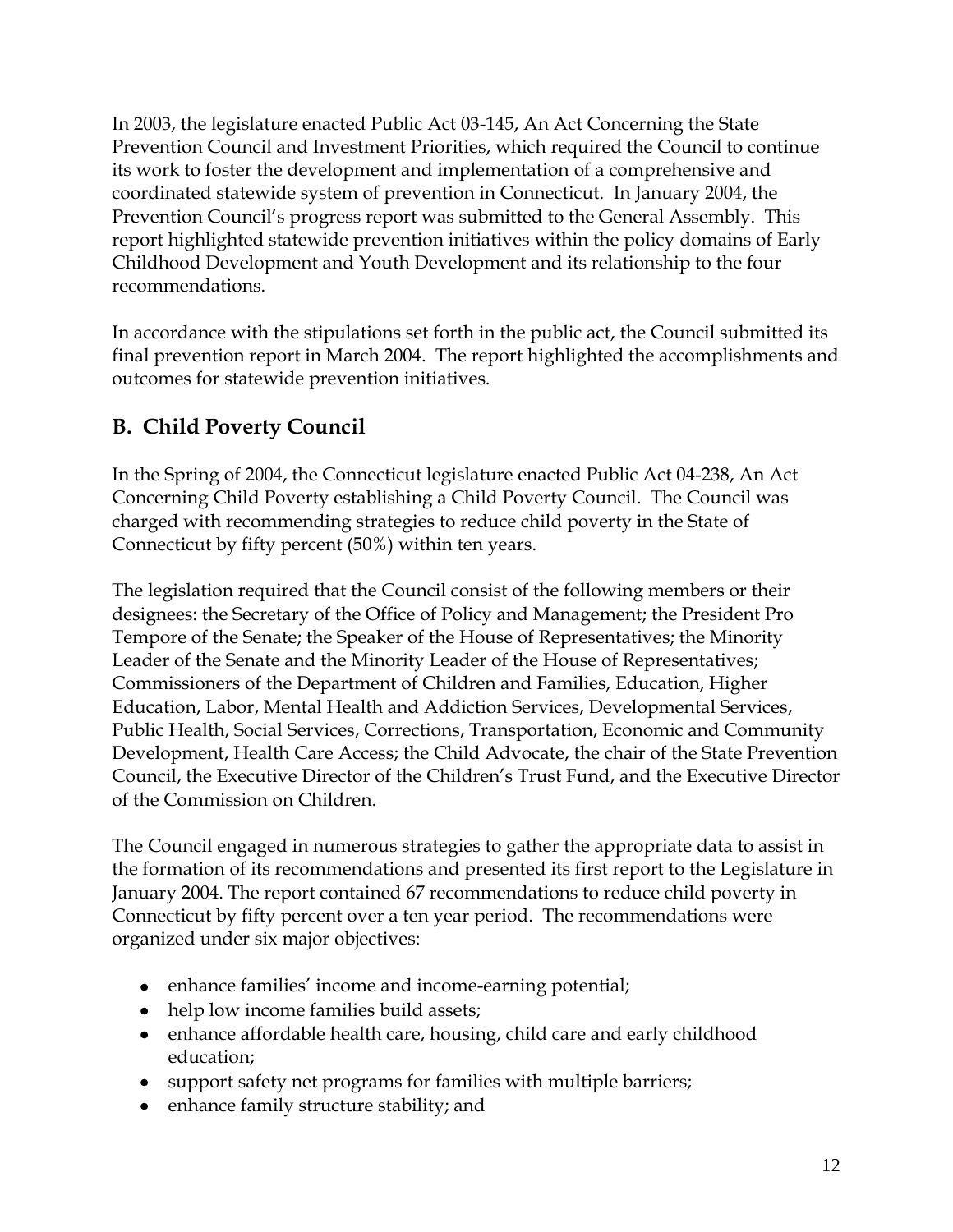In 2003, the legislature enacted Public Act 03-145, An Act Concerning the State Prevention Council and Investment Priorities, which required the Council to continue its work to foster the development and implementation of a comprehensive and coordinated statewide system of prevention in Connecticut. In January 2004, the Prevention Council's progress report was submitted to the General Assembly. This report highlighted statewide prevention initiatives within the policy domains of Early Childhood Development and Youth Development and its relationship to the four recommendations.

In accordance with the stipulations set forth in the public act, the Council submitted its final prevention report in March 2004. The report highlighted the accomplishments and outcomes for statewide prevention initiatives.

## B. Child Poverty Council

In the Spring of 2004, the Connecticut legislature enacted Public Act 04-238, An Act Concerning Child Poverty establishing a Child Poverty Council. The Council was charged with recommending strategies to reduce child poverty in the State of Connecticut by fifty percent (50%) within ten years.

The legislation required that the Council consist of the following members or their designees: the Secretary of the Office of Policy and Management; the President Pro Tempore of the Senate; the Speaker of the House of Representatives; the Minority Leader of the Senate and the Minority Leader of the House of Representatives; Commissioners of the Department of Children and Families, Education, Higher Education, Labor, Mental Health and Addiction Services, Developmental Services, Public Health, Social Services, Corrections, Transportation, Economic and Community Development, Health Care Access; the Child Advocate, the chair of the State Prevention Council, the Executive Director of the Children's Trust Fund, and the Executive Director of the Commission on Children.

The Council engaged in numerous strategies to gather the appropriate data to assist in the formation of its recommendations and presented its first report to the Legislature in January 2004. The report contained 67 recommendations to reduce child poverty in Connecticut by fifty percent over a ten year period. The recommendations were organized under six major objectives:

- enhance families' income and income-earning potential;
- help low income families build assets;
- enhance affordable health care, housing, child care and early childhood education;
- support safety net programs for families with multiple barriers;
- enhance family structure stability; and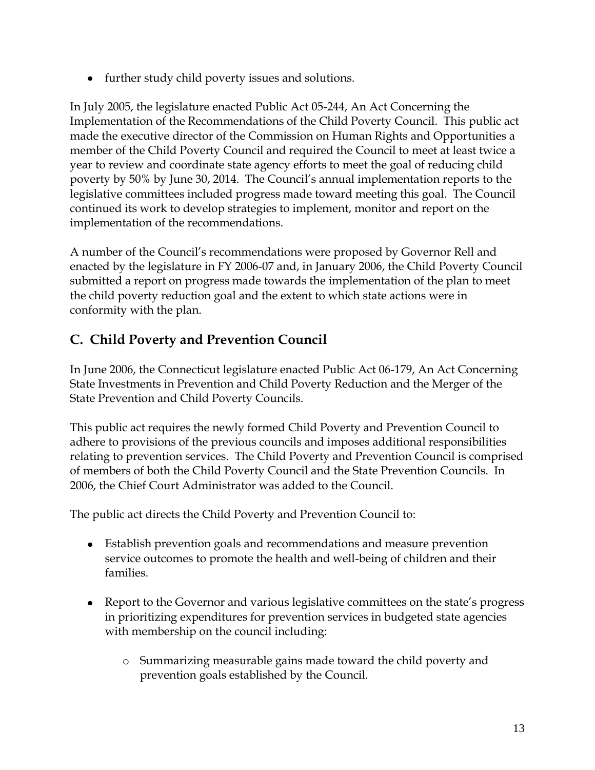- further study child poverty issues and solutions.

In July 2005, the legislature enacted Public Act 05-244, An Act Concerning the Implementation of the Recommendations of the Child Poverty Council. This public act made the executive director of the Commission on Human Rights and Opportunities a member of the Child Poverty Council and required the Council to meet at least twice a year to review and coordinate state agency efforts to meet the goal of reducing child poverty by 50% by June 30, 2014. The Council's annual implementation reports to the legislative committees included progress made toward meeting this goal. The Council continued its work to develop strategies to implement, monitor and report on the implementation of the recommendations.

A number of the Council's recommendations were proposed by Governor Rell and enacted by the legislature in FY 2006-07 and, in January 2006, the Child Poverty Council submitted a report on progress made towards the implementation of the plan to meet the child poverty reduction goal and the extent to which state actions were in conformity with the plan.

## C. Child Poverty and Prevention Council

In June 2006, the Connecticut legislature enacted Public Act 06-179, An Act Concerning State Investments in Prevention and Child Poverty Reduction and the Merger of the State Prevention and Child Poverty Councils.

This public act requires the newly formed Child Poverty and Prevention Council to adhere to provisions of the previous councils and imposes additional responsibilities relating to prevention services. The Child Poverty and Prevention Council is comprised of members of both the Child Poverty Council and the State Prevention Councils. In 2006, the Chief Court Administrator was added to the Council.

The public act directs the Child Poverty and Prevention Council to:

- Establish prevention goals and recommendations and measure prevention service outcomes to promote the health and well-being of children and their families.
- Report to the Governor and various legislative committees on the state's progress in prioritizing expenditures for prevention services in budgeted state agencies with membership on the council including:
    - Summarizing measurable gains made toward the child poverty and prevention goals established by the Council.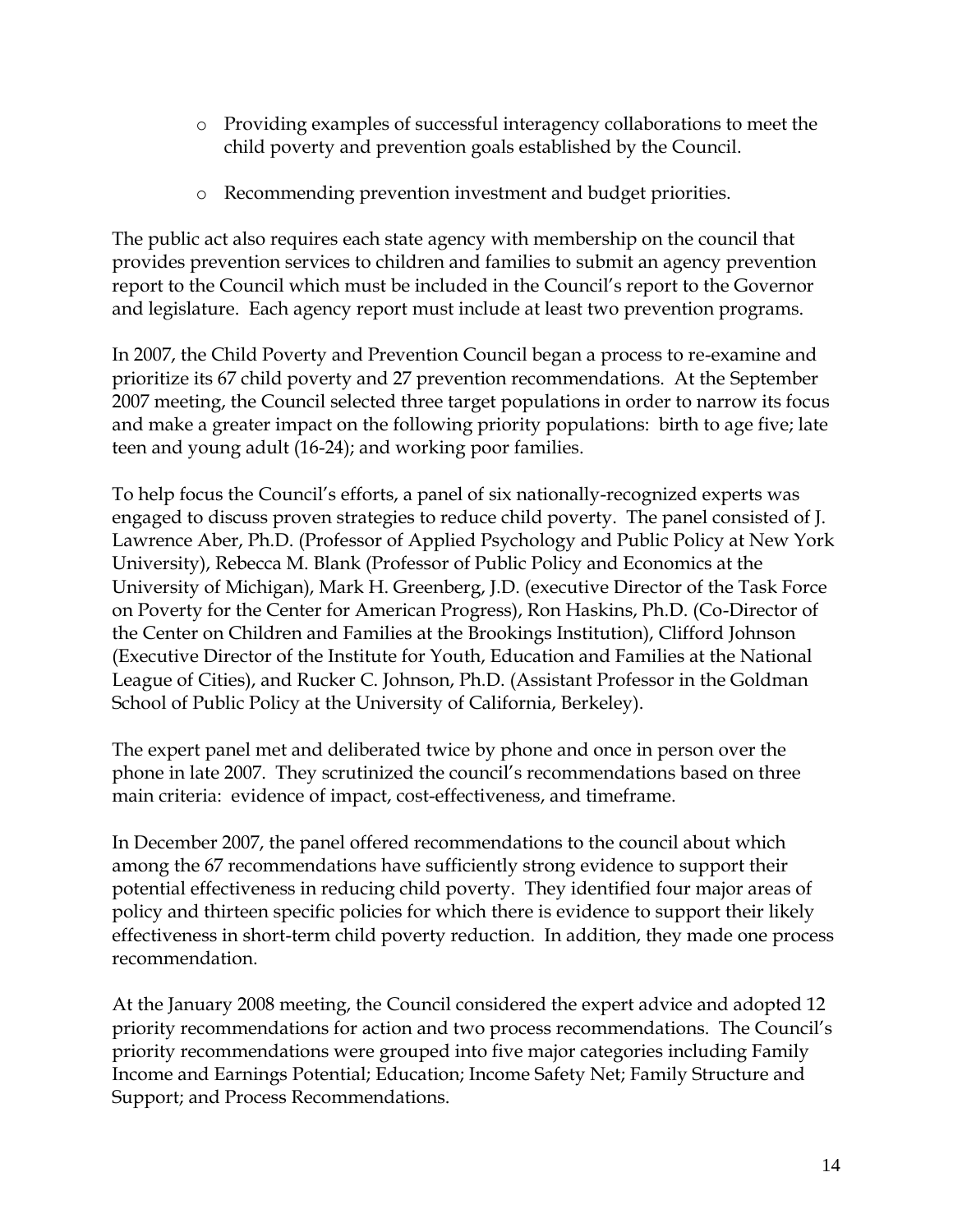- Providing examples of successful interagency collaborations to meet the child poverty and prevention goals established by the Council.

- Recommending prevention investment and budget priorities.

The public act also requires each state agency with membership on the council that provides prevention services to children and families to submit an agency prevention report to the Council which must be included in the Council's report to the Governor and legislature. Each agency report must include at least two prevention programs.

In 2007, the Child Poverty and Prevention Council began a process to re-examine and prioritize its 67 child poverty and 27 prevention recommendations. At the September 2007 meeting, the Council selected three target populations in order to narrow its focus and make a greater impact on the following priority populations: birth to age five; late teen and young adult (16-24); and working poor families.

To help focus the Council's efforts, a panel of six nationally-recognized experts was engaged to discuss proven strategies to reduce child poverty. The panel consisted of J. Lawrence Aber, Ph.D. (Professor of Applied Psychology and Public Policy at New York University), Rebecca M. Blank (Professor of Public Policy and Economics at the University of Michigan), Mark H. Greenberg, J.D. (executive Director of the Task Force on Poverty for the Center for American Progress), Ron Haskins, Ph.D. (Co-Director of the Center on Children and Families at the Brookings Institution), Clifford Johnson (Executive Director of the Institute for Youth, Education and Families at the National League of Cities), and Rucker C. Johnson, Ph.D. (Assistant Professor in the Goldman School of Public Policy at the University of California, Berkeley).

The expert panel met and deliberated twice by phone and once in person over the phone in late 2007. They scrutinized the council's recommendations based on three main criteria: evidence of impact, cost-effectiveness, and timeframe.

In December 2007, the panel offered recommendations to the council about which among the 67 recommendations have sufficiently strong evidence to support their potential effectiveness in reducing child poverty. They identified four major areas of policy and thirteen specific policies for which there is evidence to support their likely effectiveness in short-term child poverty reduction. In addition, they made one process recommendation.

At the January 2008 meeting, the Council considered the expert advice and adopted 12 priority recommendations for action and two process recommendations. The Council's priority recommendations were grouped into five major categories including Family Income and Earnings Potential; Education; Income Safety Net; Family Structure and Support; and Process Recommendations.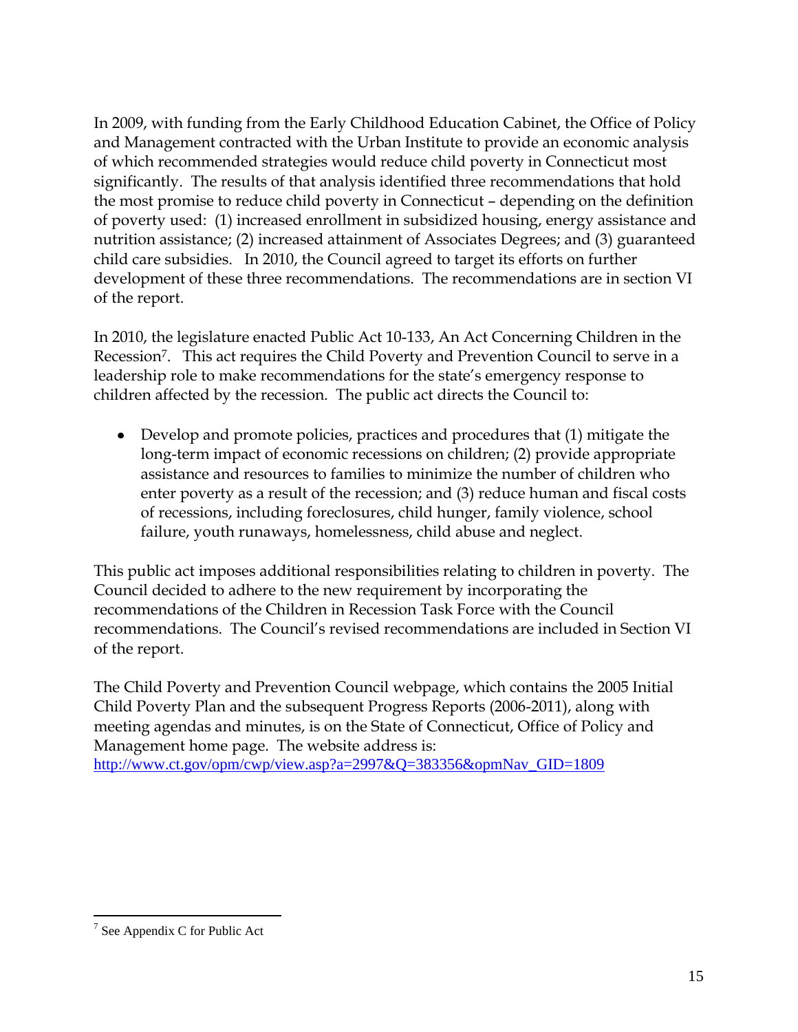In 2009, with funding from the Early Childhood Education Cabinet, the Office of Policy and Management contracted with the Urban Institute to provide an economic analysis of which recommended strategies would reduce child poverty in Connecticut most significantly. The results of that analysis identified three recommendations that hold the most promise to reduce child poverty in Connecticut – depending on the definition of poverty used: (1) increased enrollment in subsidized housing, energy assistance and nutrition assistance; (2) increased attainment of Associates Degrees; and (3) guaranteed child care subsidies. In 2010, the Council agreed to target its efforts on further development of these three recommendations. The recommendations are in section VI of the report.

In 2010, the legislature enacted Public Act 10-133, An Act Concerning Children in the Recession[7]. This act requires the Child Poverty and Prevention Council to serve in a leadership role to make recommendations for the state's emergency response to children affected by the recession. The public act directs the Council to:

- Develop and promote policies, practices and procedures that (1) mitigate the long-term impact of economic recessions on children; (2) provide appropriate assistance and resources to families to minimize the number of children who enter poverty as a result of the recession; and (3) reduce human and fiscal costs of recessions, including foreclosures, child hunger, family violence, school failure, youth runaways, homelessness, child abuse and neglect.

This public act imposes additional responsibilities relating to children in poverty. The Council decided to adhere to the new requirement by incorporating the recommendations of the Children in Recession Task Force with the Council recommendations. The Council's revised recommendations are included in Section VI of the report.

The Child Poverty and Prevention Council webpage, which contains the 2005 Initial Child Poverty Plan and the subsequent Progress Reports (2006-2011), along with meeting agendas and minutes, is on the State of Connecticut, Office of Policy and Management home page. The website address is:
http://www.ct.gov/opm/cwp/view.asp?a=2997&Q=383356&opmNav_GID=1809

---

[7] See Appendix C for Public Act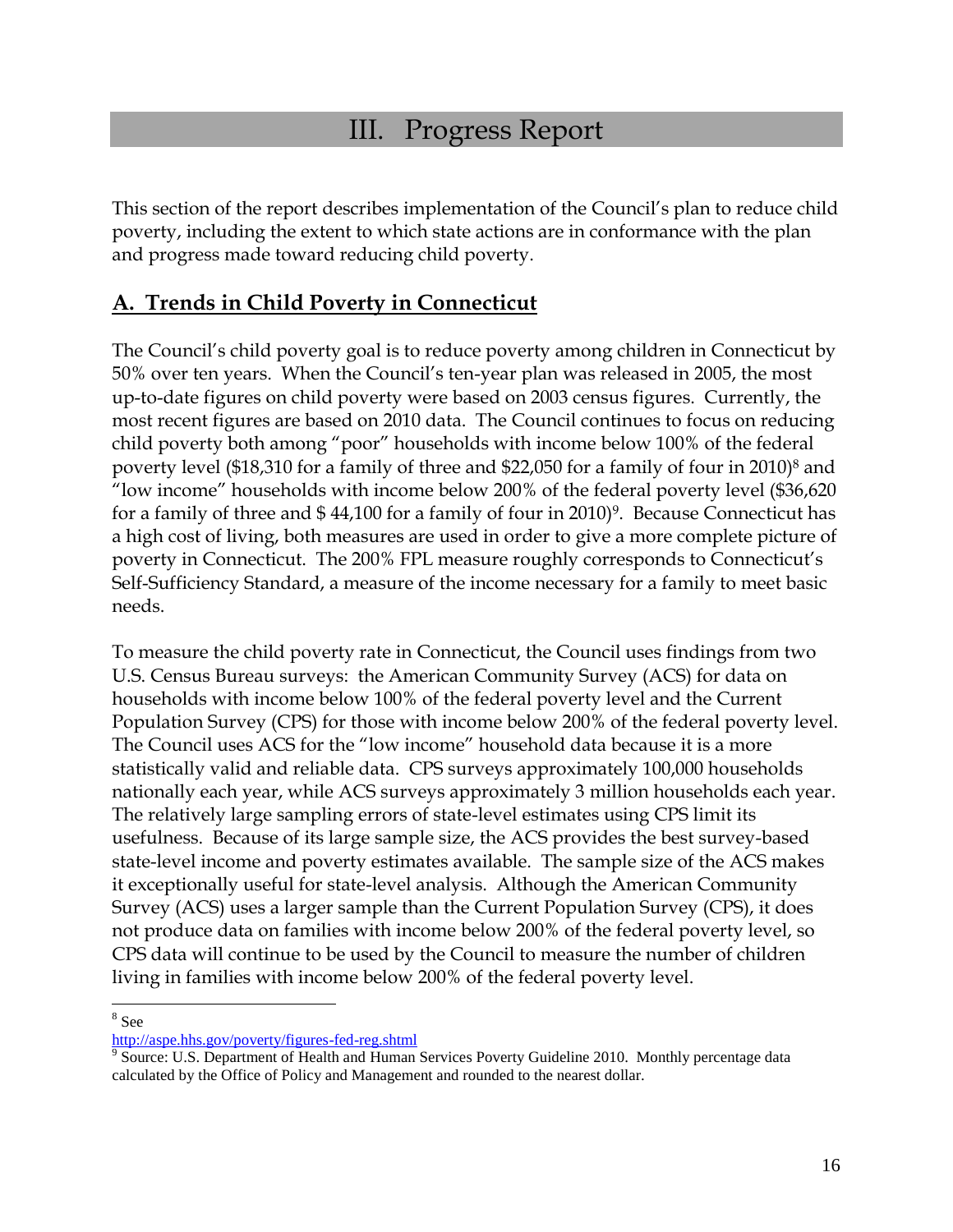# III. Progress Report

This section of the report describes implementation of the Council's plan to reduce child poverty, including the extent to which state actions are in conformance with the plan and progress made toward reducing child poverty.

## A. Trends in Child Poverty in Connecticut

The Council's child poverty goal is to reduce poverty among children in Connecticut by 50% over ten years. When the Council's ten-year plan was released in 2005, the most up-to-date figures on child poverty were based on 2003 census figures. Currently, the most recent figures are based on 2010 data. The Council continues to focus on reducing child poverty both among "poor" households with income below 100% of the federal poverty level ($18,310 for a family of three and $22,050 for a family of four in 2010)[8] and "low income" households with income below 200% of the federal poverty level ($36,620 for a family of three and $ 44,100 for a family of four in 2010)[9]. Because Connecticut has a high cost of living, both measures are used in order to give a more complete picture of poverty in Connecticut. The 200% FPL measure roughly corresponds to Connecticut's Self-Sufficiency Standard, a measure of the income necessary for a family to meet basic needs.

To measure the child poverty rate in Connecticut, the Council uses findings from two U.S. Census Bureau surveys: the American Community Survey (ACS) for data on households with income below 100% of the federal poverty level and the Current Population Survey (CPS) for those with income below 200% of the federal poverty level. The Council uses ACS for the "low income" household data because it is a more statistically valid and reliable data. CPS surveys approximately 100,000 households nationally each year, while ACS surveys approximately 3 million households each year. The relatively large sampling errors of state-level estimates using CPS limit its usefulness. Because of its large sample size, the ACS provides the best survey-based state-level income and poverty estimates available. The sample size of the ACS makes it exceptionally useful for state-level analysis. Although the American Community Survey (ACS) uses a larger sample than the Current Population Survey (CPS), it does not produce data on families with income below 200% of the federal poverty level, so CPS data will continue to be used by the Council to measure the number of children living in families with income below 200% of the federal poverty level.

---

[8] See
http://aspe.hhs.gov/poverty/figures-fed-reg.shtml

[9] Source: U.S. Department of Health and Human Services Poverty Guideline 2010. Monthly percentage data calculated by the Office of Policy and Management and rounded to the nearest dollar.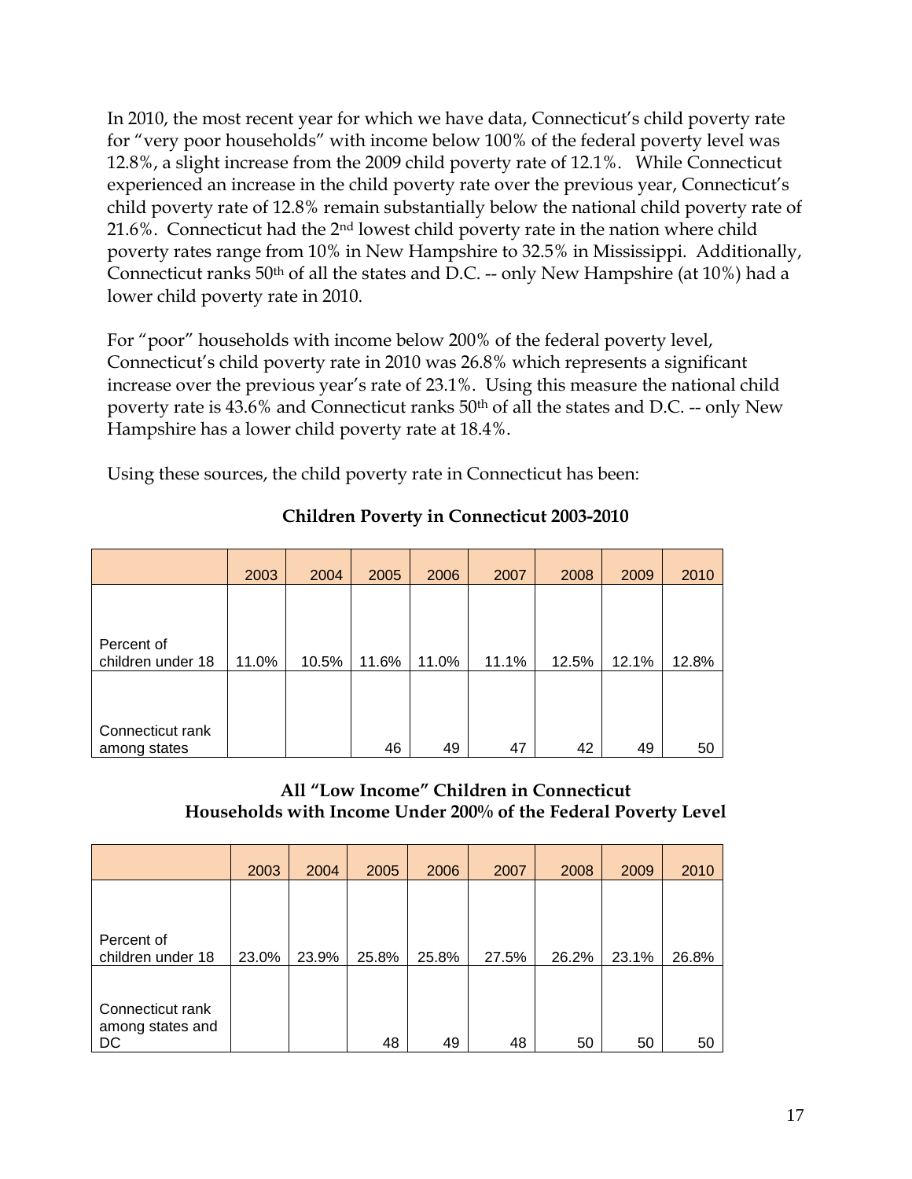In 2010, the most recent year for which we have data, Connecticut's child poverty rate for "very poor households" with income below 100% of the federal poverty level was 12.8%, a slight increase from the 2009 child poverty rate of 12.1%. While Connecticut experienced an increase in the child poverty rate over the previous year, Connecticut's child poverty rate of 12.8% remain substantially below the national child poverty rate of 21.6%. Connecticut had the 2nd lowest child poverty rate in the nation where child poverty rates range from 10% in New Hampshire to 32.5% in Mississippi. Additionally, Connecticut ranks 50th of all the states and D.C. -- only New Hampshire (at 10%) had a lower child poverty rate in 2010.

For "poor" households with income below 200% of the federal poverty level, Connecticut's child poverty rate in 2010 was 26.8% which represents a significant increase over the previous year's rate of 23.1%. Using this measure the national child poverty rate is 43.6% and Connecticut ranks 50th of all the states and D.C. -- only New Hampshire has a lower child poverty rate at 18.4%.

Using these sources, the child poverty rate in Connecticut has been:

**Children Poverty in Connecticut 2003-2010**

| | 2003 | 2004 | 2005 | 2006 | 2007 | 2008 | 2009 | 2010 |
|---|---|---|---|---|---|---|---|---|
| Percent of children under 18 | 11.0% | 10.5% | 11.6% | 11.0% | 11.1% | 12.5% | 12.1% | 12.8% |
| Connecticut rank among states | | | 46 | 49 | 47 | 42 | 49 | 50 |

**All "Low Income" Children in Connecticut**
**Households with Income Under 200% of the Federal Poverty Level**

| | 2003 | 2004 | 2005 | 2006 | 2007 | 2008 | 2009 | 2010 |
|---|---|---|---|---|---|---|---|---|
| Percent of children under 18 | 23.0% | 23.9% | 25.8% | 25.8% | 27.5% | 26.2% | 23.1% | 26.8% |
| Connecticut rank among states and DC | | | 48 | 49 | 48 | 50 | 50 | 50 |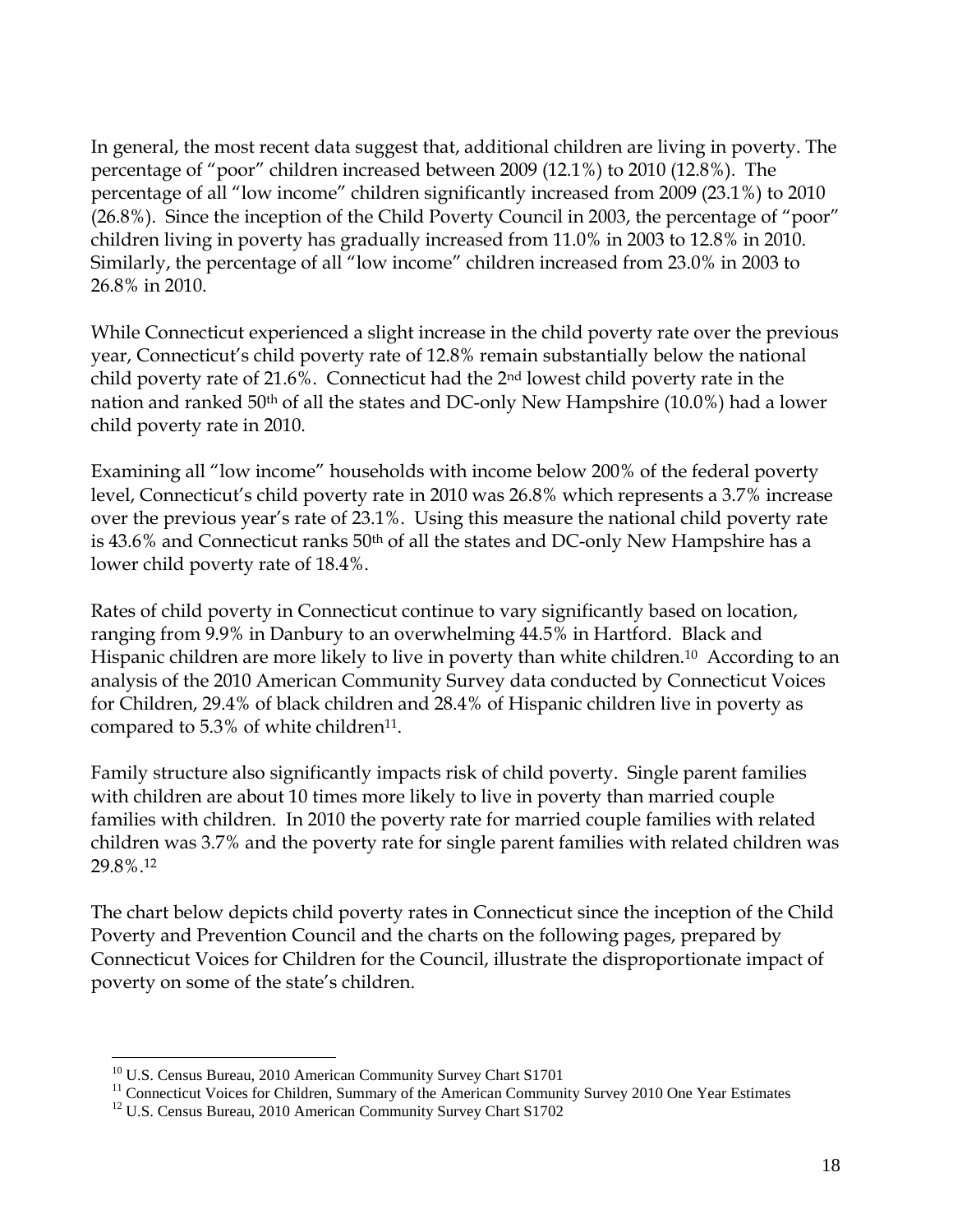In general, the most recent data suggest that, additional children are living in poverty. The percentage of "poor" children increased between 2009 (12.1%) to 2010 (12.8%). The percentage of all "low income" children significantly increased from 2009 (23.1%) to 2010 (26.8%). Since the inception of the Child Poverty Council in 2003, the percentage of "poor" children living in poverty has gradually increased from 11.0% in 2003 to 12.8% in 2010. Similarly, the percentage of all "low income" children increased from 23.0% in 2003 to 26.8% in 2010.

While Connecticut experienced a slight increase in the child poverty rate over the previous year, Connecticut's child poverty rate of 12.8% remain substantially below the national child poverty rate of 21.6%. Connecticut had the 2nd lowest child poverty rate in the nation and ranked 50th of all the states and DC-only New Hampshire (10.0%) had a lower child poverty rate in 2010.

Examining all "low income" households with income below 200% of the federal poverty level, Connecticut's child poverty rate in 2010 was 26.8% which represents a 3.7% increase over the previous year's rate of 23.1%. Using this measure the national child poverty rate is 43.6% and Connecticut ranks 50th of all the states and DC-only New Hampshire has a lower child poverty rate of 18.4%.

Rates of child poverty in Connecticut continue to vary significantly based on location, ranging from 9.9% in Danbury to an overwhelming 44.5% in Hartford. Black and Hispanic children are more likely to live in poverty than white children.[10] According to an analysis of the 2010 American Community Survey data conducted by Connecticut Voices for Children, 29.4% of black children and 28.4% of Hispanic children live in poverty as compared to 5.3% of white children[11].

Family structure also significantly impacts risk of child poverty. Single parent families with children are about 10 times more likely to live in poverty than married couple families with children. In 2010 the poverty rate for married couple families with related children was 3.7% and the poverty rate for single parent families with related children was 29.8%.[12]

The chart below depicts child poverty rates in Connecticut since the inception of the Child Poverty and Prevention Council and the charts on the following pages, prepared by Connecticut Voices for Children for the Council, illustrate the disproportionate impact of poverty on some of the state's children.

---

[10] U.S. Census Bureau, 2010 American Community Survey Chart S1701

[11] Connecticut Voices for Children, Summary of the American Community Survey 2010 One Year Estimates

[12] U.S. Census Bureau, 2010 American Community Survey Chart S1702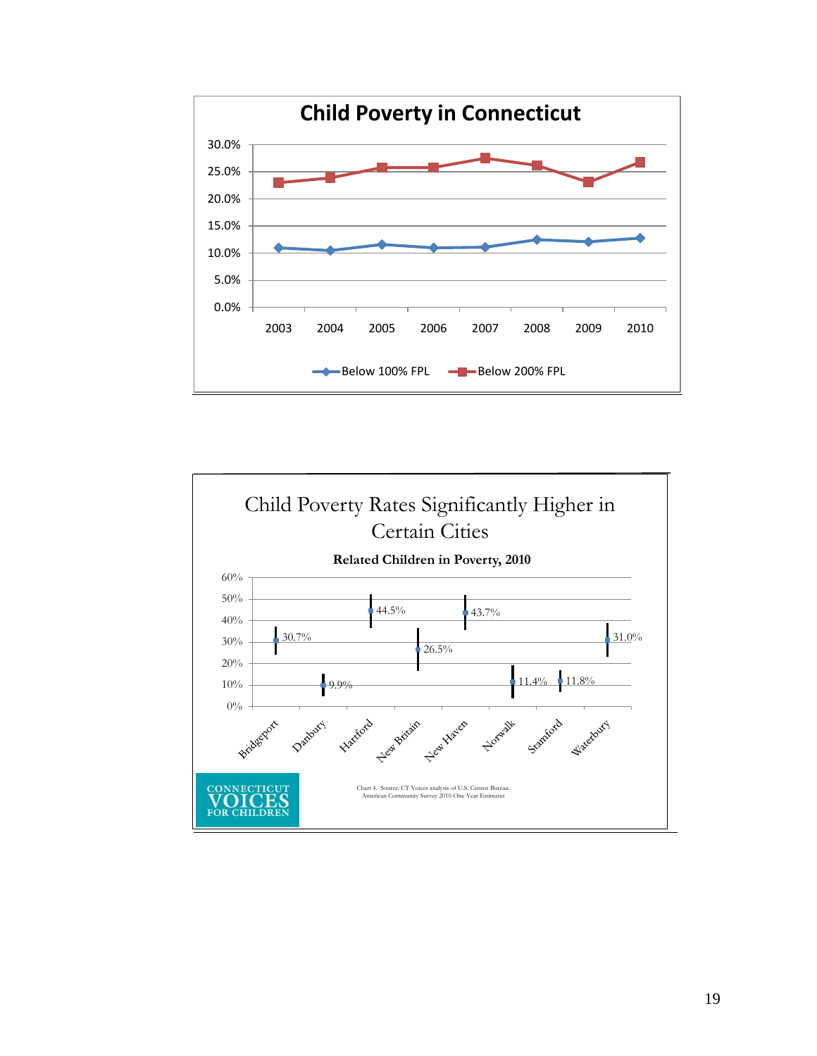**Child Poverty in Connecticut**

| Year | Below 100% FPL | Below 200% FPL |
|---|---|---|
| 2003 | ~11.0% | ~23.0% |
| 2004 | ~10.5% | ~24.0% |
| 2005 | ~11.6% | ~25.8% |
| 2006 | ~11.0% | ~25.8% |
| 2007 | ~11.1% | ~27.5% |
| 2008 | ~12.5% | ~26.2% |
| 2009 | ~12.1% | ~23.1% |
| 2010 | ~12.8% | ~26.8% |

**Child Poverty Rates Significantly Higher in Certain Cities**

**Related Children in Poverty, 2010**

| City | Percent |
|---|---|
| Bridgeport | 30.7% |
| Danbury | 9.9% |
| Hartford | 44.5% |
| New Britain | 26.5% |
| New Haven | 43.7% |
| Norwalk | 11.4% |
| Stamford | 11.8% |
| Waterbury | 31.0% |

Chart 4. Source: CT Voices analysis of U.S. Census Bureau, American Community Survey 2010 One Year Estimates

CONNECTICUT VOICES FOR CHILDREN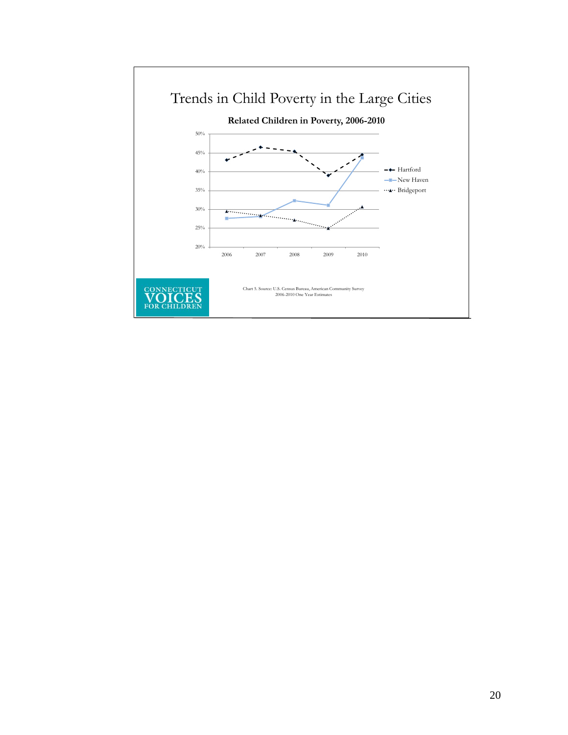# Trends in Child Poverty in the Large Cities

**Related Children in Poverty, 2006-2010**

Chart 5. Source: U.S. Census Bureau, American Community Survey 2006-2010 One Year Estimates

CONNECTICUT VOICES FOR CHILDREN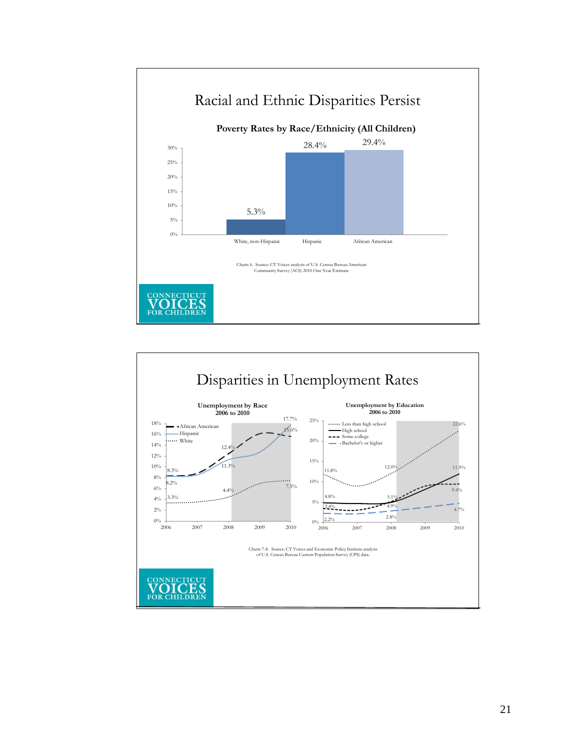## Racial and Ethnic Disparities Persist

**Poverty Rates by Race/Ethnicity (All Children)**

| | White, non-Hispanic | Hispanic | African American |
|---|---|---|---|
| Poverty rate | 5.3% | 28.4% | 29.4% |

Charts 6. Source: CT Voices analysis of U.S. Census Bureau American Community Survey (ACS) 2010 One Year Estimate

CONNECTICUT VOICES FOR CHILDREN

## Disparities in Unemployment Rates

**Unemployment by Race 2006 to 2010**

| | 2006 | 2008 | 2010 |
|---|---|---|---|
| African American | 8.3% | 12.4% | 15.6% |
| Hispanic | 8.2% | 11.3% | 17.7% |
| White | 3.3% | 4.4% | 7.5% |

**Unemployment by Education 2006 to 2010**

| | 2006 | 2008 | 2010 |
|---|---|---|---|
| Less than high school | 11.8% | 12.0% | 22.6% |
| High school | 4.8% | 4.9% | 11.9% |
| Some college | 3.4% | 5.1% | 9.4% |
| Bachelor's or higher | 2.2% | 2.8% | 4.7% |

Charts 7-8. Source: CT Voices and Economic Policy Institute analysis of U.S. Census Bureau Current Population Survey (CPS) data.

CONNECTICUT VOICES FOR CHILDREN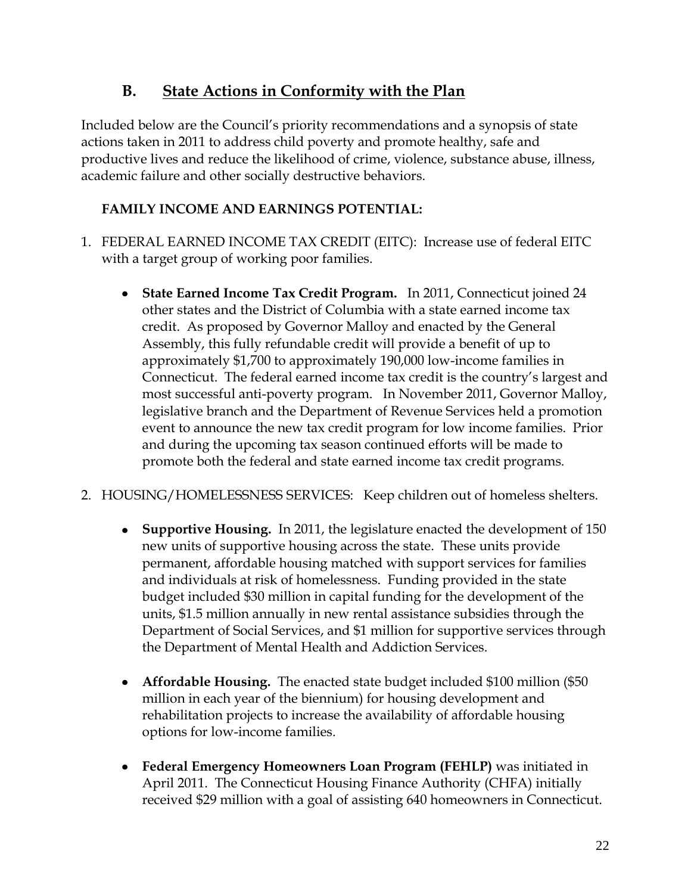## B. State Actions in Conformity with the Plan

Included below are the Council's priority recommendations and a synopsis of state actions taken in 2011 to address child poverty and promote healthy, safe and productive lives and reduce the likelihood of crime, violence, substance abuse, illness, academic failure and other socially destructive behaviors.

### FAMILY INCOME AND EARNINGS POTENTIAL:

1. FEDERAL EARNED INCOME TAX CREDIT (EITC): Increase use of federal EITC with a target group of working poor families.

   - **State Earned Income Tax Credit Program.** In 2011, Connecticut joined 24 other states and the District of Columbia with a state earned income tax credit. As proposed by Governor Malloy and enacted by the General Assembly, this fully refundable credit will provide a benefit of up to approximately $1,700 to approximately 190,000 low-income families in Connecticut. The federal earned income tax credit is the country's largest and most successful anti-poverty program. In November 2011, Governor Malloy, legislative branch and the Department of Revenue Services held a promotion event to announce the new tax credit program for low income families. Prior and during the upcoming tax season continued efforts will be made to promote both the federal and state earned income tax credit programs.

2. HOUSING/HOMELESSNESS SERVICES: Keep children out of homeless shelters.

   - **Supportive Housing.** In 2011, the legislature enacted the development of 150 new units of supportive housing across the state. These units provide permanent, affordable housing matched with support services for families and individuals at risk of homelessness. Funding provided in the state budget included $30 million in capital funding for the development of the units, $1.5 million annually in new rental assistance subsidies through the Department of Social Services, and $1 million for supportive services through the Department of Mental Health and Addiction Services.

   - **Affordable Housing.** The enacted state budget included $100 million ($50 million in each year of the biennium) for housing development and rehabilitation projects to increase the availability of affordable housing options for low-income families.

   - **Federal Emergency Homeowners Loan Program (FEHLP)** was initiated in April 2011. The Connecticut Housing Finance Authority (CHFA) initially received $29 million with a goal of assisting 640 homeowners in Connecticut.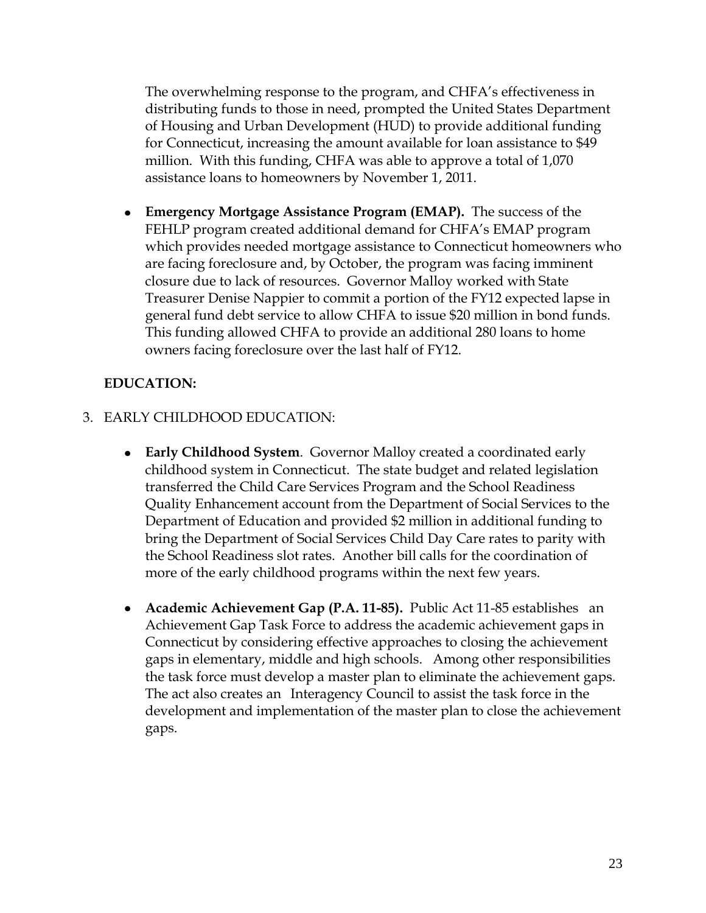The overwhelming response to the program, and CHFA's effectiveness in distributing funds to those in need, prompted the United States Department of Housing and Urban Development (HUD) to provide additional funding for Connecticut, increasing the amount available for loan assistance to $49 million. With this funding, CHFA was able to approve a total of 1,070 assistance loans to homeowners by November 1, 2011.

- **Emergency Mortgage Assistance Program (EMAP).** The success of the FEHLP program created additional demand for CHFA's EMAP program which provides needed mortgage assistance to Connecticut homeowners who are facing foreclosure and, by October, the program was facing imminent closure due to lack of resources. Governor Malloy worked with State Treasurer Denise Nappier to commit a portion of the FY12 expected lapse in general fund debt service to allow CHFA to issue $20 million in bond funds. This funding allowed CHFA to provide an additional 280 loans to home owners facing foreclosure over the last half of FY12.

**EDUCATION:**

3. EARLY CHILDHOOD EDUCATION:

- **Early Childhood System**. Governor Malloy created a coordinated early childhood system in Connecticut. The state budget and related legislation transferred the Child Care Services Program and the School Readiness Quality Enhancement account from the Department of Social Services to the Department of Education and provided $2 million in additional funding to bring the Department of Social Services Child Day Care rates to parity with the School Readiness slot rates. Another bill calls for the coordination of more of the early childhood programs within the next few years.

- **Academic Achievement Gap (P.A. 11-85).** Public Act 11-85 establishes an Achievement Gap Task Force to address the academic achievement gaps in Connecticut by considering effective approaches to closing the achievement gaps in elementary, middle and high schools. Among other responsibilities the task force must develop a master plan to eliminate the achievement gaps. The act also creates an Interagency Council to assist the task force in the development and implementation of the master plan to close the achievement gaps.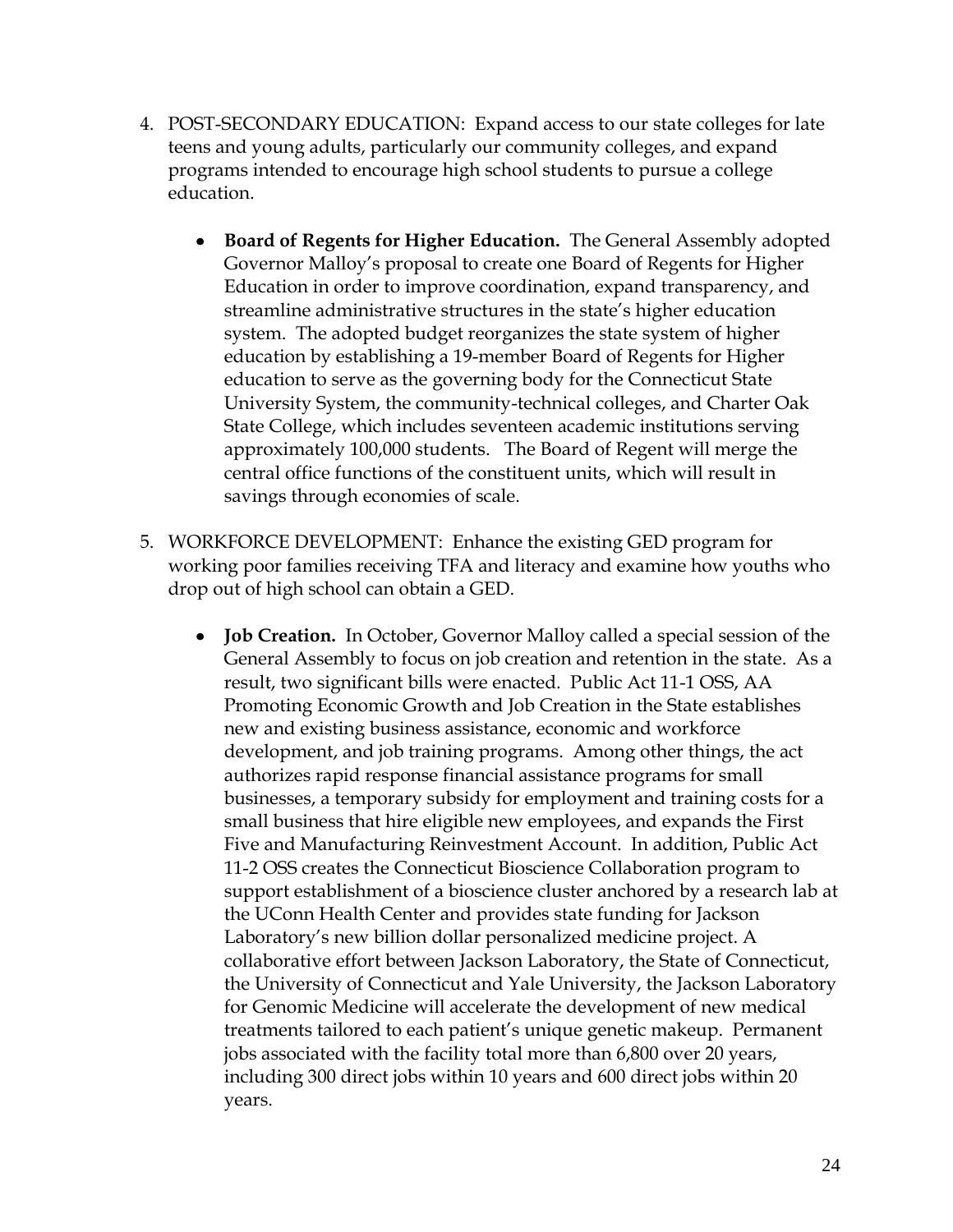4. POST-SECONDARY EDUCATION: Expand access to our state colleges for late teens and young adults, particularly our community colleges, and expand programs intended to encourage high school students to pursue a college education.

    - **Board of Regents for Higher Education.** The General Assembly adopted Governor Malloy's proposal to create one Board of Regents for Higher Education in order to improve coordination, expand transparency, and streamline administrative structures in the state's higher education system. The adopted budget reorganizes the state system of higher education by establishing a 19-member Board of Regents for Higher education to serve as the governing body for the Connecticut State University System, the community-technical colleges, and Charter Oak State College, which includes seventeen academic institutions serving approximately 100,000 students. The Board of Regent will merge the central office functions of the constituent units, which will result in savings through economies of scale.

5. WORKFORCE DEVELOPMENT: Enhance the existing GED program for working poor families receiving TFA and literacy and examine how youths who drop out of high school can obtain a GED.

    - **Job Creation.** In October, Governor Malloy called a special session of the General Assembly to focus on job creation and retention in the state. As a result, two significant bills were enacted. Public Act 11-1 OSS, AA Promoting Economic Growth and Job Creation in the State establishes new and existing business assistance, economic and workforce development, and job training programs. Among other things, the act authorizes rapid response financial assistance programs for small businesses, a temporary subsidy for employment and training costs for a small business that hire eligible new employees, and expands the First Five and Manufacturing Reinvestment Account. In addition, Public Act 11-2 OSS creates the Connecticut Bioscience Collaboration program to support establishment of a bioscience cluster anchored by a research lab at the UConn Health Center and provides state funding for Jackson Laboratory's new billion dollar personalized medicine project. A collaborative effort between Jackson Laboratory, the State of Connecticut, the University of Connecticut and Yale University, the Jackson Laboratory for Genomic Medicine will accelerate the development of new medical treatments tailored to each patient's unique genetic makeup. Permanent jobs associated with the facility total more than 6,800 over 20 years, including 300 direct jobs within 10 years and 600 direct jobs within 20 years.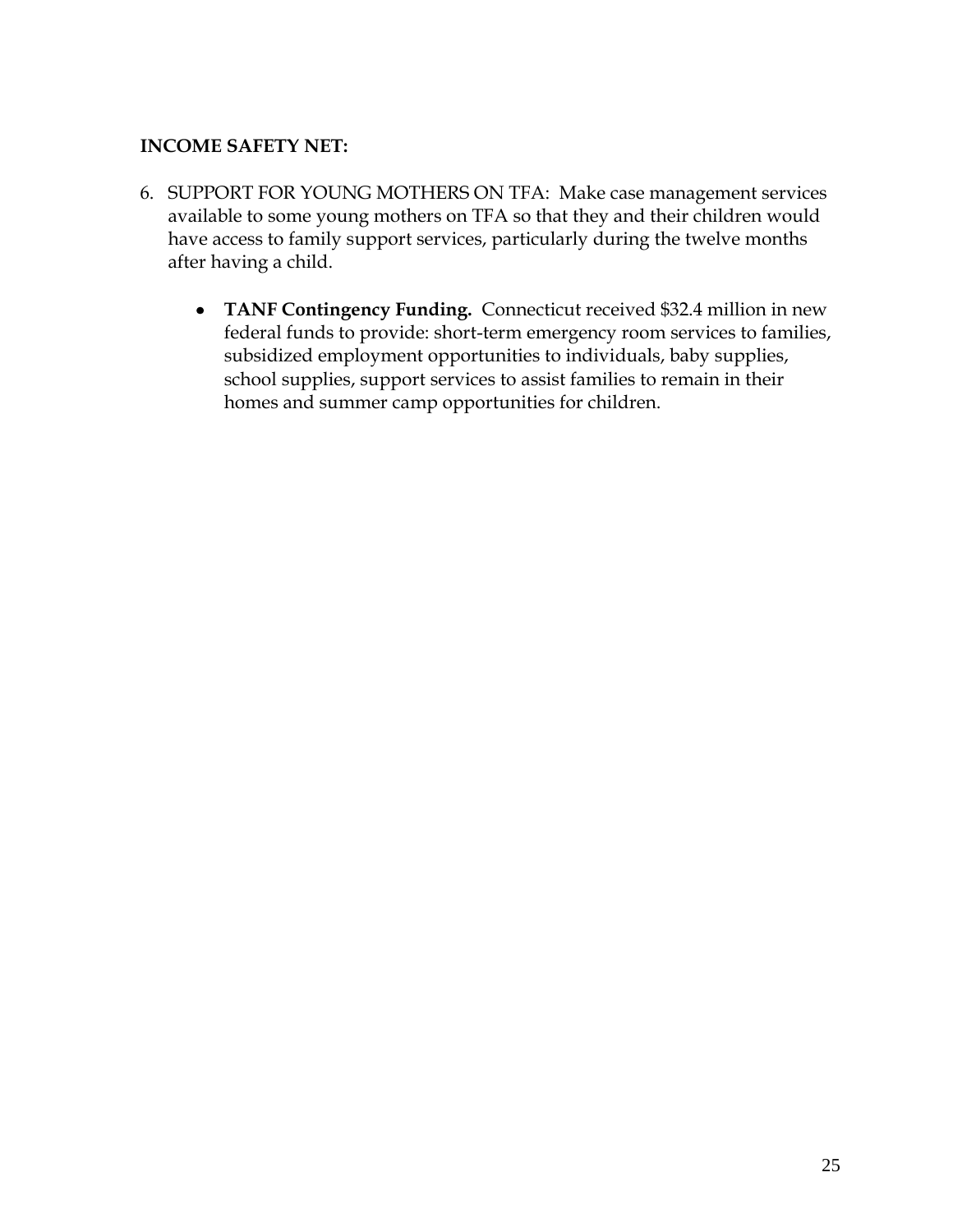**INCOME SAFETY NET:**

6. SUPPORT FOR YOUNG MOTHERS ON TFA: Make case management services available to some young mothers on TFA so that they and their children would have access to family support services, particularly during the twelve months after having a child.

   - **TANF Contingency Funding.** Connecticut received $32.4 million in new federal funds to provide: short-term emergency room services to families, subsidized employment opportunities to individuals, baby supplies, school supplies, support services to assist families to remain in their homes and summer camp opportunities for children.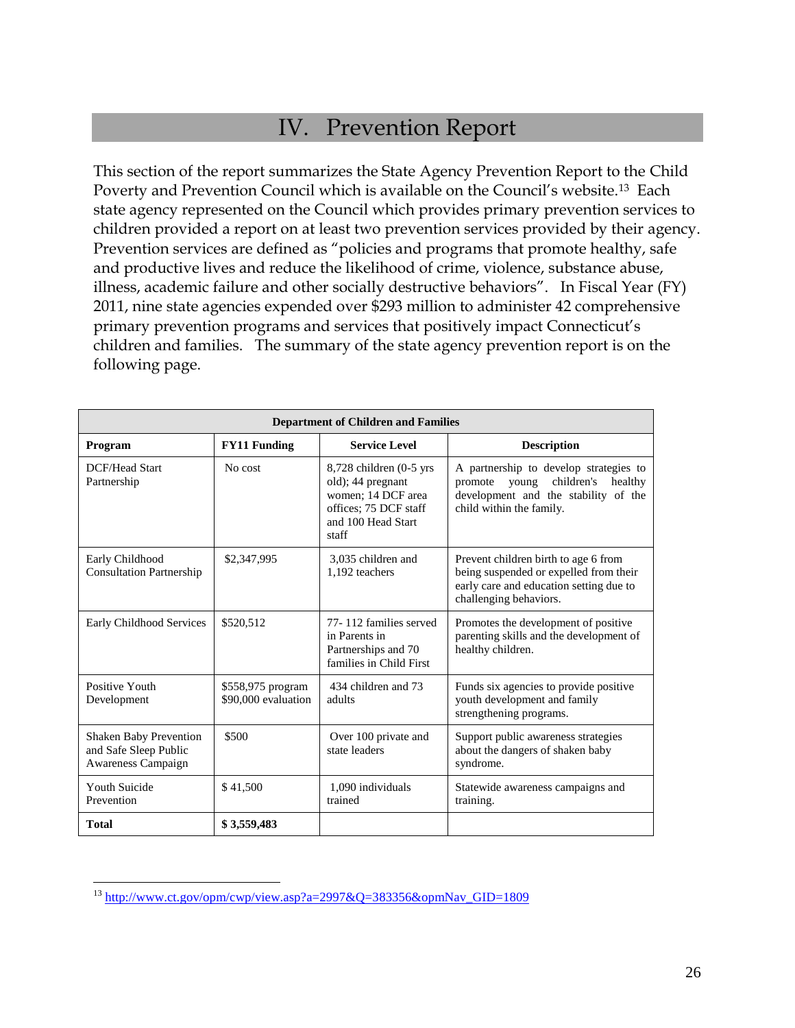# IV. Prevention Report

This section of the report summarizes the State Agency Prevention Report to the Child Poverty and Prevention Council which is available on the Council's website.[13] Each state agency represented on the Council which provides primary prevention services to children provided a report on at least two prevention services provided by their agency. Prevention services are defined as "policies and programs that promote healthy, safe and productive lives and reduce the likelihood of crime, violence, substance abuse, illness, academic failure and other socially destructive behaviors". In Fiscal Year (FY) 2011, nine state agencies expended over $293 million to administer 42 comprehensive primary prevention programs and services that positively impact Connecticut's children and families. The summary of the state agency prevention report is on the following page.

| **Department of Children and Families** | | | |
|---|---|---|---|
| **Program** | **FY11 Funding** | **Service Level** | **Description** |
| DCF/Head Start Partnership | No cost | 8,728 children (0-5 yrs old); 44 pregnant women; 14 DCF area offices; 75 DCF staff and 100 Head Start staff | A partnership to develop strategies to promote young children's healthy development and the stability of the child within the family. |
| Early Childhood Consultation Partnership | $2,347,995 | 3,035 children and 1,192 teachers | Prevent children birth to age 6 from being suspended or expelled from their early care and education setting due to challenging behaviors. |
| Early Childhood Services | $520,512 | 77- 112 families served in Parents in Partnerships and 70 families in Child First | Promotes the development of positive parenting skills and the development of healthy children. |
| Positive Youth Development | $558,975 program $90,000 evaluation | 434 children and 73 adults | Funds six agencies to provide positive youth development and family strengthening programs. |
| Shaken Baby Prevention and Safe Sleep Public Awareness Campaign | $500 | Over 100 private and state leaders | Support public awareness strategies about the dangers of shaken baby syndrome. |
| Youth Suicide Prevention | $ 41,500 | 1,090 individuals trained | Statewide awareness campaigns and training. |
| **Total** | **$ 3,559,483** | | |

[13] http://www.ct.gov/opm/cwp/view.asp?a=2997&Q=383356&opmNav_GID=1809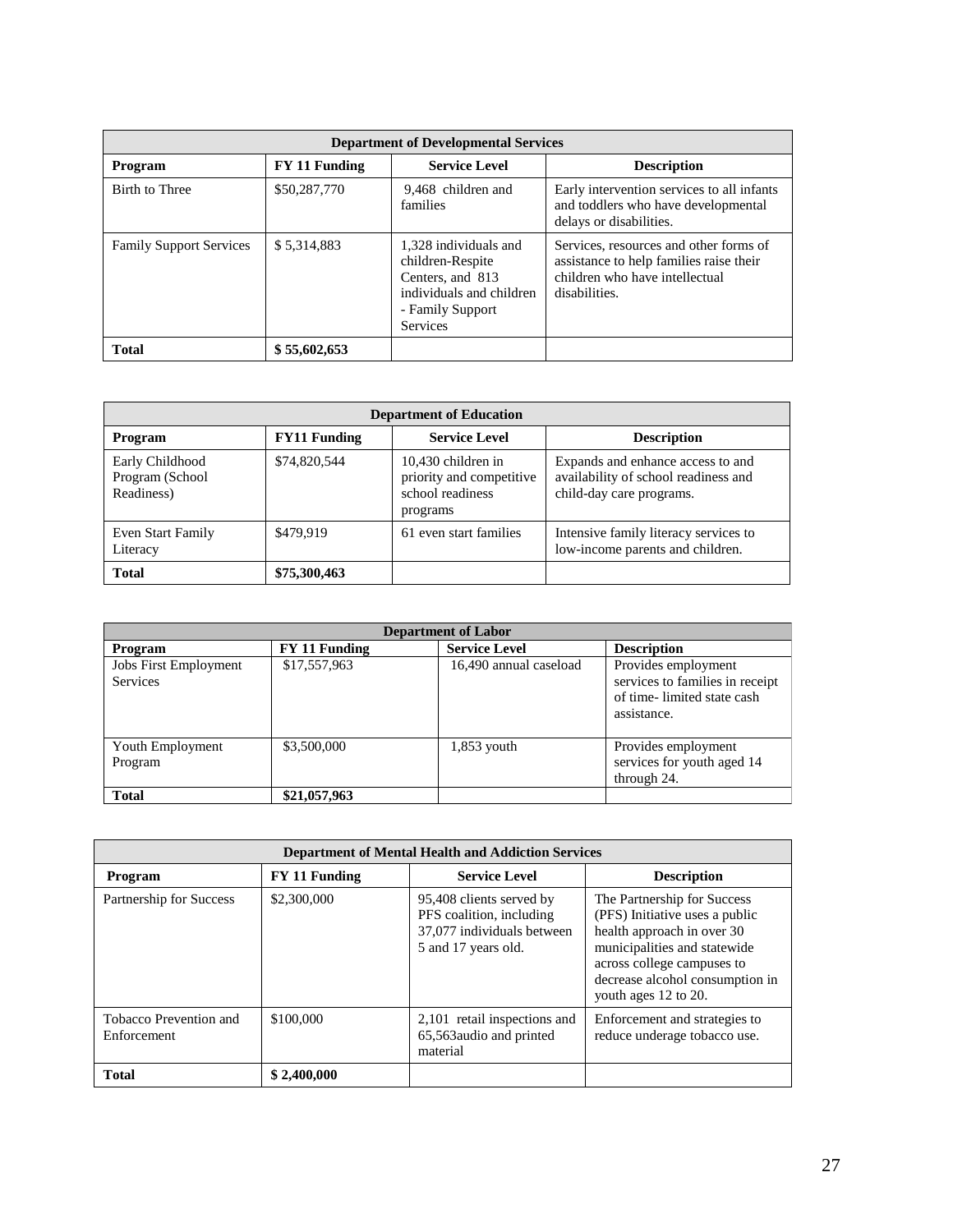| Department of Developmental Services | | | |
|---|---|---|---|
| **Program** | **FY 11 Funding** | **Service Level** | **Description** |
| Birth to Three | $50,287,770 | 9,468 children and families | Early intervention services to all infants and toddlers who have developmental delays or disabilities. |
| Family Support Services | $ 5,314,883 | 1,328 individuals and children-Respite Centers, and 813 individuals and children - Family Support Services | Services, resources and other forms of assistance to help families raise their children who have intellectual disabilities. |
| **Total** | **$ 55,602,653** | | |

| Department of Education | | | |
|---|---|---|---|
| **Program** | **FY11 Funding** | **Service Level** | **Description** |
| Early Childhood Program (School Readiness) | $74,820,544 | 10,430 children in priority and competitive school readiness programs | Expands and enhance access to and availability of school readiness and child-day care programs. |
| Even Start Family Literacy | $479,919 | 61 even start families | Intensive family literacy services to low-income parents and children. |
| **Total** | **$75,300,463** | | |

| Department of Labor | | | |
|---|---|---|---|
| **Program** | **FY 11 Funding** | **Service Level** | **Description** |
| Jobs First Employment Services | $17,557,963 | 16,490 annual caseload | Provides employment services to families in receipt of time- limited state cash assistance. |
| Youth Employment Program | $3,500,000 | 1,853 youth | Provides employment services for youth aged 14 through 24. |
| **Total** | **$21,057,963** | | |

| Department of Mental Health and Addiction Services | | | |
|---|---|---|---|
| **Program** | **FY 11 Funding** | **Service Level** | **Description** |
| Partnership for Success | $2,300,000 | 95,408 clients served by PFS coalition, including 37,077 individuals between 5 and 17 years old. | The Partnership for Success (PFS) Initiative uses a public health approach in over 30 municipalities and statewide across college campuses to decrease alcohol consumption in youth ages 12 to 20. |
| Tobacco Prevention and Enforcement | $100,000 | 2,101 retail inspections and 65,563audio and printed material | Enforcement and strategies to reduce underage tobacco use. |
| **Total** | **$ 2,400,000** | | |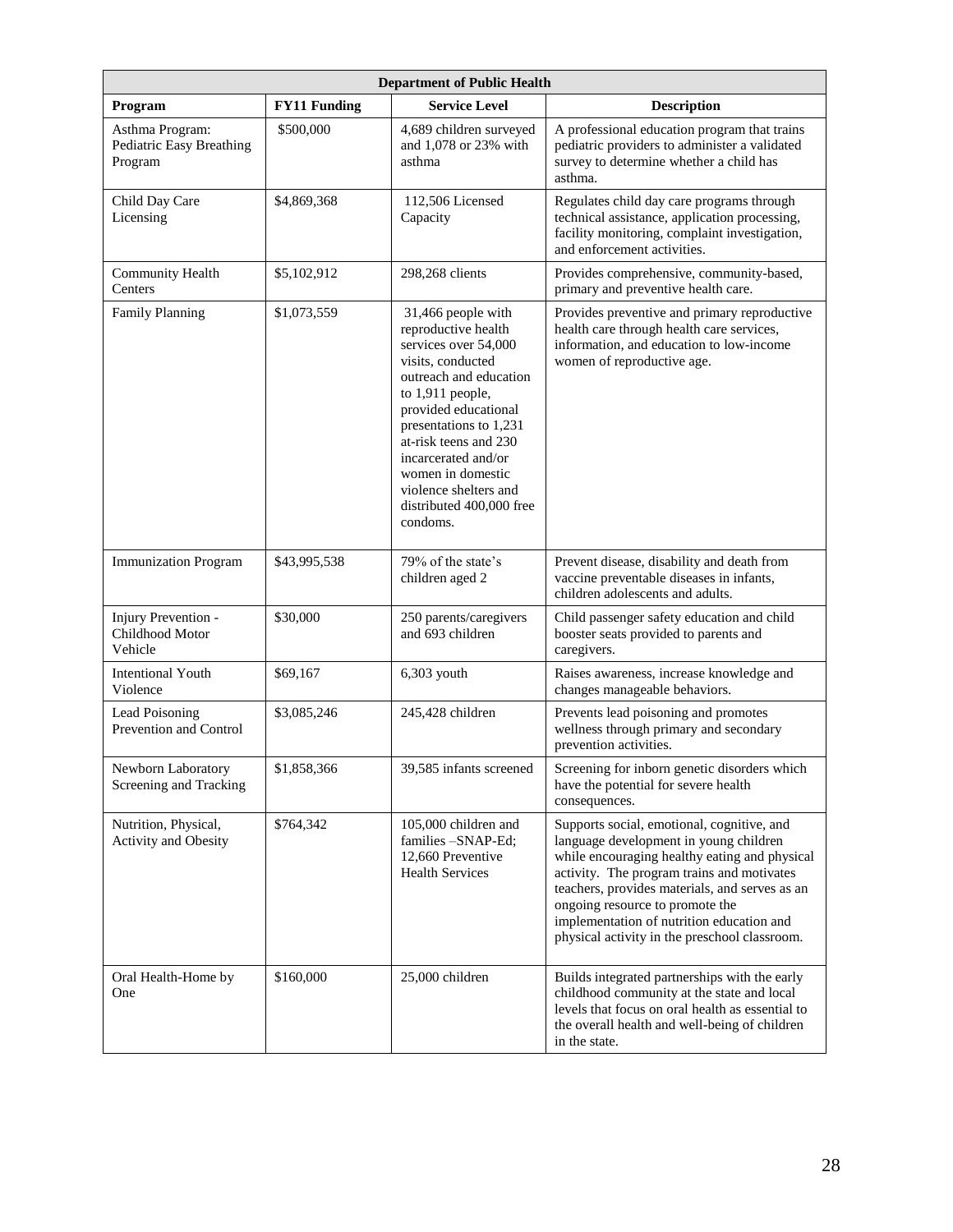| Department of Public Health | | | |
|---|---|---|---|
| **Program** | **FY11 Funding** | **Service Level** | **Description** |
| Asthma Program: Pediatric Easy Breathing Program | $500,000 | 4,689 children surveyed and 1,078 or 23% with asthma | A professional education program that trains pediatric providers to administer a validated survey to determine whether a child has asthma. |
| Child Day Care Licensing | $4,869,368 | 112,506 Licensed Capacity | Regulates child day care programs through technical assistance, application processing, facility monitoring, complaint investigation, and enforcement activities. |
| Community Health Centers | $5,102,912 | 298,268 clients | Provides comprehensive, community-based, primary and preventive health care. |
| Family Planning | $1,073,559 | 31,466 people with reproductive health services over 54,000 visits, conducted outreach and education to 1,911 people, provided educational presentations to 1,231 at-risk teens and 230 incarcerated and/or women in domestic violence shelters and distributed 400,000 free condoms. | Provides preventive and primary reproductive health care through health care services, information, and education to low-income women of reproductive age. |
| Immunization Program | $43,995,538 | 79% of the state's children aged 2 | Prevent disease, disability and death from vaccine preventable diseases in infants, children adolescents and adults. |
| Injury Prevention - Childhood Motor Vehicle | $30,000 | 250 parents/caregivers and 693 children | Child passenger safety education and child booster seats provided to parents and caregivers. |
| Intentional Youth Violence | $69,167 | 6,303 youth | Raises awareness, increase knowledge and changes manageable behaviors. |
| Lead Poisoning Prevention and Control | $3,085,246 | 245,428 children | Prevents lead poisoning and promotes wellness through primary and secondary prevention activities. |
| Newborn Laboratory Screening and Tracking | $1,858,366 | 39,585 infants screened | Screening for inborn genetic disorders which have the potential for severe health consequences. |
| Nutrition, Physical, Activity and Obesity | $764,342 | 105,000 children and families –SNAP-Ed; 12,660 Preventive Health Services | Supports social, emotional, cognitive, and language development in young children while encouraging healthy eating and physical activity. The program trains and motivates teachers, provides materials, and serves as an ongoing resource to promote the implementation of nutrition education and physical activity in the preschool classroom. |
| Oral Health-Home by One | $160,000 | 25,000 children | Builds integrated partnerships with the early childhood community at the state and local levels that focus on oral health as essential to the overall health and well-being of children in the state. |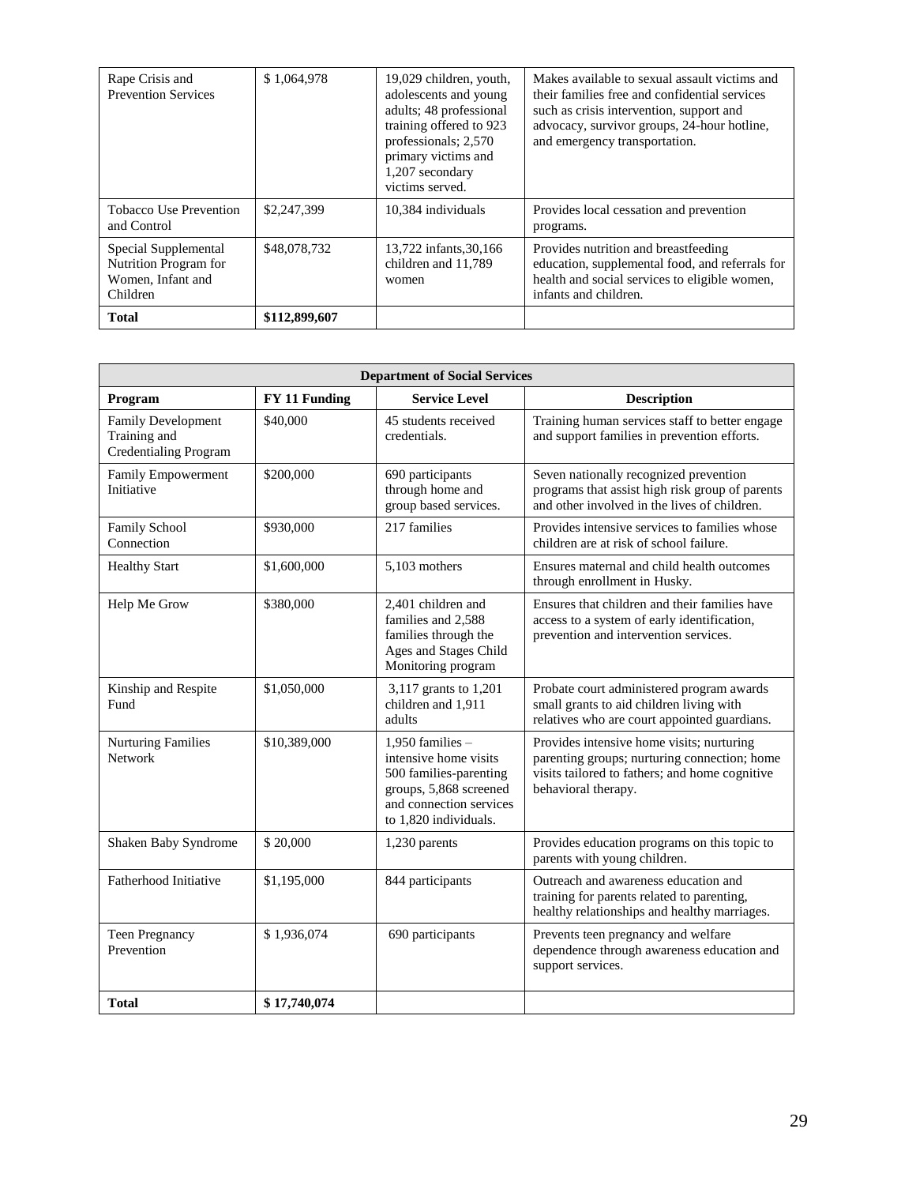| Rape Crisis and Prevention Services | $ 1,064,978 | 19,029 children, youth, adolescents and young adults; 48 professional training offered to 923 professionals; 2,570 primary victims and 1,207 secondary victims served. | Makes available to sexual assault victims and their families free and confidential services such as crisis intervention, support and advocacy, survivor groups, 24-hour hotline, and emergency transportation. |
|---|---|---|---|
| Tobacco Use Prevention and Control | $2,247,399 | 10,384 individuals | Provides local cessation and prevention programs. |
| Special Supplemental Nutrition Program for Women, Infant and Children | $48,078,732 | 13,722 infants,30,166 children and 11,789 women | Provides nutrition and breastfeeding education, supplemental food, and referrals for health and social services to eligible women, infants and children. |
| **Total** | **$112,899,607** | | |

| **Department of Social Services** | | | |
|---|---|---|---|
| **Program** | **FY 11 Funding** | **Service Level** | **Description** |
| Family Development Training and Credentialing Program | $40,000 | 45 students received credentials. | Training human services staff to better engage and support families in prevention efforts. |
| Family Empowerment Initiative | $200,000 | 690 participants through home and group based services. | Seven nationally recognized prevention programs that assist high risk group of parents and other involved in the lives of children. |
| Family School Connection | $930,000 | 217 families | Provides intensive services to families whose children are at risk of school failure. |
| Healthy Start | $1,600,000 | 5,103 mothers | Ensures maternal and child health outcomes through enrollment in Husky. |
| Help Me Grow | $380,000 | 2,401 children and families and 2,588 families through the Ages and Stages Child Monitoring program | Ensures that children and their families have access to a system of early identification, prevention and intervention services. |
| Kinship and Respite Fund | $1,050,000 | 3,117 grants to 1,201 children and 1,911 adults | Probate court administered program awards small grants to aid children living with relatives who are court appointed guardians. |
| Nurturing Families Network | $10,389,000 | 1,950 families – intensive home visits 500 families-parenting groups, 5,868 screened and connection services to 1,820 individuals. | Provides intensive home visits; nurturing parenting groups; nurturing connection; home visits tailored to fathers; and home cognitive behavioral therapy. |
| Shaken Baby Syndrome | $ 20,000 | 1,230 parents | Provides education programs on this topic to parents with young children. |
| Fatherhood Initiative | $1,195,000 | 844 participants | Outreach and awareness education and training for parents related to parenting, healthy relationships and healthy marriages. |
| Teen Pregnancy Prevention | $ 1,936,074 | 690 participants | Prevents teen pregnancy and welfare dependence through awareness education and support services. |
| **Total** | **$ 17,740,074** | | |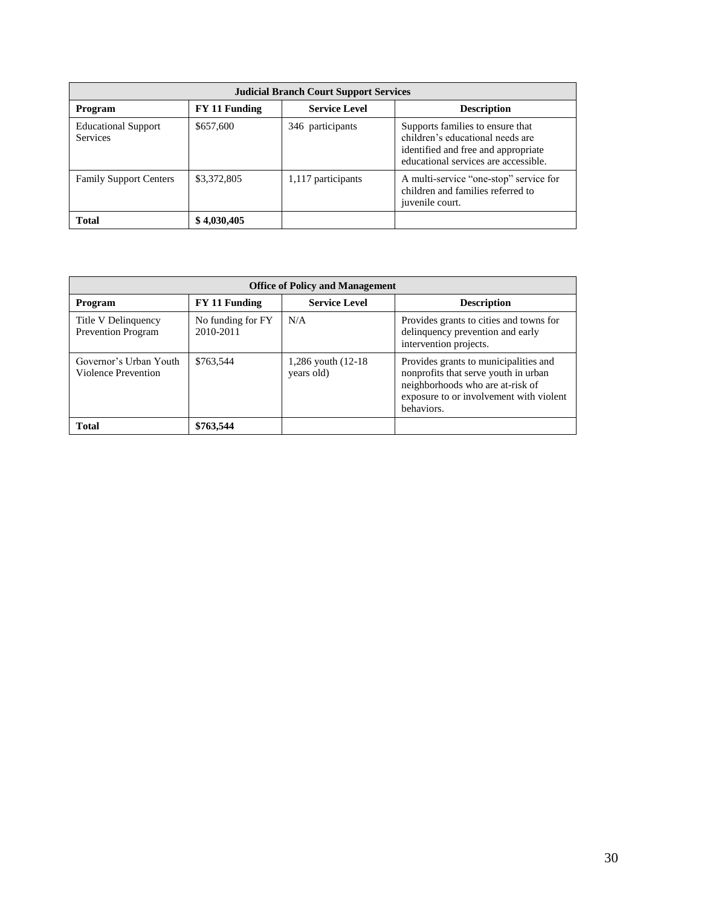| Judicial Branch Court Support Services | | | |
|---|---|---|---|
| **Program** | **FY 11 Funding** | **Service Level** | **Description** |
| Educational Support Services | $657,600 | 346 participants | Supports families to ensure that children's educational needs are identified and free and appropriate educational services are accessible. |
| Family Support Centers | $3,372,805 | 1,117 participants | A multi-service "one-stop" service for children and families referred to juvenile court. |
| **Total** | **$ 4,030,405** | | |

| Office of Policy and Management | | | |
|---|---|---|---|
| **Program** | **FY 11 Funding** | **Service Level** | **Description** |
| Title V Delinquency Prevention Program | No funding for FY 2010-2011 | N/A | Provides grants to cities and towns for delinquency prevention and early intervention projects. |
| Governor's Urban Youth Violence Prevention | $763,544 | 1,286 youth (12-18 years old) | Provides grants to municipalities and nonprofits that serve youth in urban neighborhoods who are at-risk of exposure to or involvement with violent behaviors. |
| **Total** | **$763,544** | | |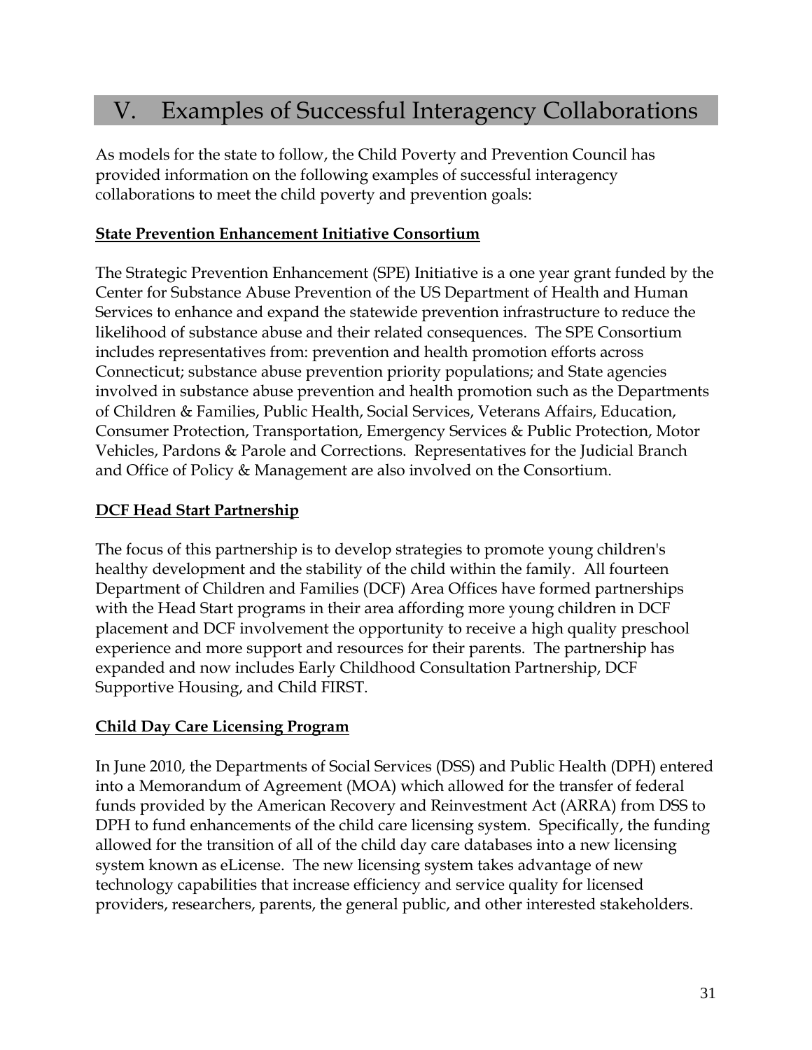# V. Examples of Successful Interagency Collaborations

As models for the state to follow, the Child Poverty and Prevention Council has provided information on the following examples of successful interagency collaborations to meet the child poverty and prevention goals:

**State Prevention Enhancement Initiative Consortium**

The Strategic Prevention Enhancement (SPE) Initiative is a one year grant funded by the Center for Substance Abuse Prevention of the US Department of Health and Human Services to enhance and expand the statewide prevention infrastructure to reduce the likelihood of substance abuse and their related consequences. The SPE Consortium includes representatives from: prevention and health promotion efforts across Connecticut; substance abuse prevention priority populations; and State agencies involved in substance abuse prevention and health promotion such as the Departments of Children & Families, Public Health, Social Services, Veterans Affairs, Education, Consumer Protection, Transportation, Emergency Services & Public Protection, Motor Vehicles, Pardons & Parole and Corrections. Representatives for the Judicial Branch and Office of Policy & Management are also involved on the Consortium.

**DCF Head Start Partnership**

The focus of this partnership is to develop strategies to promote young children's healthy development and the stability of the child within the family. All fourteen Department of Children and Families (DCF) Area Offices have formed partnerships with the Head Start programs in their area affording more young children in DCF placement and DCF involvement the opportunity to receive a high quality preschool experience and more support and resources for their parents. The partnership has expanded and now includes Early Childhood Consultation Partnership, DCF Supportive Housing, and Child FIRST.

**Child Day Care Licensing Program**

In June 2010, the Departments of Social Services (DSS) and Public Health (DPH) entered into a Memorandum of Agreement (MOA) which allowed for the transfer of federal funds provided by the American Recovery and Reinvestment Act (ARRA) from DSS to DPH to fund enhancements of the child care licensing system. Specifically, the funding allowed for the transition of all of the child day care databases into a new licensing system known as eLicense. The new licensing system takes advantage of new technology capabilities that increase efficiency and service quality for licensed providers, researchers, parents, the general public, and other interested stakeholders.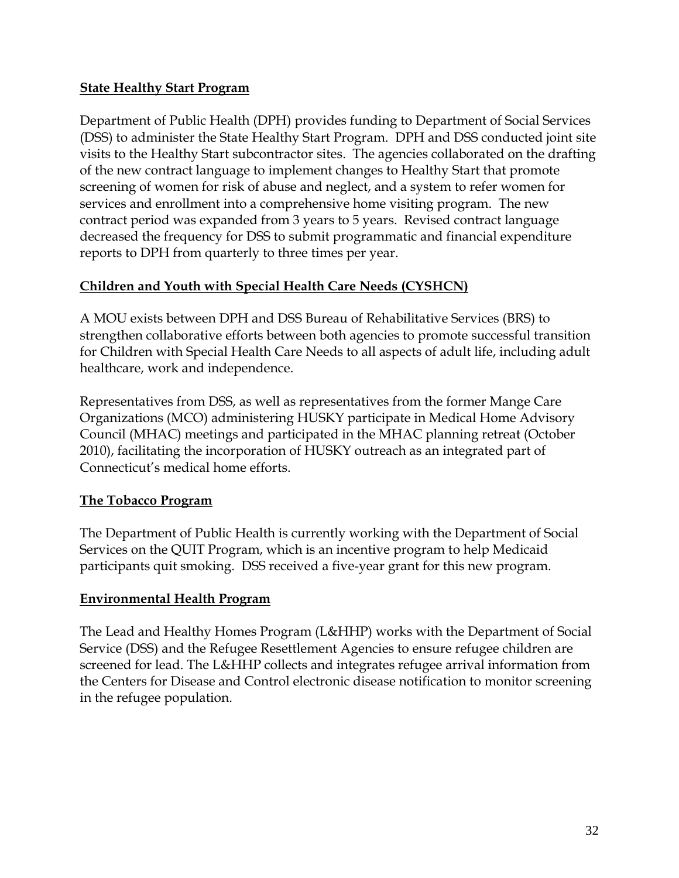**State Healthy Start Program**

Department of Public Health (DPH) provides funding to Department of Social Services (DSS) to administer the State Healthy Start Program. DPH and DSS conducted joint site visits to the Healthy Start subcontractor sites. The agencies collaborated on the drafting of the new contract language to implement changes to Healthy Start that promote screening of women for risk of abuse and neglect, and a system to refer women for services and enrollment into a comprehensive home visiting program. The new contract period was expanded from 3 years to 5 years. Revised contract language decreased the frequency for DSS to submit programmatic and financial expenditure reports to DPH from quarterly to three times per year.

**Children and Youth with Special Health Care Needs (CYSHCN)**

A MOU exists between DPH and DSS Bureau of Rehabilitative Services (BRS) to strengthen collaborative efforts between both agencies to promote successful transition for Children with Special Health Care Needs to all aspects of adult life, including adult healthcare, work and independence.

Representatives from DSS, as well as representatives from the former Mange Care Organizations (MCO) administering HUSKY participate in Medical Home Advisory Council (MHAC) meetings and participated in the MHAC planning retreat (October 2010), facilitating the incorporation of HUSKY outreach as an integrated part of Connecticut's medical home efforts.

**The Tobacco Program**

The Department of Public Health is currently working with the Department of Social Services on the QUIT Program, which is an incentive program to help Medicaid participants quit smoking. DSS received a five-year grant for this new program.

**Environmental Health Program**

The Lead and Healthy Homes Program (L&HHP) works with the Department of Social Service (DSS) and the Refugee Resettlement Agencies to ensure refugee children are screened for lead. The L&HHP collects and integrates refugee arrival information from the Centers for Disease and Control electronic disease notification to monitor screening in the refugee population.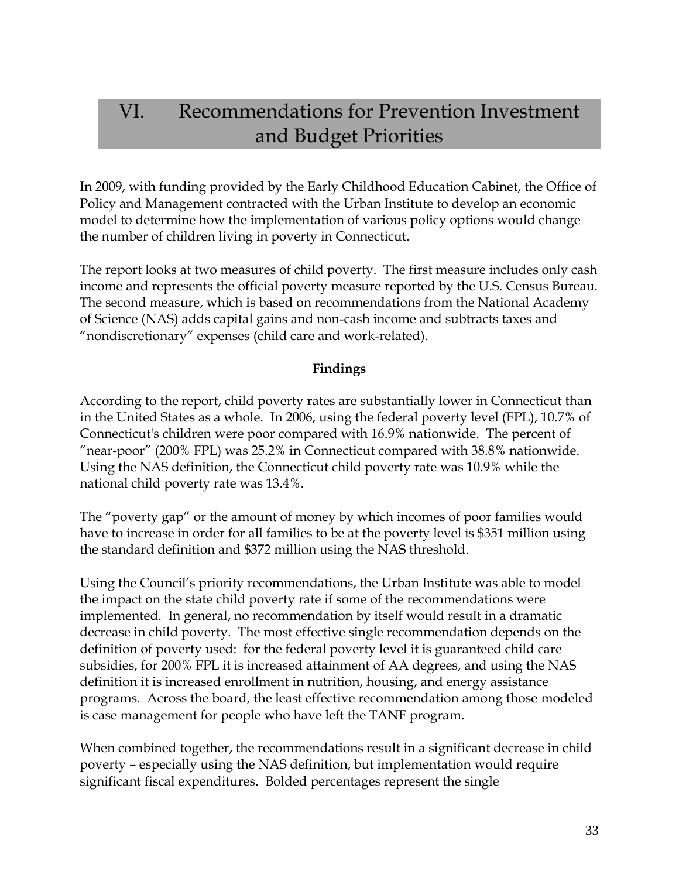# VI. Recommendations for Prevention Investment and Budget Priorities

In 2009, with funding provided by the Early Childhood Education Cabinet, the Office of Policy and Management contracted with the Urban Institute to develop an economic model to determine how the implementation of various policy options would change the number of children living in poverty in Connecticut.

The report looks at two measures of child poverty. The first measure includes only cash income and represents the official poverty measure reported by the U.S. Census Bureau. The second measure, which is based on recommendations from the National Academy of Science (NAS) adds capital gains and non-cash income and subtracts taxes and "nondiscretionary" expenses (child care and work-related).

**Findings**

According to the report, child poverty rates are substantially lower in Connecticut than in the United States as a whole. In 2006, using the federal poverty level (FPL), 10.7% of Connecticut's children were poor compared with 16.9% nationwide. The percent of "near-poor" (200% FPL) was 25.2% in Connecticut compared with 38.8% nationwide. Using the NAS definition, the Connecticut child poverty rate was 10.9% while the national child poverty rate was 13.4%.

The "poverty gap" or the amount of money by which incomes of poor families would have to increase in order for all families to be at the poverty level is $351 million using the standard definition and $372 million using the NAS threshold.

Using the Council's priority recommendations, the Urban Institute was able to model the impact on the state child poverty rate if some of the recommendations were implemented. In general, no recommendation by itself would result in a dramatic decrease in child poverty. The most effective single recommendation depends on the definition of poverty used: for the federal poverty level it is guaranteed child care subsidies, for 200% FPL it is increased attainment of AA degrees, and using the NAS definition it is increased enrollment in nutrition, housing, and energy assistance programs. Across the board, the least effective recommendation among those modeled is case management for people who have left the TANF program.

When combined together, the recommendations result in a significant decrease in child poverty – especially using the NAS definition, but implementation would require significant fiscal expenditures. Bolded percentages represent the single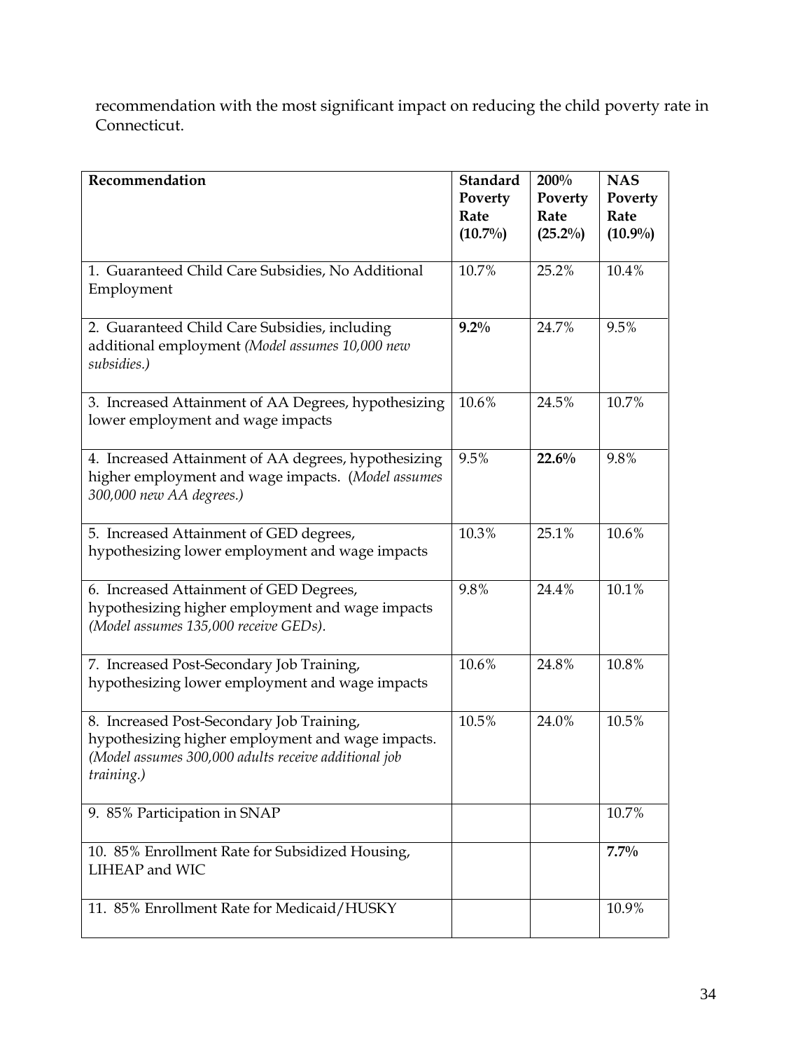recommendation with the most significant impact on reducing the child poverty rate in Connecticut.

| Recommendation | Standard Poverty Rate (10.7%) | 200% Poverty Rate (25.2%) | NAS Poverty Rate (10.9%) |
|---|---|---|---|
| 1. Guaranteed Child Care Subsidies, No Additional Employment | 10.7% | 25.2% | 10.4% |
| 2. Guaranteed Child Care Subsidies, including additional employment *(Model assumes 10,000 new subsidies.)* | **9.2%** | 24.7% | 9.5% |
| 3. Increased Attainment of AA Degrees, hypothesizing lower employment and wage impacts | 10.6% | 24.5% | 10.7% |
| 4. Increased Attainment of AA degrees, hypothesizing higher employment and wage impacts. (*Model assumes 300,000 new AA degrees.)* | 9.5% | **22.6%** | 9.8% |
| 5. Increased Attainment of GED degrees, hypothesizing lower employment and wage impacts | 10.3% | 25.1% | 10.6% |
| 6. Increased Attainment of GED Degrees, hypothesizing higher employment and wage impacts *(Model assumes 135,000 receive GEDs).* | 9.8% | 24.4% | 10.1% |
| 7. Increased Post-Secondary Job Training, hypothesizing lower employment and wage impacts | 10.6% | 24.8% | 10.8% |
| 8. Increased Post-Secondary Job Training, hypothesizing higher employment and wage impacts. *(Model assumes 300,000 adults receive additional job training.)* | 10.5% | 24.0% | 10.5% |
| 9. 85% Participation in SNAP | | | 10.7% |
| 10. 85% Enrollment Rate for Subsidized Housing, LIHEAP and WIC | | | **7.7%** |
| 11. 85% Enrollment Rate for Medicaid/HUSKY | | | 10.9% |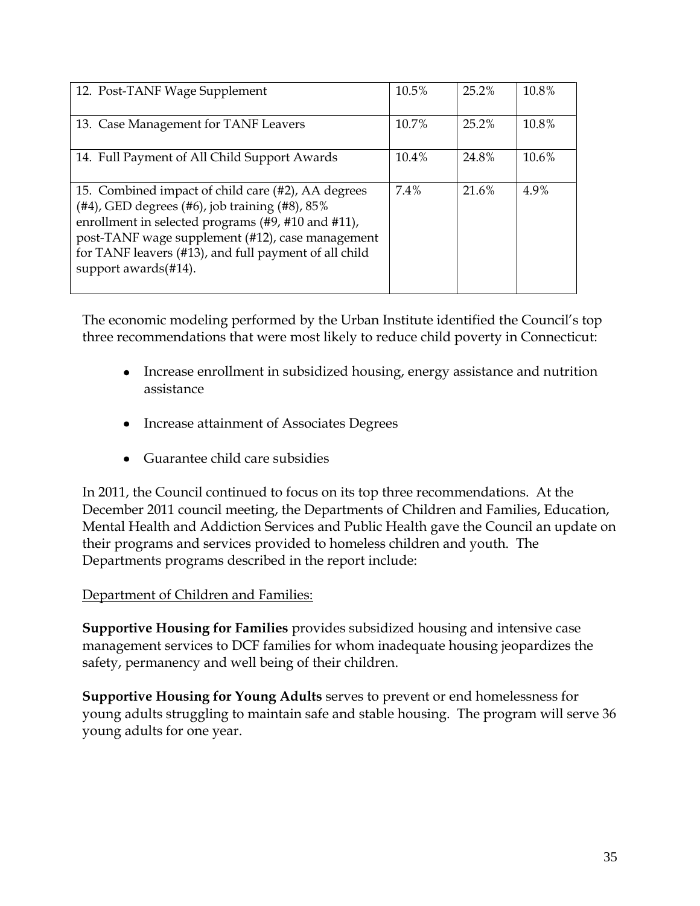| 12. Post-TANF Wage Supplement | 10.5% | 25.2% | 10.8% |
|---|---|---|---|
| 13. Case Management for TANF Leavers | 10.7% | 25.2% | 10.8% |
| 14. Full Payment of All Child Support Awards | 10.4% | 24.8% | 10.6% |
| 15. Combined impact of child care (#2), AA degrees (#4), GED degrees (#6), job training (#8), 85% enrollment in selected programs (#9, #10 and #11), post-TANF wage supplement (#12), case management for TANF leavers (#13), and full payment of all child support awards(#14). | 7.4% | 21.6% | 4.9% |

The economic modeling performed by the Urban Institute identified the Council's top three recommendations that were most likely to reduce child poverty in Connecticut:

- Increase enrollment in subsidized housing, energy assistance and nutrition assistance
- Increase attainment of Associates Degrees
- Guarantee child care subsidies

In 2011, the Council continued to focus on its top three recommendations. At the December 2011 council meeting, the Departments of Children and Families, Education, Mental Health and Addiction Services and Public Health gave the Council an update on their programs and services provided to homeless children and youth. The Departments programs described in the report include:

Department of Children and Families:

**Supportive Housing for Families** provides subsidized housing and intensive case management services to DCF families for whom inadequate housing jeopardizes the safety, permanency and well being of their children.

**Supportive Housing for Young Adults** serves to prevent or end homelessness for young adults struggling to maintain safe and stable housing. The program will serve 36 young adults for one year.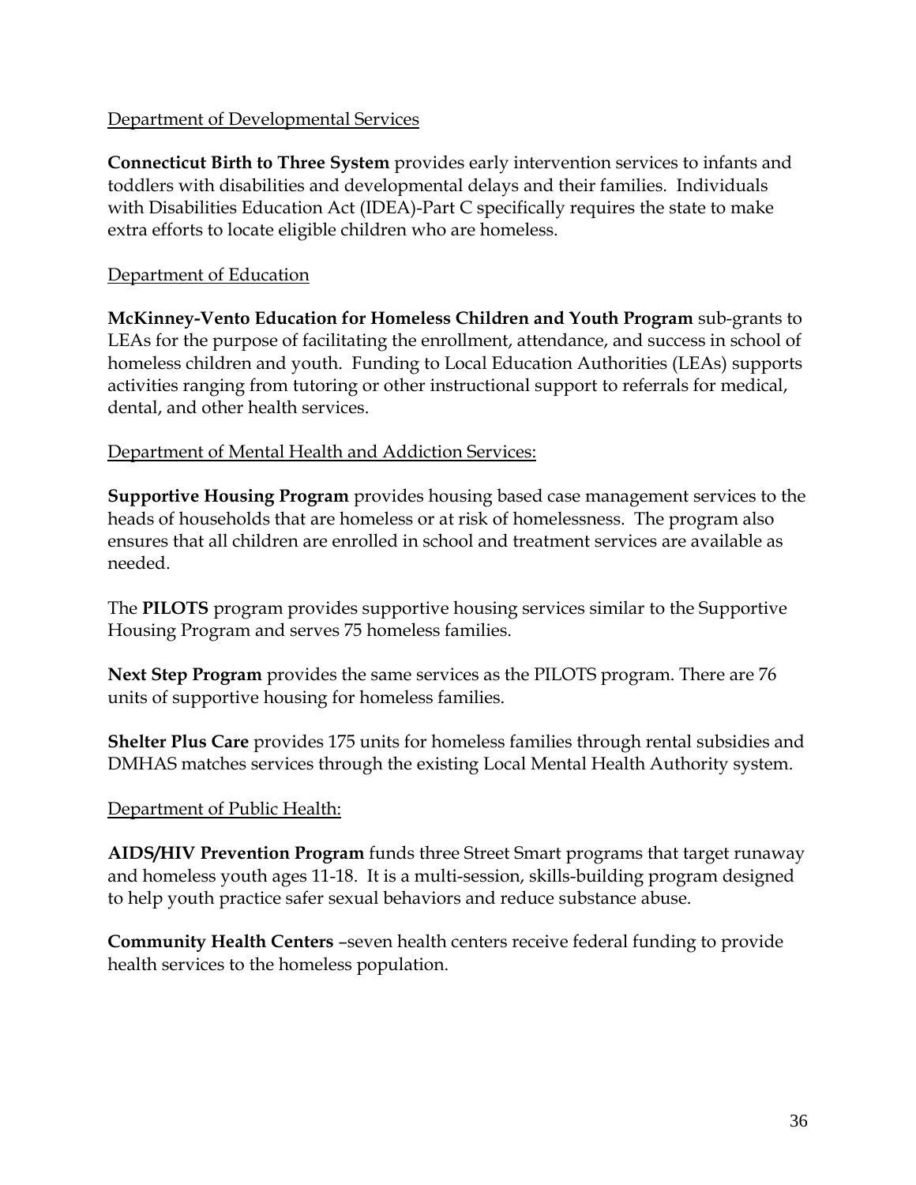<u>Department of Developmental Services</u>

**Connecticut Birth to Three System** provides early intervention services to infants and toddlers with disabilities and developmental delays and their families. Individuals with Disabilities Education Act (IDEA)-Part C specifically requires the state to make extra efforts to locate eligible children who are homeless.

<u>Department of Education</u>

**McKinney-Vento Education for Homeless Children and Youth Program** sub-grants to LEAs for the purpose of facilitating the enrollment, attendance, and success in school of homeless children and youth. Funding to Local Education Authorities (LEAs) supports activities ranging from tutoring or other instructional support to referrals for medical, dental, and other health services.

<u>Department of Mental Health and Addiction Services:</u>

**Supportive Housing Program** provides housing based case management services to the heads of households that are homeless or at risk of homelessness. The program also ensures that all children are enrolled in school and treatment services are available as needed.

The **PILOTS** program provides supportive housing services similar to the Supportive Housing Program and serves 75 homeless families.

**Next Step Program** provides the same services as the PILOTS program. There are 76 units of supportive housing for homeless families.

**Shelter Plus Care** provides 175 units for homeless families through rental subsidies and DMHAS matches services through the existing Local Mental Health Authority system.

<u>Department of Public Health:</u>

**AIDS/HIV Prevention Program** funds three Street Smart programs that target runaway and homeless youth ages 11-18. It is a multi-session, skills-building program designed to help youth practice safer sexual behaviors and reduce substance abuse.

**Community Health Centers** –seven health centers receive federal funding to provide health services to the homeless population.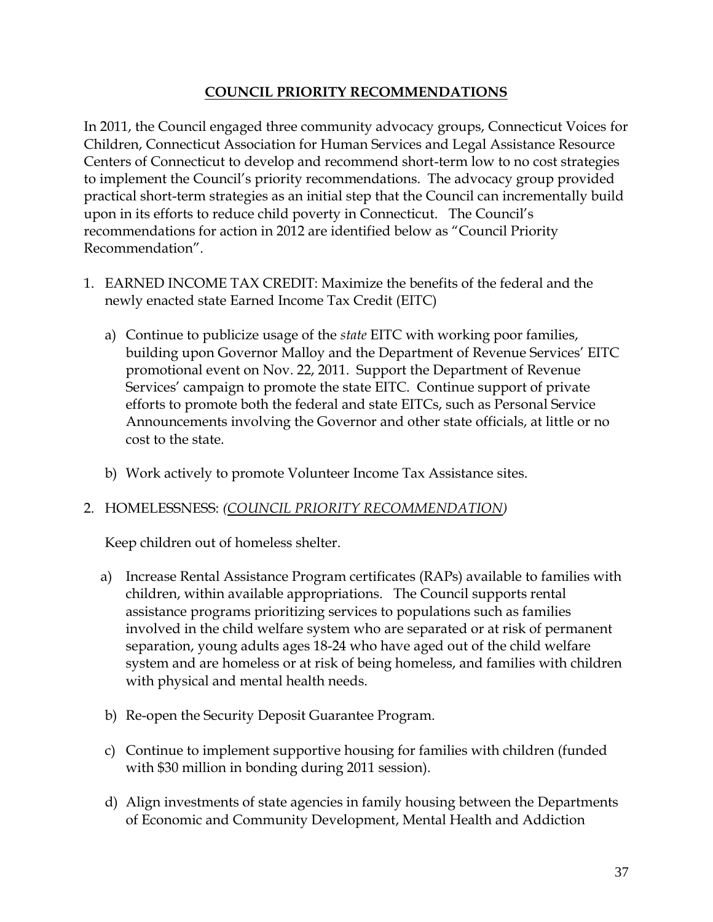## **COUNCIL PRIORITY RECOMMENDATIONS**

In 2011, the Council engaged three community advocacy groups, Connecticut Voices for Children, Connecticut Association for Human Services and Legal Assistance Resource Centers of Connecticut to develop and recommend short-term low to no cost strategies to implement the Council's priority recommendations. The advocacy group provided practical short-term strategies as an initial step that the Council can incrementally build upon in its efforts to reduce child poverty in Connecticut. The Council's recommendations for action in 2012 are identified below as "Council Priority Recommendation".

1. EARNED INCOME TAX CREDIT: Maximize the benefits of the federal and the newly enacted state Earned Income Tax Credit (EITC)

   a) Continue to publicize usage of the *state* EITC with working poor families, building upon Governor Malloy and the Department of Revenue Services' EITC promotional event on Nov. 22, 2011. Support the Department of Revenue Services' campaign to promote the state EITC. Continue support of private efforts to promote both the federal and state EITCs, such as Personal Service Announcements involving the Governor and other state officials, at little or no cost to the state.

   b) Work actively to promote Volunteer Income Tax Assistance sites.

2. HOMELESSNESS: *(COUNCIL PRIORITY RECOMMENDATION)*

   Keep children out of homeless shelter.

   a) Increase Rental Assistance Program certificates (RAPs) available to families with children, within available appropriations. The Council supports rental assistance programs prioritizing services to populations such as families involved in the child welfare system who are separated or at risk of permanent separation, young adults ages 18-24 who have aged out of the child welfare system and are homeless or at risk of being homeless, and families with children with physical and mental health needs.

   b) Re-open the Security Deposit Guarantee Program.

   c) Continue to implement supportive housing for families with children (funded with $30 million in bonding during 2011 session).

   d) Align investments of state agencies in family housing between the Departments of Economic and Community Development, Mental Health and Addiction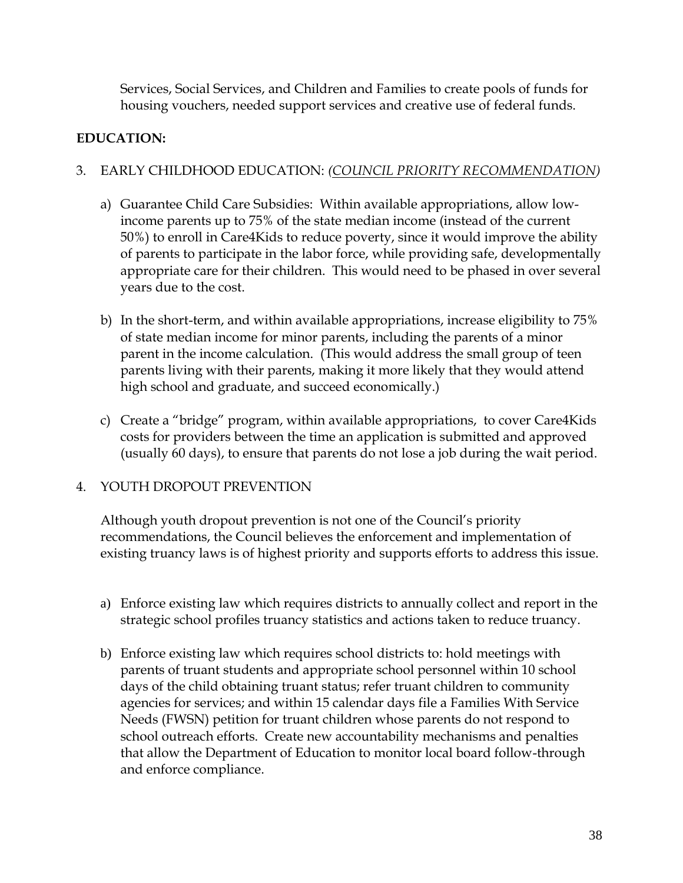Services, Social Services, and Children and Families to create pools of funds for housing vouchers, needed support services and creative use of federal funds.

**EDUCATION:**

3. EARLY CHILDHOOD EDUCATION: *(COUNCIL PRIORITY RECOMMENDATION)*

   a) Guarantee Child Care Subsidies: Within available appropriations, allow low-income parents up to 75% of the state median income (instead of the current 50%) to enroll in Care4Kids to reduce poverty, since it would improve the ability of parents to participate in the labor force, while providing safe, developmentally appropriate care for their children. This would need to be phased in over several years due to the cost.

   b) In the short-term, and within available appropriations, increase eligibility to 75% of state median income for minor parents, including the parents of a minor parent in the income calculation. (This would address the small group of teen parents living with their parents, making it more likely that they would attend high school and graduate, and succeed economically.)

   c) Create a "bridge" program, within available appropriations, to cover Care4Kids costs for providers between the time an application is submitted and approved (usually 60 days), to ensure that parents do not lose a job during the wait period.

4. YOUTH DROPOUT PREVENTION

   Although youth dropout prevention is not one of the Council's priority recommendations, the Council believes the enforcement and implementation of existing truancy laws is of highest priority and supports efforts to address this issue.

   a) Enforce existing law which requires districts to annually collect and report in the strategic school profiles truancy statistics and actions taken to reduce truancy.

   b) Enforce existing law which requires school districts to: hold meetings with parents of truant students and appropriate school personnel within 10 school days of the child obtaining truant status; refer truant children to community agencies for services; and within 15 calendar days file a Families With Service Needs (FWSN) petition for truant children whose parents do not respond to school outreach efforts. Create new accountability mechanisms and penalties that allow the Department of Education to monitor local board follow-through and enforce compliance.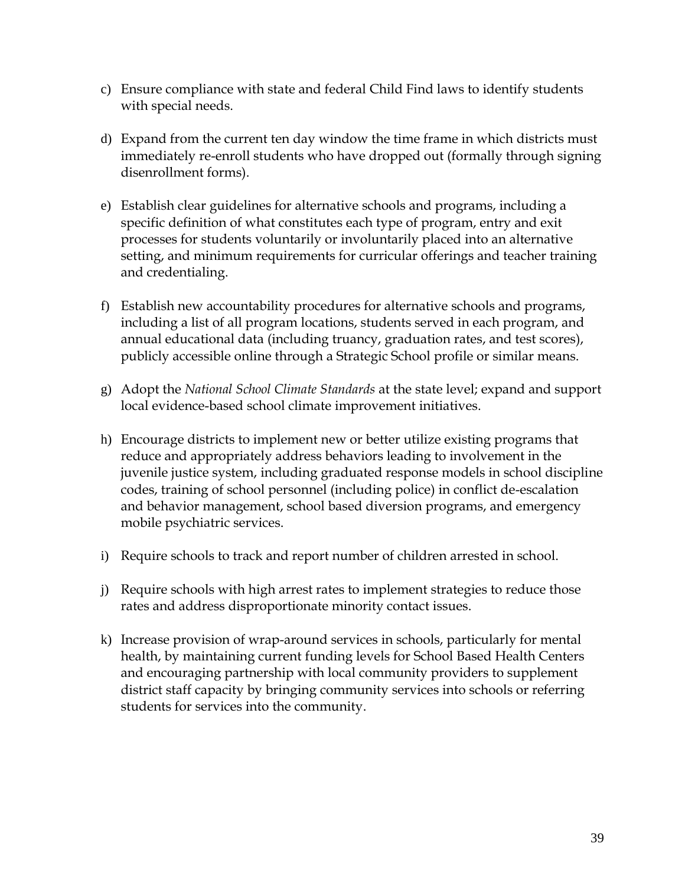c) Ensure compliance with state and federal Child Find laws to identify students with special needs.

d) Expand from the current ten day window the time frame in which districts must immediately re-enroll students who have dropped out (formally through signing disenrollment forms).

e) Establish clear guidelines for alternative schools and programs, including a specific definition of what constitutes each type of program, entry and exit processes for students voluntarily or involuntarily placed into an alternative setting, and minimum requirements for curricular offerings and teacher training and credentialing.

f) Establish new accountability procedures for alternative schools and programs, including a list of all program locations, students served in each program, and annual educational data (including truancy, graduation rates, and test scores), publicly accessible online through a Strategic School profile or similar means.

g) Adopt the *National School Climate Standards* at the state level; expand and support local evidence-based school climate improvement initiatives.

h) Encourage districts to implement new or better utilize existing programs that reduce and appropriately address behaviors leading to involvement in the juvenile justice system, including graduated response models in school discipline codes, training of school personnel (including police) in conflict de-escalation and behavior management, school based diversion programs, and emergency mobile psychiatric services.

i) Require schools to track and report number of children arrested in school.

j) Require schools with high arrest rates to implement strategies to reduce those rates and address disproportionate minority contact issues.

k) Increase provision of wrap-around services in schools, particularly for mental health, by maintaining current funding levels for School Based Health Centers and encouraging partnership with local community providers to supplement district staff capacity by bringing community services into schools or referring students for services into the community.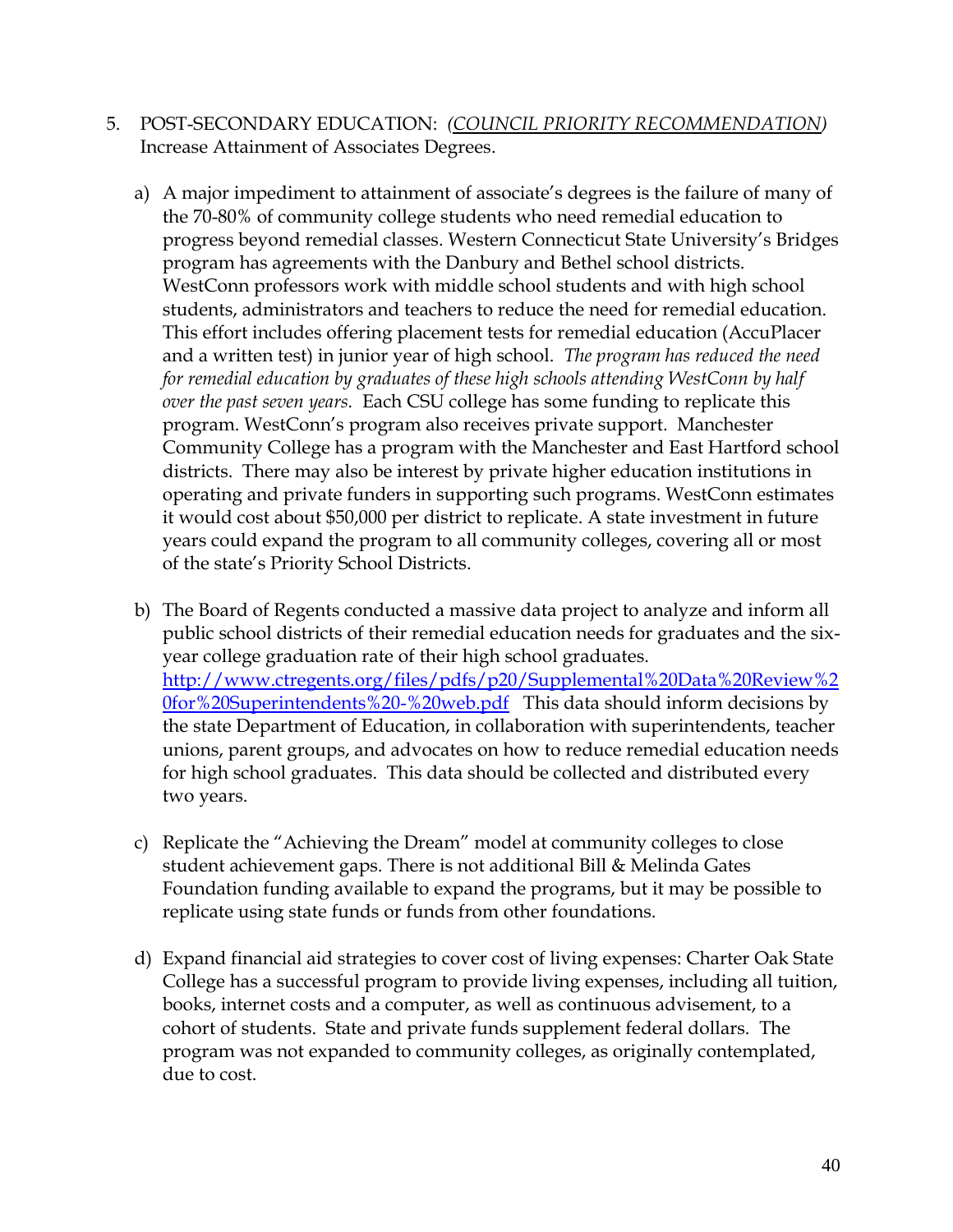5. POST-SECONDARY EDUCATION: *(COUNCIL PRIORITY RECOMMENDATION)* Increase Attainment of Associates Degrees.

   a) A major impediment to attainment of associate's degrees is the failure of many of the 70-80% of community college students who need remedial education to progress beyond remedial classes. Western Connecticut State University's Bridges program has agreements with the Danbury and Bethel school districts. WestConn professors work with middle school students and with high school students, administrators and teachers to reduce the need for remedial education. This effort includes offering placement tests for remedial education (AccuPlacer and a written test) in junior year of high school. *The program has reduced the need for remedial education by graduates of these high schools attending WestConn by half over the past seven years.* Each CSU college has some funding to replicate this program. WestConn's program also receives private support. Manchester Community College has a program with the Manchester and East Hartford school districts. There may also be interest by private higher education institutions in operating and private funders in supporting such programs. WestConn estimates it would cost about $50,000 per district to replicate. A state investment in future years could expand the program to all community colleges, covering all or most of the state's Priority School Districts.

   b) The Board of Regents conducted a massive data project to analyze and inform all public school districts of their remedial education needs for graduates and the six-year college graduation rate of their high school graduates. [http://www.ctregents.org/files/pdfs/p20/Supplemental%20Data%20Review%20for%20Superintendents%20-%20web.pdf](http://www.ctregents.org/files/pdfs/p20/Supplemental%20Data%20Review%20for%20Superintendents%20-%20web.pdf) This data should inform decisions by the state Department of Education, in collaboration with superintendents, teacher unions, parent groups, and advocates on how to reduce remedial education needs for high school graduates. This data should be collected and distributed every two years.

   c) Replicate the "Achieving the Dream" model at community colleges to close student achievement gaps. There is not additional Bill & Melinda Gates Foundation funding available to expand the programs, but it may be possible to replicate using state funds or funds from other foundations.

   d) Expand financial aid strategies to cover cost of living expenses: Charter Oak State College has a successful program to provide living expenses, including all tuition, books, internet costs and a computer, as well as continuous advisement, to a cohort of students. State and private funds supplement federal dollars. The program was not expanded to community colleges, as originally contemplated, due to cost.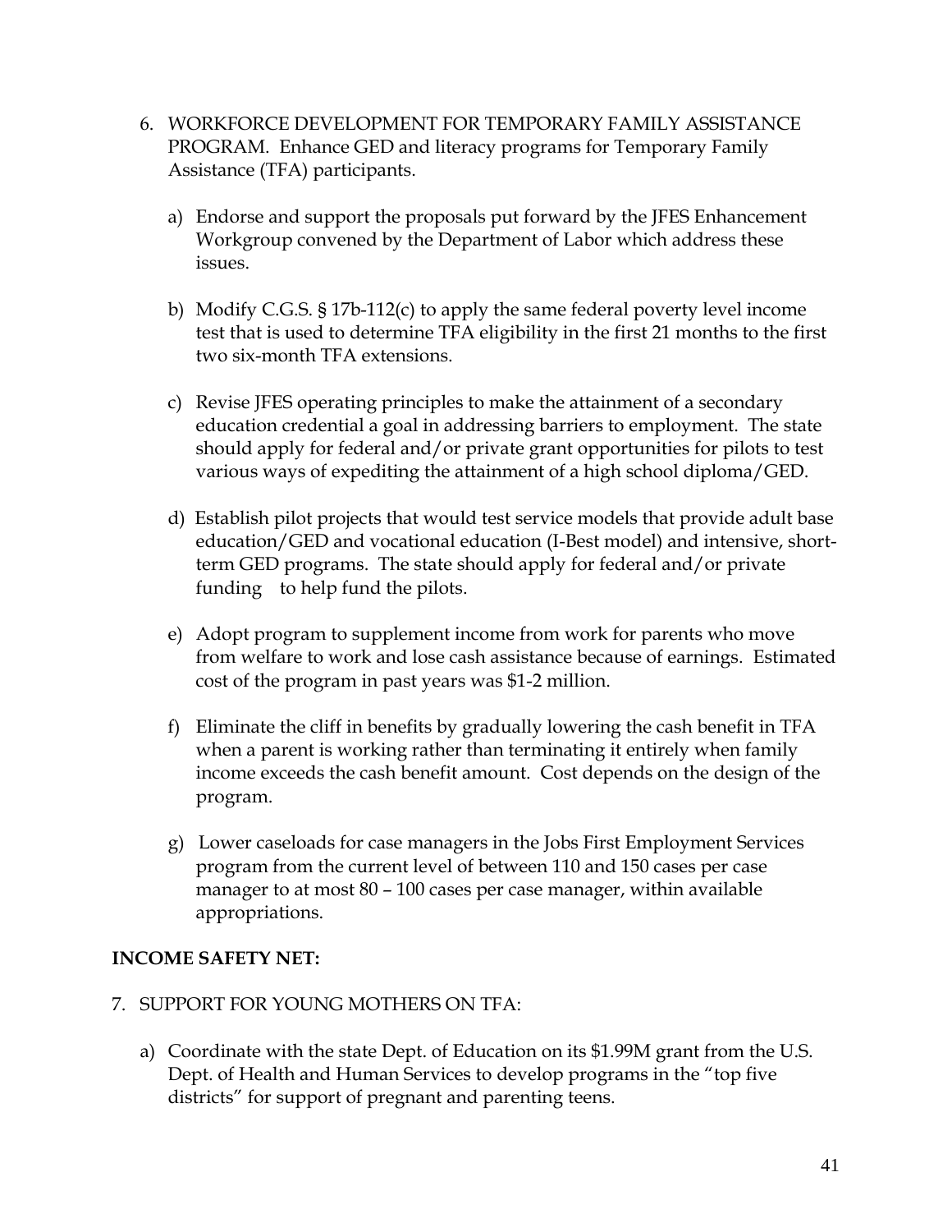6. WORKFORCE DEVELOPMENT FOR TEMPORARY FAMILY ASSISTANCE PROGRAM. Enhance GED and literacy programs for Temporary Family Assistance (TFA) participants.

   a) Endorse and support the proposals put forward by the JFES Enhancement Workgroup convened by the Department of Labor which address these issues.

   b) Modify C.G.S. § 17b-112(c) to apply the same federal poverty level income test that is used to determine TFA eligibility in the first 21 months to the first two six-month TFA extensions.

   c) Revise JFES operating principles to make the attainment of a secondary education credential a goal in addressing barriers to employment. The state should apply for federal and/or private grant opportunities for pilots to test various ways of expediting the attainment of a high school diploma/GED.

   d) Establish pilot projects that would test service models that provide adult base education/GED and vocational education (I-Best model) and intensive, short-term GED programs. The state should apply for federal and/or private funding to help fund the pilots.

   e) Adopt program to supplement income from work for parents who move from welfare to work and lose cash assistance because of earnings. Estimated cost of the program in past years was $1-2 million.

   f) Eliminate the cliff in benefits by gradually lowering the cash benefit in TFA when a parent is working rather than terminating it entirely when family income exceeds the cash benefit amount. Cost depends on the design of the program.

   g) Lower caseloads for case managers in the Jobs First Employment Services program from the current level of between 110 and 150 cases per case manager to at most 80 – 100 cases per case manager, within available appropriations.

**INCOME SAFETY NET:**

7. SUPPORT FOR YOUNG MOTHERS ON TFA:

   a) Coordinate with the state Dept. of Education on its $1.99M grant from the U.S. Dept. of Health and Human Services to develop programs in the "top five districts" for support of pregnant and parenting teens.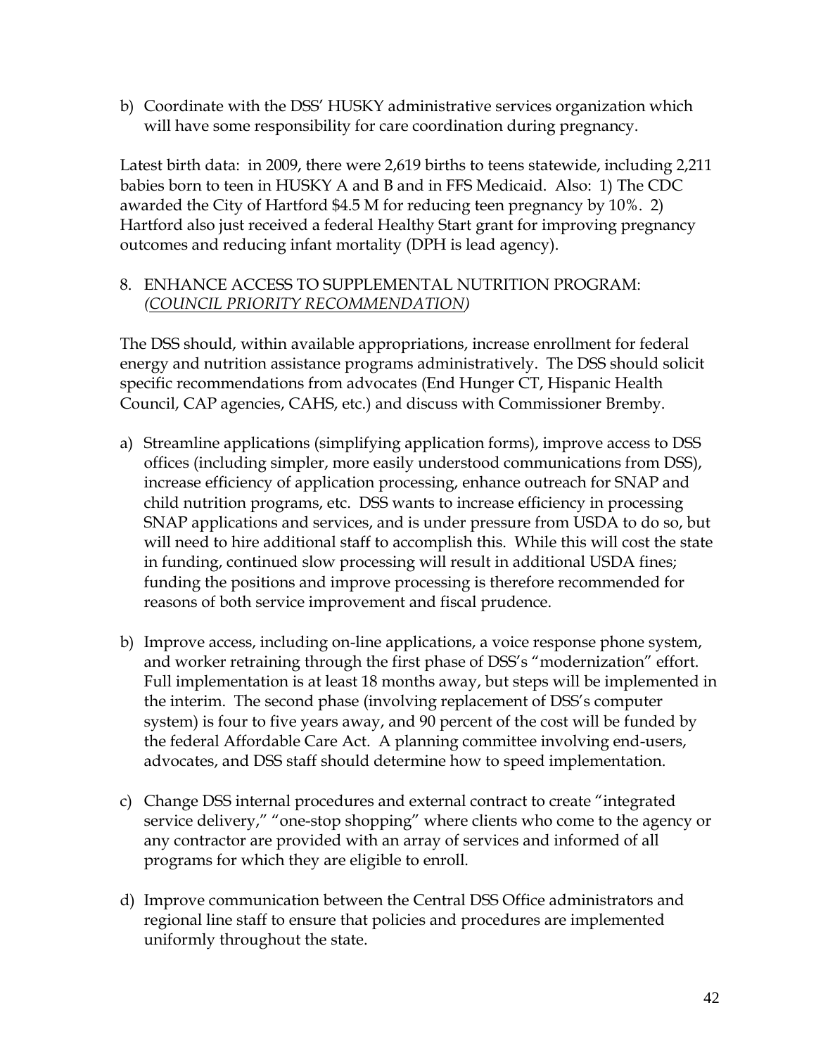b) Coordinate with the DSS' HUSKY administrative services organization which will have some responsibility for care coordination during pregnancy.

Latest birth data: in 2009, there were 2,619 births to teens statewide, including 2,211 babies born to teen in HUSKY A and B and in FFS Medicaid. Also: 1) The CDC awarded the City of Hartford $4.5 M for reducing teen pregnancy by 10%. 2) Hartford also just received a federal Healthy Start grant for improving pregnancy outcomes and reducing infant mortality (DPH is lead agency).

8. ENHANCE ACCESS TO SUPPLEMENTAL NUTRITION PROGRAM: *(COUNCIL PRIORITY RECOMMENDATION)*

The DSS should, within available appropriations, increase enrollment for federal energy and nutrition assistance programs administratively. The DSS should solicit specific recommendations from advocates (End Hunger CT, Hispanic Health Council, CAP agencies, CAHS, etc.) and discuss with Commissioner Bremby.

a) Streamline applications (simplifying application forms), improve access to DSS offices (including simpler, more easily understood communications from DSS), increase efficiency of application processing, enhance outreach for SNAP and child nutrition programs, etc. DSS wants to increase efficiency in processing SNAP applications and services, and is under pressure from USDA to do so, but will need to hire additional staff to accomplish this. While this will cost the state in funding, continued slow processing will result in additional USDA fines; funding the positions and improve processing is therefore recommended for reasons of both service improvement and fiscal prudence.

b) Improve access, including on-line applications, a voice response phone system, and worker retraining through the first phase of DSS's "modernization" effort. Full implementation is at least 18 months away, but steps will be implemented in the interim. The second phase (involving replacement of DSS's computer system) is four to five years away, and 90 percent of the cost will be funded by the federal Affordable Care Act. A planning committee involving end-users, advocates, and DSS staff should determine how to speed implementation.

c) Change DSS internal procedures and external contract to create "integrated service delivery," "one-stop shopping" where clients who come to the agency or any contractor are provided with an array of services and informed of all programs for which they are eligible to enroll.

d) Improve communication between the Central DSS Office administrators and regional line staff to ensure that policies and procedures are implemented uniformly throughout the state.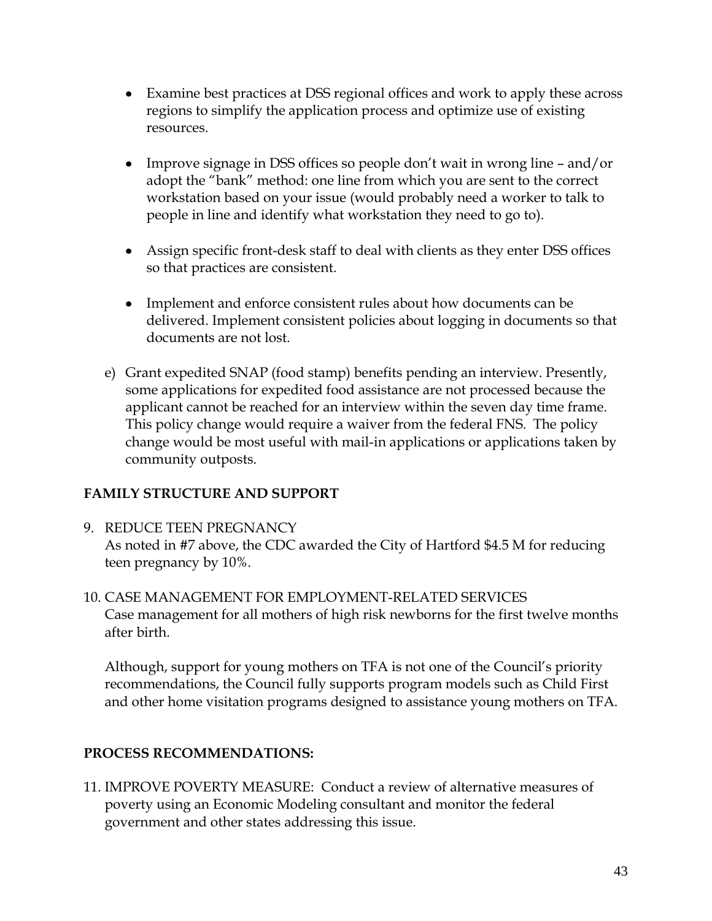- Examine best practices at DSS regional offices and work to apply these across regions to simplify the application process and optimize use of existing resources.

- Improve signage in DSS offices so people don't wait in wrong line – and/or adopt the "bank" method: one line from which you are sent to the correct workstation based on your issue (would probably need a worker to talk to people in line and identify what workstation they need to go to).

- Assign specific front-desk staff to deal with clients as they enter DSS offices so that practices are consistent.

- Implement and enforce consistent rules about how documents can be delivered. Implement consistent policies about logging in documents so that documents are not lost.

e) Grant expedited SNAP (food stamp) benefits pending an interview. Presently, some applications for expedited food assistance are not processed because the applicant cannot be reached for an interview within the seven day time frame. This policy change would require a waiver from the federal FNS. The policy change would be most useful with mail-in applications or applications taken by community outposts.

**FAMILY STRUCTURE AND SUPPORT**

9. REDUCE TEEN PREGNANCY
   As noted in #7 above, the CDC awarded the City of Hartford $4.5 M for reducing teen pregnancy by 10%.

10. CASE MANAGEMENT FOR EMPLOYMENT-RELATED SERVICES
    Case management for all mothers of high risk newborns for the first twelve months after birth.

    Although, support for young mothers on TFA is not one of the Council's priority recommendations, the Council fully supports program models such as Child First and other home visitation programs designed to assistance young mothers on TFA.

**PROCESS RECOMMENDATIONS:**

11. IMPROVE POVERTY MEASURE: Conduct a review of alternative measures of poverty using an Economic Modeling consultant and monitor the federal government and other states addressing this issue.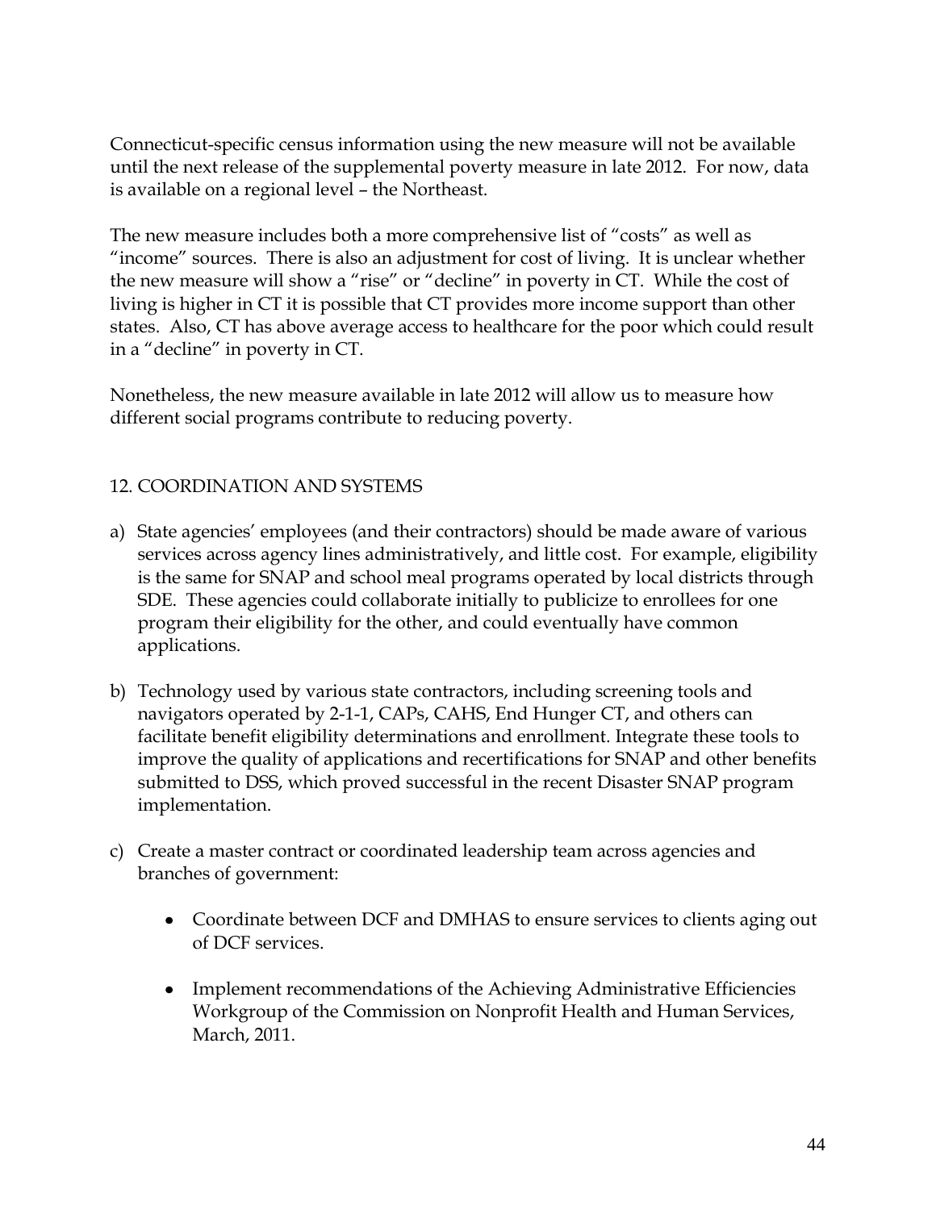Connecticut-specific census information using the new measure will not be available until the next release of the supplemental poverty measure in late 2012. For now, data is available on a regional level – the Northeast.

The new measure includes both a more comprehensive list of "costs" as well as "income" sources. There is also an adjustment for cost of living. It is unclear whether the new measure will show a "rise" or "decline" in poverty in CT. While the cost of living is higher in CT it is possible that CT provides more income support than other states. Also, CT has above average access to healthcare for the poor which could result in a "decline" in poverty in CT.

Nonetheless, the new measure available in late 2012 will allow us to measure how different social programs contribute to reducing poverty.

## 12. COORDINATION AND SYSTEMS

a) State agencies' employees (and their contractors) should be made aware of various services across agency lines administratively, and little cost. For example, eligibility is the same for SNAP and school meal programs operated by local districts through SDE. These agencies could collaborate initially to publicize to enrollees for one program their eligibility for the other, and could eventually have common applications.

b) Technology used by various state contractors, including screening tools and navigators operated by 2-1-1, CAPs, CAHS, End Hunger CT, and others can facilitate benefit eligibility determinations and enrollment. Integrate these tools to improve the quality of applications and recertifications for SNAP and other benefits submitted to DSS, which proved successful in the recent Disaster SNAP program implementation.

c) Create a master contract or coordinated leadership team across agencies and branches of government:

    - Coordinate between DCF and DMHAS to ensure services to clients aging out of DCF services.

    - Implement recommendations of the Achieving Administrative Efficiencies Workgroup of the Commission on Nonprofit Health and Human Services, March, 2011.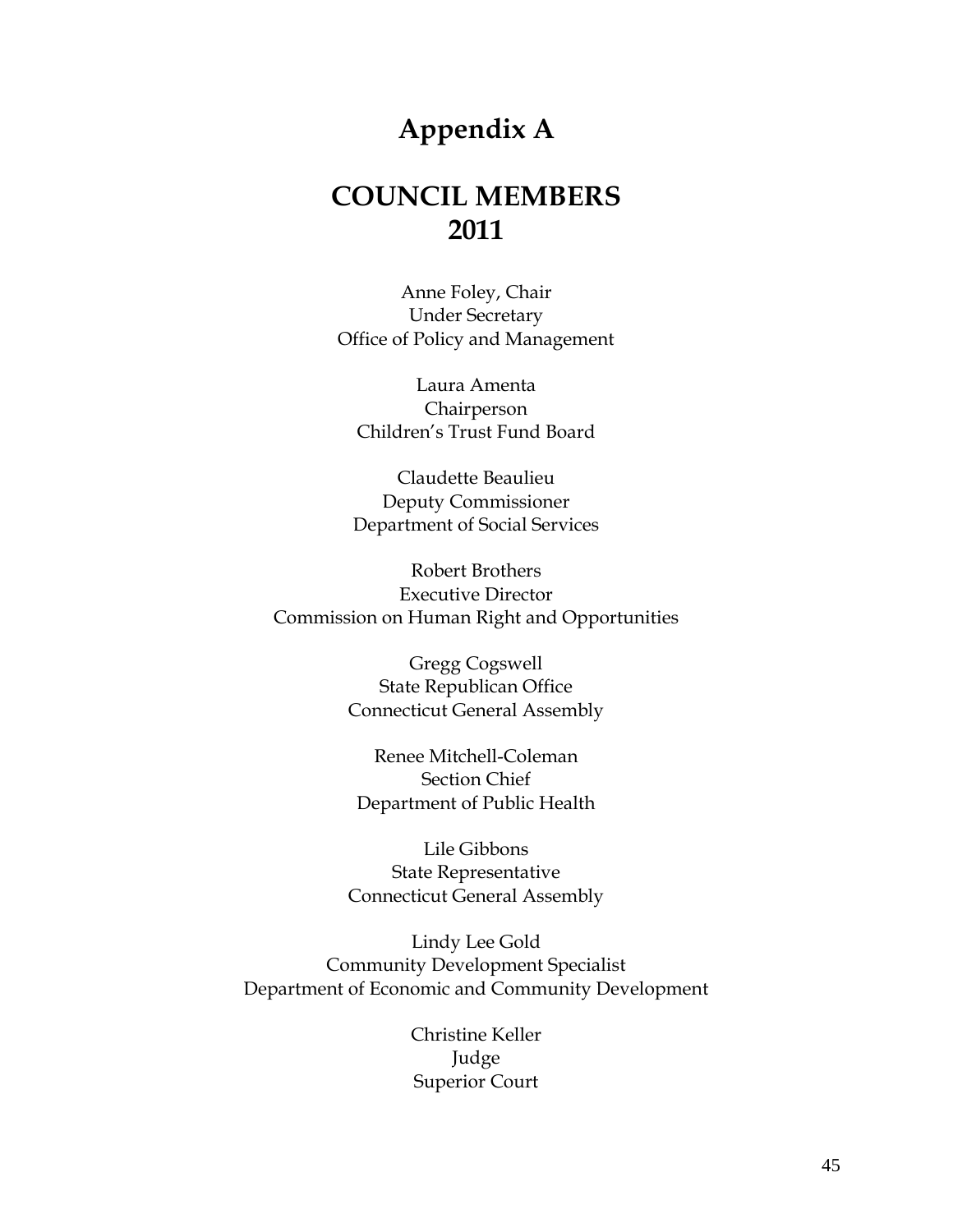# Appendix A

## COUNCIL MEMBERS 2011

Anne Foley, Chair
Under Secretary
Office of Policy and Management

Laura Amenta
Chairperson
Children's Trust Fund Board

Claudette Beaulieu
Deputy Commissioner
Department of Social Services

Robert Brothers
Executive Director
Commission on Human Right and Opportunities

Gregg Cogswell
State Republican Office
Connecticut General Assembly

Renee Mitchell-Coleman
Section Chief
Department of Public Health

Lile Gibbons
State Representative
Connecticut General Assembly

Lindy Lee Gold
Community Development Specialist
Department of Economic and Community Development

Christine Keller
Judge
Superior Court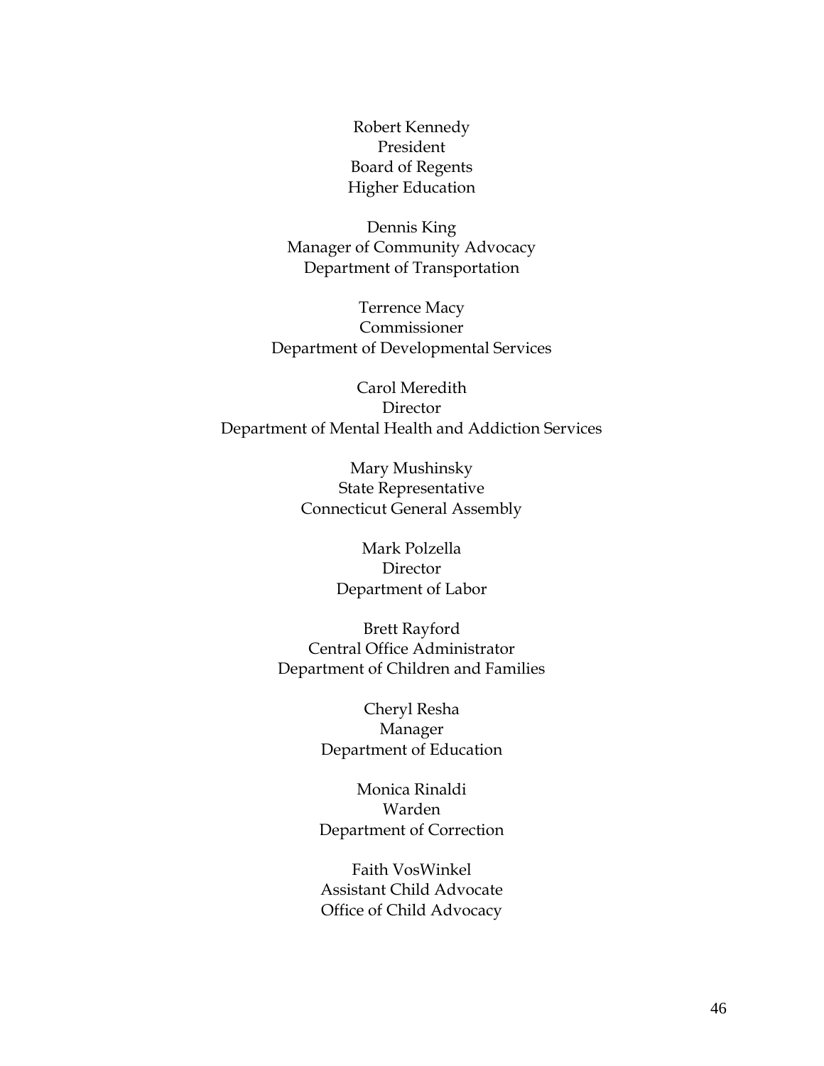Robert Kennedy
President
Board of Regents
Higher Education

Dennis King
Manager of Community Advocacy
Department of Transportation

Terrence Macy
Commissioner
Department of Developmental Services

Carol Meredith
Director
Department of Mental Health and Addiction Services

Mary Mushinsky
State Representative
Connecticut General Assembly

Mark Polzella
Director
Department of Labor

Brett Rayford
Central Office Administrator
Department of Children and Families

Cheryl Resha
Manager
Department of Education

Monica Rinaldi
Warden
Department of Correction

Faith VosWinkel
Assistant Child Advocate
Office of Child Advocacy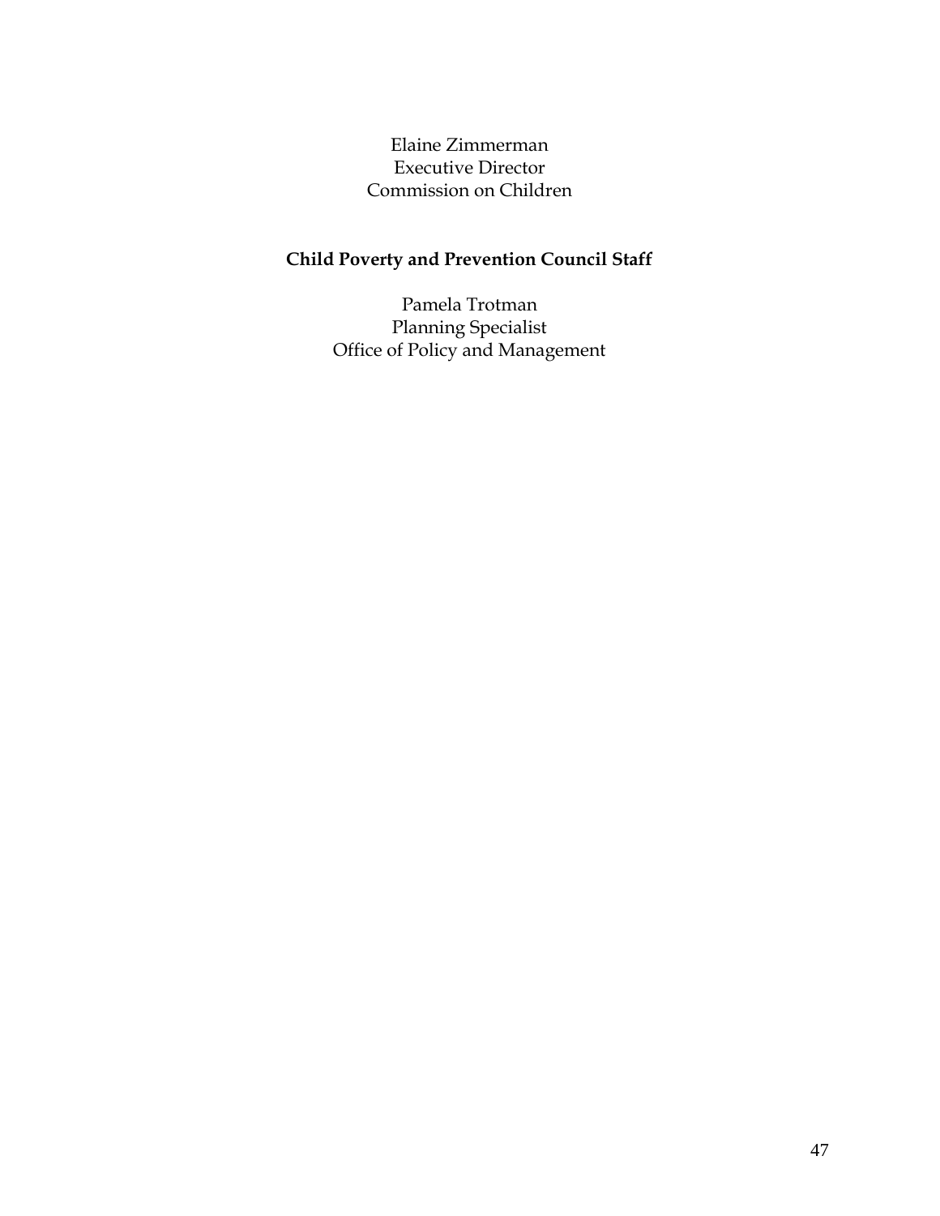Elaine Zimmerman
Executive Director
Commission on Children

**Child Poverty and Prevention Council Staff**

Pamela Trotman
Planning Specialist
Office of Policy and Management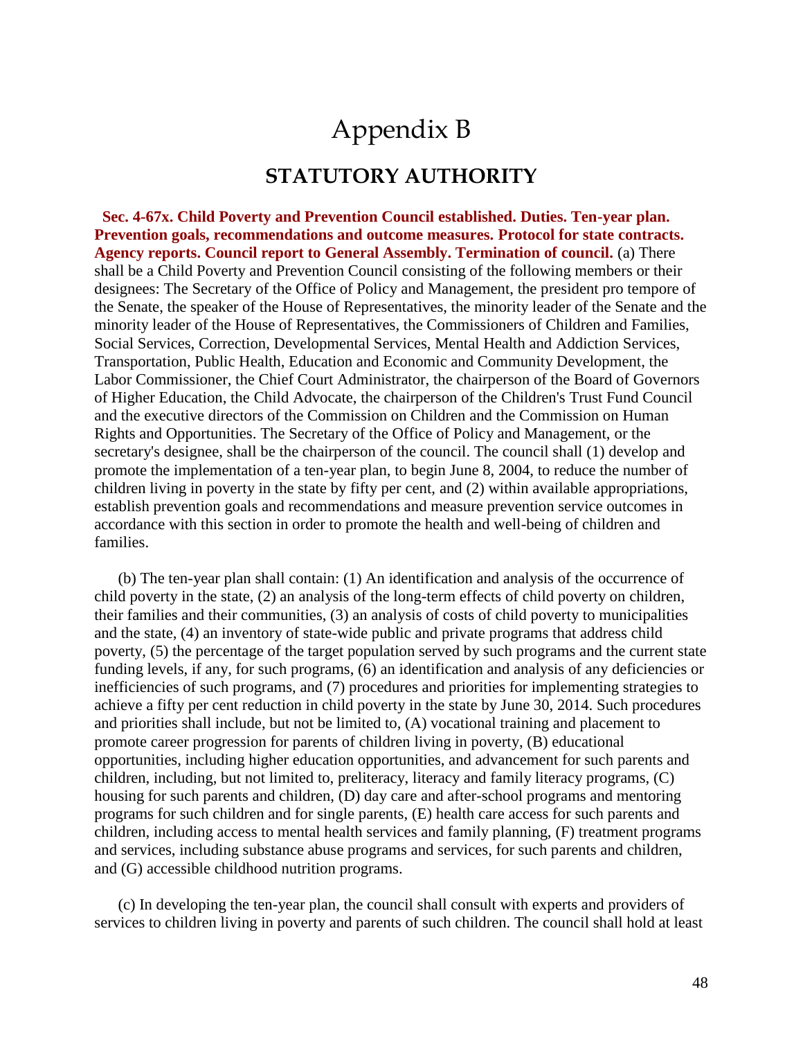# Appendix B

## STATUTORY AUTHORITY

**Sec. 4-67x. Child Poverty and Prevention Council established. Duties. Ten-year plan. Prevention goals, recommendations and outcome measures. Protocol for state contracts. Agency reports. Council report to General Assembly. Termination of council.** (a) There shall be a Child Poverty and Prevention Council consisting of the following members or their designees: The Secretary of the Office of Policy and Management, the president pro tempore of the Senate, the speaker of the House of Representatives, the minority leader of the Senate and the minority leader of the House of Representatives, the Commissioners of Children and Families, Social Services, Correction, Developmental Services, Mental Health and Addiction Services, Transportation, Public Health, Education and Economic and Community Development, the Labor Commissioner, the Chief Court Administrator, the chairperson of the Board of Governors of Higher Education, the Child Advocate, the chairperson of the Children's Trust Fund Council and the executive directors of the Commission on Children and the Commission on Human Rights and Opportunities. The Secretary of the Office of Policy and Management, or the secretary's designee, shall be the chairperson of the council. The council shall (1) develop and promote the implementation of a ten-year plan, to begin June 8, 2004, to reduce the number of children living in poverty in the state by fifty per cent, and (2) within available appropriations, establish prevention goals and recommendations and measure prevention service outcomes in accordance with this section in order to promote the health and well-being of children and families.

(b) The ten-year plan shall contain: (1) An identification and analysis of the occurrence of child poverty in the state, (2) an analysis of the long-term effects of child poverty on children, their families and their communities, (3) an analysis of costs of child poverty to municipalities and the state, (4) an inventory of state-wide public and private programs that address child poverty, (5) the percentage of the target population served by such programs and the current state funding levels, if any, for such programs, (6) an identification and analysis of any deficiencies or inefficiencies of such programs, and (7) procedures and priorities for implementing strategies to achieve a fifty per cent reduction in child poverty in the state by June 30, 2014. Such procedures and priorities shall include, but not be limited to, (A) vocational training and placement to promote career progression for parents of children living in poverty, (B) educational opportunities, including higher education opportunities, and advancement for such parents and children, including, but not limited to, preliteracy, literacy and family literacy programs, (C) housing for such parents and children, (D) day care and after-school programs and mentoring programs for such children and for single parents, (E) health care access for such parents and children, including access to mental health services and family planning, (F) treatment programs and services, including substance abuse programs and services, for such parents and children, and (G) accessible childhood nutrition programs.

(c) In developing the ten-year plan, the council shall consult with experts and providers of services to children living in poverty and parents of such children. The council shall hold at least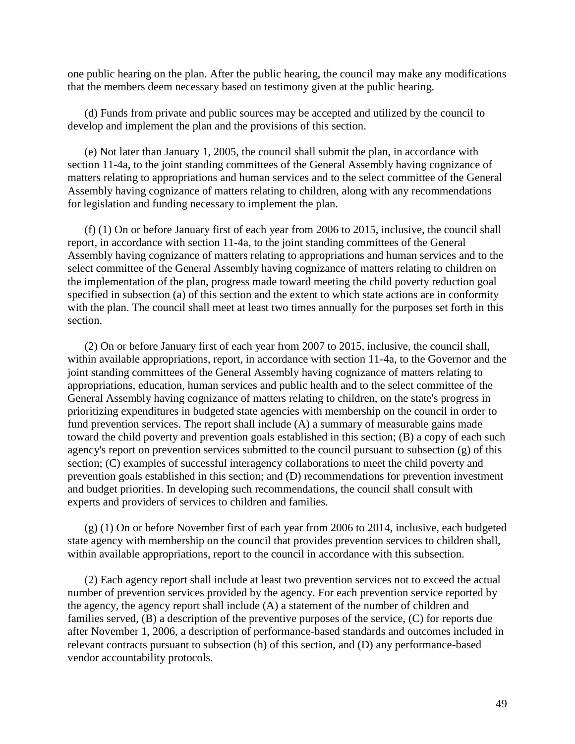one public hearing on the plan. After the public hearing, the council may make any modifications that the members deem necessary based on testimony given at the public hearing.

(d) Funds from private and public sources may be accepted and utilized by the council to develop and implement the plan and the provisions of this section.

(e) Not later than January 1, 2005, the council shall submit the plan, in accordance with section 11-4a, to the joint standing committees of the General Assembly having cognizance of matters relating to appropriations and human services and to the select committee of the General Assembly having cognizance of matters relating to children, along with any recommendations for legislation and funding necessary to implement the plan.

(f) (1) On or before January first of each year from 2006 to 2015, inclusive, the council shall report, in accordance with section 11-4a, to the joint standing committees of the General Assembly having cognizance of matters relating to appropriations and human services and to the select committee of the General Assembly having cognizance of matters relating to children on the implementation of the plan, progress made toward meeting the child poverty reduction goal specified in subsection (a) of this section and the extent to which state actions are in conformity with the plan. The council shall meet at least two times annually for the purposes set forth in this section.

(2) On or before January first of each year from 2007 to 2015, inclusive, the council shall, within available appropriations, report, in accordance with section 11-4a, to the Governor and the joint standing committees of the General Assembly having cognizance of matters relating to appropriations, education, human services and public health and to the select committee of the General Assembly having cognizance of matters relating to children, on the state's progress in prioritizing expenditures in budgeted state agencies with membership on the council in order to fund prevention services. The report shall include (A) a summary of measurable gains made toward the child poverty and prevention goals established in this section; (B) a copy of each such agency's report on prevention services submitted to the council pursuant to subsection (g) of this section; (C) examples of successful interagency collaborations to meet the child poverty and prevention goals established in this section; and (D) recommendations for prevention investment and budget priorities. In developing such recommendations, the council shall consult with experts and providers of services to children and families.

(g) (1) On or before November first of each year from 2006 to 2014, inclusive, each budgeted state agency with membership on the council that provides prevention services to children shall, within available appropriations, report to the council in accordance with this subsection.

(2) Each agency report shall include at least two prevention services not to exceed the actual number of prevention services provided by the agency. For each prevention service reported by the agency, the agency report shall include (A) a statement of the number of children and families served, (B) a description of the preventive purposes of the service, (C) for reports due after November 1, 2006, a description of performance-based standards and outcomes included in relevant contracts pursuant to subsection (h) of this section, and (D) any performance-based vendor accountability protocols.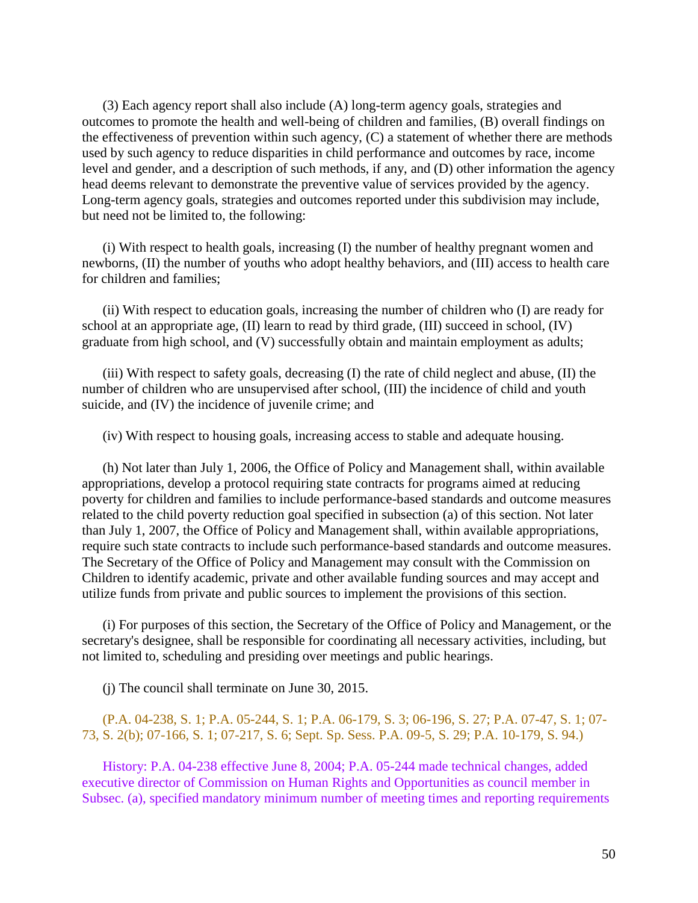(3) Each agency report shall also include (A) long-term agency goals, strategies and outcomes to promote the health and well-being of children and families, (B) overall findings on the effectiveness of prevention within such agency, (C) a statement of whether there are methods used by such agency to reduce disparities in child performance and outcomes by race, income level and gender, and a description of such methods, if any, and (D) other information the agency head deems relevant to demonstrate the preventive value of services provided by the agency. Long-term agency goals, strategies and outcomes reported under this subdivision may include, but need not be limited to, the following:

(i) With respect to health goals, increasing (I) the number of healthy pregnant women and newborns, (II) the number of youths who adopt healthy behaviors, and (III) access to health care for children and families;

(ii) With respect to education goals, increasing the number of children who (I) are ready for school at an appropriate age, (II) learn to read by third grade, (III) succeed in school, (IV) graduate from high school, and (V) successfully obtain and maintain employment as adults;

(iii) With respect to safety goals, decreasing (I) the rate of child neglect and abuse, (II) the number of children who are unsupervised after school, (III) the incidence of child and youth suicide, and (IV) the incidence of juvenile crime; and

(iv) With respect to housing goals, increasing access to stable and adequate housing.

(h) Not later than July 1, 2006, the Office of Policy and Management shall, within available appropriations, develop a protocol requiring state contracts for programs aimed at reducing poverty for children and families to include performance-based standards and outcome measures related to the child poverty reduction goal specified in subsection (a) of this section. Not later than July 1, 2007, the Office of Policy and Management shall, within available appropriations, require such state contracts to include such performance-based standards and outcome measures. The Secretary of the Office of Policy and Management may consult with the Commission on Children to identify academic, private and other available funding sources and may accept and utilize funds from private and public sources to implement the provisions of this section.

(i) For purposes of this section, the Secretary of the Office of Policy and Management, or the secretary's designee, shall be responsible for coordinating all necessary activities, including, but not limited to, scheduling and presiding over meetings and public hearings.

(j) The council shall terminate on June 30, 2015.

(P.A. 04-238, S. 1; P.A. 05-244, S. 1; P.A. 06-179, S. 3; 06-196, S. 27; P.A. 07-47, S. 1; 07-73, S. 2(b); 07-166, S. 1; 07-217, S. 6; Sept. Sp. Sess. P.A. 09-5, S. 29; P.A. 10-179, S. 94.)

History: P.A. 04-238 effective June 8, 2004; P.A. 05-244 made technical changes, added executive director of Commission on Human Rights and Opportunities as council member in Subsec. (a), specified mandatory minimum number of meeting times and reporting requirements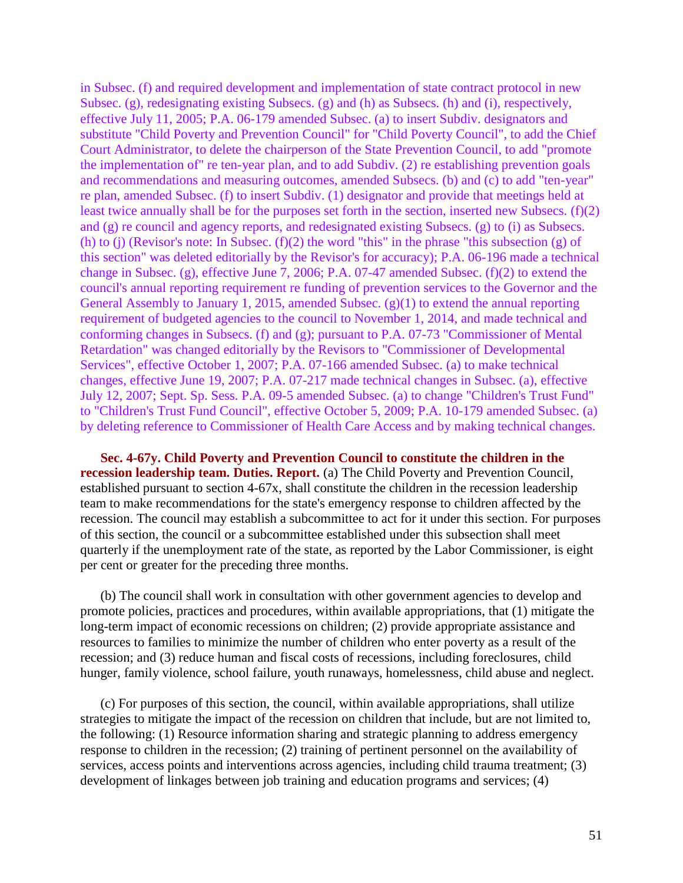in Subsec. (f) and required development and implementation of state contract protocol in new Subsec. (g), redesignating existing Subsecs. (g) and (h) as Subsecs. (h) and (i), respectively, effective July 11, 2005; P.A. 06-179 amended Subsec. (a) to insert Subdiv. designators and substitute "Child Poverty and Prevention Council" for "Child Poverty Council", to add the Chief Court Administrator, to delete the chairperson of the State Prevention Council, to add "promote the implementation of" re ten-year plan, and to add Subdiv. (2) re establishing prevention goals and recommendations and measuring outcomes, amended Subsecs. (b) and (c) to add "ten-year" re plan, amended Subsec. (f) to insert Subdiv. (1) designator and provide that meetings held at least twice annually shall be for the purposes set forth in the section, inserted new Subsecs. (f)(2) and (g) re council and agency reports, and redesignated existing Subsecs. (g) to (i) as Subsecs. (h) to (j) (Revisor's note: In Subsec. (f)(2) the word "this" in the phrase "this subsection (g) of this section" was deleted editorially by the Revisor's for accuracy); P.A. 06-196 made a technical change in Subsec. (g), effective June 7, 2006; P.A. 07-47 amended Subsec. (f)(2) to extend the council's annual reporting requirement re funding of prevention services to the Governor and the General Assembly to January 1, 2015, amended Subsec. (g)(1) to extend the annual reporting requirement of budgeted agencies to the council to November 1, 2014, and made technical and conforming changes in Subsecs. (f) and (g); pursuant to P.A. 07-73 "Commissioner of Mental Retardation" was changed editorially by the Revisors to "Commissioner of Developmental Services", effective October 1, 2007; P.A. 07-166 amended Subsec. (a) to make technical changes, effective June 19, 2007; P.A. 07-217 made technical changes in Subsec. (a), effective July 12, 2007; Sept. Sp. Sess. P.A. 09-5 amended Subsec. (a) to change "Children's Trust Fund" to "Children's Trust Fund Council", effective October 5, 2009; P.A. 10-179 amended Subsec. (a) by deleting reference to Commissioner of Health Care Access and by making technical changes.

**Sec. 4-67y. Child Poverty and Prevention Council to constitute the children in the recession leadership team. Duties. Report.** (a) The Child Poverty and Prevention Council, established pursuant to section 4-67x, shall constitute the children in the recession leadership team to make recommendations for the state's emergency response to children affected by the recession. The council may establish a subcommittee to act for it under this section. For purposes of this section, the council or a subcommittee established under this subsection shall meet quarterly if the unemployment rate of the state, as reported by the Labor Commissioner, is eight per cent or greater for the preceding three months.

(b) The council shall work in consultation with other government agencies to develop and promote policies, practices and procedures, within available appropriations, that (1) mitigate the long-term impact of economic recessions on children; (2) provide appropriate assistance and resources to families to minimize the number of children who enter poverty as a result of the recession; and (3) reduce human and fiscal costs of recessions, including foreclosures, child hunger, family violence, school failure, youth runaways, homelessness, child abuse and neglect.

(c) For purposes of this section, the council, within available appropriations, shall utilize strategies to mitigate the impact of the recession on children that include, but are not limited to, the following: (1) Resource information sharing and strategic planning to address emergency response to children in the recession; (2) training of pertinent personnel on the availability of services, access points and interventions across agencies, including child trauma treatment; (3) development of linkages between job training and education programs and services; (4)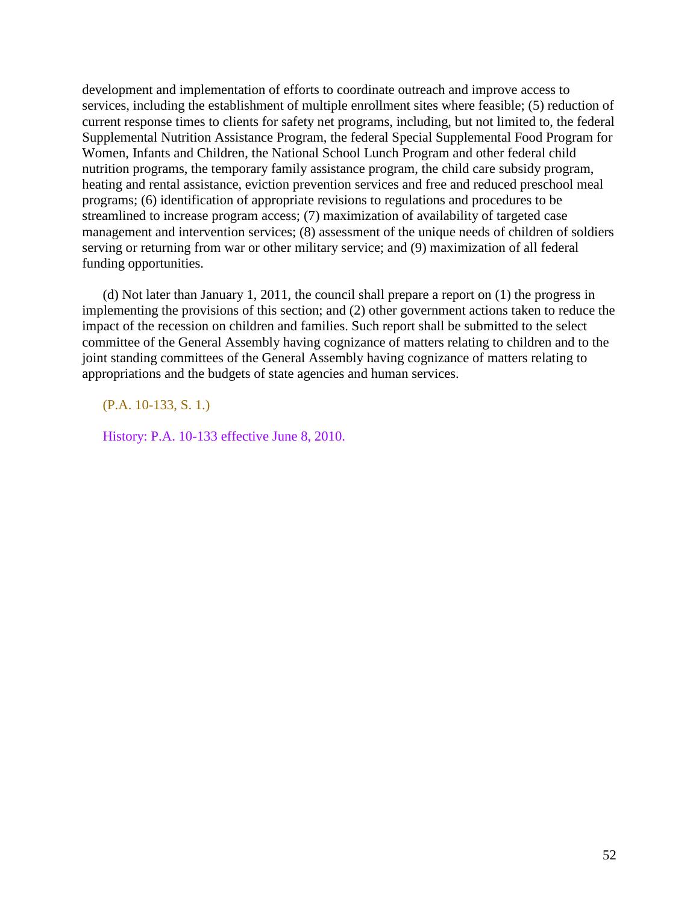development and implementation of efforts to coordinate outreach and improve access to services, including the establishment of multiple enrollment sites where feasible; (5) reduction of current response times to clients for safety net programs, including, but not limited to, the federal Supplemental Nutrition Assistance Program, the federal Special Supplemental Food Program for Women, Infants and Children, the National School Lunch Program and other federal child nutrition programs, the temporary family assistance program, the child care subsidy program, heating and rental assistance, eviction prevention services and free and reduced preschool meal programs; (6) identification of appropriate revisions to regulations and procedures to be streamlined to increase program access; (7) maximization of availability of targeted case management and intervention services; (8) assessment of the unique needs of children of soldiers serving or returning from war or other military service; and (9) maximization of all federal funding opportunities.

(d) Not later than January 1, 2011, the council shall prepare a report on (1) the progress in implementing the provisions of this section; and (2) other government actions taken to reduce the impact of the recession on children and families. Such report shall be submitted to the select committee of the General Assembly having cognizance of matters relating to children and to the joint standing committees of the General Assembly having cognizance of matters relating to appropriations and the budgets of state agencies and human services.

(P.A. 10-133, S. 1.)

History: P.A. 10-133 effective June 8, 2010.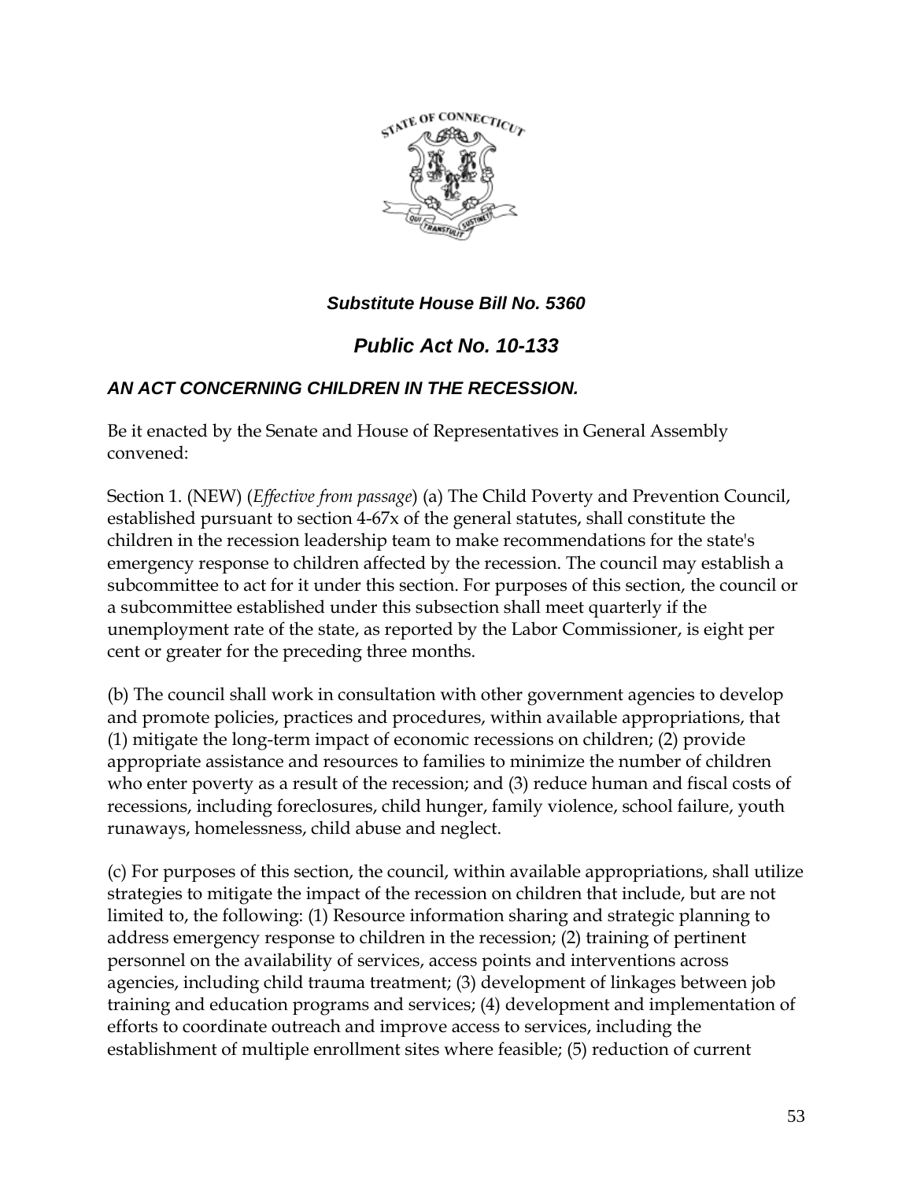***Substitute House Bill No. 5360***

## *Public Act No. 10-133*

### *AN ACT CONCERNING CHILDREN IN THE RECESSION.*

Be it enacted by the Senate and House of Representatives in General Assembly convened:

Section 1. (NEW) (*Effective from passage*) (a) The Child Poverty and Prevention Council, established pursuant to section 4-67x of the general statutes, shall constitute the children in the recession leadership team to make recommendations for the state's emergency response to children affected by the recession. The council may establish a subcommittee to act for it under this section. For purposes of this section, the council or a subcommittee established under this subsection shall meet quarterly if the unemployment rate of the state, as reported by the Labor Commissioner, is eight per cent or greater for the preceding three months.

(b) The council shall work in consultation with other government agencies to develop and promote policies, practices and procedures, within available appropriations, that (1) mitigate the long-term impact of economic recessions on children; (2) provide appropriate assistance and resources to families to minimize the number of children who enter poverty as a result of the recession; and (3) reduce human and fiscal costs of recessions, including foreclosures, child hunger, family violence, school failure, youth runaways, homelessness, child abuse and neglect.

(c) For purposes of this section, the council, within available appropriations, shall utilize strategies to mitigate the impact of the recession on children that include, but are not limited to, the following: (1) Resource information sharing and strategic planning to address emergency response to children in the recession; (2) training of pertinent personnel on the availability of services, access points and interventions across agencies, including child trauma treatment; (3) development of linkages between job training and education programs and services; (4) development and implementation of efforts to coordinate outreach and improve access to services, including the establishment of multiple enrollment sites where feasible; (5) reduction of current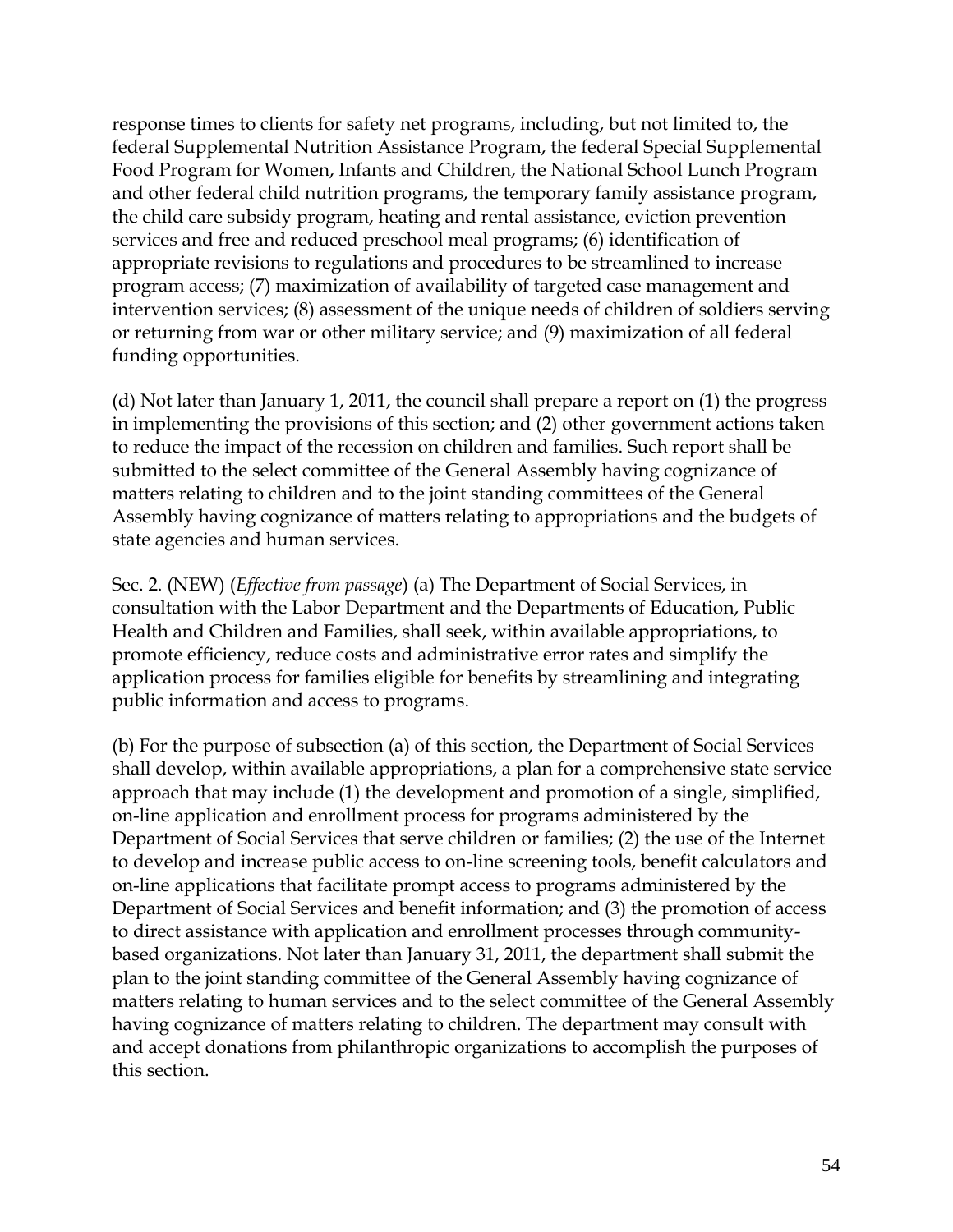response times to clients for safety net programs, including, but not limited to, the federal Supplemental Nutrition Assistance Program, the federal Special Supplemental Food Program for Women, Infants and Children, the National School Lunch Program and other federal child nutrition programs, the temporary family assistance program, the child care subsidy program, heating and rental assistance, eviction prevention services and free and reduced preschool meal programs; (6) identification of appropriate revisions to regulations and procedures to be streamlined to increase program access; (7) maximization of availability of targeted case management and intervention services; (8) assessment of the unique needs of children of soldiers serving or returning from war or other military service; and (9) maximization of all federal funding opportunities.

(d) Not later than January 1, 2011, the council shall prepare a report on (1) the progress in implementing the provisions of this section; and (2) other government actions taken to reduce the impact of the recession on children and families. Such report shall be submitted to the select committee of the General Assembly having cognizance of matters relating to children and to the joint standing committees of the General Assembly having cognizance of matters relating to appropriations and the budgets of state agencies and human services.

Sec. 2. (NEW) (*Effective from passage*) (a) The Department of Social Services, in consultation with the Labor Department and the Departments of Education, Public Health and Children and Families, shall seek, within available appropriations, to promote efficiency, reduce costs and administrative error rates and simplify the application process for families eligible for benefits by streamlining and integrating public information and access to programs.

(b) For the purpose of subsection (a) of this section, the Department of Social Services shall develop, within available appropriations, a plan for a comprehensive state service approach that may include (1) the development and promotion of a single, simplified, on-line application and enrollment process for programs administered by the Department of Social Services that serve children or families; (2) the use of the Internet to develop and increase public access to on-line screening tools, benefit calculators and on-line applications that facilitate prompt access to programs administered by the Department of Social Services and benefit information; and (3) the promotion of access to direct assistance with application and enrollment processes through community-based organizations. Not later than January 31, 2011, the department shall submit the plan to the joint standing committee of the General Assembly having cognizance of matters relating to human services and to the select committee of the General Assembly having cognizance of matters relating to children. The department may consult with and accept donations from philanthropic organizations to accomplish the purposes of this section.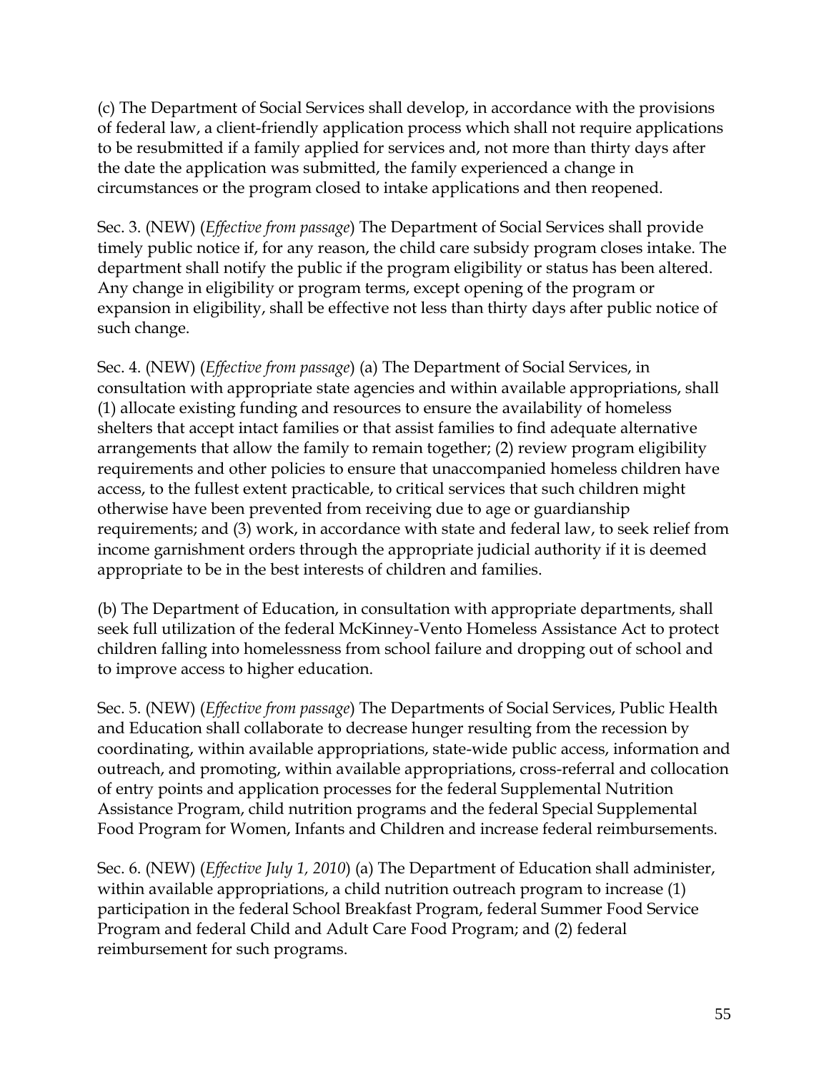(c) The Department of Social Services shall develop, in accordance with the provisions of federal law, a client-friendly application process which shall not require applications to be resubmitted if a family applied for services and, not more than thirty days after the date the application was submitted, the family experienced a change in circumstances or the program closed to intake applications and then reopened.

Sec. 3. (NEW) (*Effective from passage*) The Department of Social Services shall provide timely public notice if, for any reason, the child care subsidy program closes intake. The department shall notify the public if the program eligibility or status has been altered. Any change in eligibility or program terms, except opening of the program or expansion in eligibility, shall be effective not less than thirty days after public notice of such change.

Sec. 4. (NEW) (*Effective from passage*) (a) The Department of Social Services, in consultation with appropriate state agencies and within available appropriations, shall (1) allocate existing funding and resources to ensure the availability of homeless shelters that accept intact families or that assist families to find adequate alternative arrangements that allow the family to remain together; (2) review program eligibility requirements and other policies to ensure that unaccompanied homeless children have access, to the fullest extent practicable, to critical services that such children might otherwise have been prevented from receiving due to age or guardianship requirements; and (3) work, in accordance with state and federal law, to seek relief from income garnishment orders through the appropriate judicial authority if it is deemed appropriate to be in the best interests of children and families.

(b) The Department of Education, in consultation with appropriate departments, shall seek full utilization of the federal McKinney-Vento Homeless Assistance Act to protect children falling into homelessness from school failure and dropping out of school and to improve access to higher education.

Sec. 5. (NEW) (*Effective from passage*) The Departments of Social Services, Public Health and Education shall collaborate to decrease hunger resulting from the recession by coordinating, within available appropriations, state-wide public access, information and outreach, and promoting, within available appropriations, cross-referral and collocation of entry points and application processes for the federal Supplemental Nutrition Assistance Program, child nutrition programs and the federal Special Supplemental Food Program for Women, Infants and Children and increase federal reimbursements.

Sec. 6. (NEW) (*Effective July 1, 2010*) (a) The Department of Education shall administer, within available appropriations, a child nutrition outreach program to increase (1) participation in the federal School Breakfast Program, federal Summer Food Service Program and federal Child and Adult Care Food Program; and (2) federal reimbursement for such programs.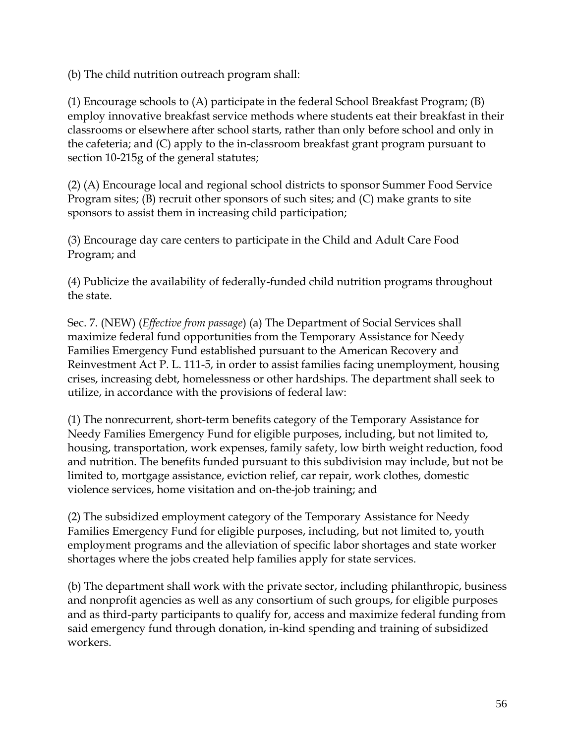(b) The child nutrition outreach program shall:

(1) Encourage schools to (A) participate in the federal School Breakfast Program; (B) employ innovative breakfast service methods where students eat their breakfast in their classrooms or elsewhere after school starts, rather than only before school and only in the cafeteria; and (C) apply to the in-classroom breakfast grant program pursuant to section 10-215g of the general statutes;

(2) (A) Encourage local and regional school districts to sponsor Summer Food Service Program sites; (B) recruit other sponsors of such sites; and (C) make grants to site sponsors to assist them in increasing child participation;

(3) Encourage day care centers to participate in the Child and Adult Care Food Program; and

(4) Publicize the availability of federally-funded child nutrition programs throughout the state.

Sec. 7. (NEW) (*Effective from passage*) (a) The Department of Social Services shall maximize federal fund opportunities from the Temporary Assistance for Needy Families Emergency Fund established pursuant to the American Recovery and Reinvestment Act P. L. 111-5, in order to assist families facing unemployment, housing crises, increasing debt, homelessness or other hardships. The department shall seek to utilize, in accordance with the provisions of federal law:

(1) The nonrecurrent, short-term benefits category of the Temporary Assistance for Needy Families Emergency Fund for eligible purposes, including, but not limited to, housing, transportation, work expenses, family safety, low birth weight reduction, food and nutrition. The benefits funded pursuant to this subdivision may include, but not be limited to, mortgage assistance, eviction relief, car repair, work clothes, domestic violence services, home visitation and on-the-job training; and

(2) The subsidized employment category of the Temporary Assistance for Needy Families Emergency Fund for eligible purposes, including, but not limited to, youth employment programs and the alleviation of specific labor shortages and state worker shortages where the jobs created help families apply for state services.

(b) The department shall work with the private sector, including philanthropic, business and nonprofit agencies as well as any consortium of such groups, for eligible purposes and as third-party participants to qualify for, access and maximize federal funding from said emergency fund through donation, in-kind spending and training of subsidized workers.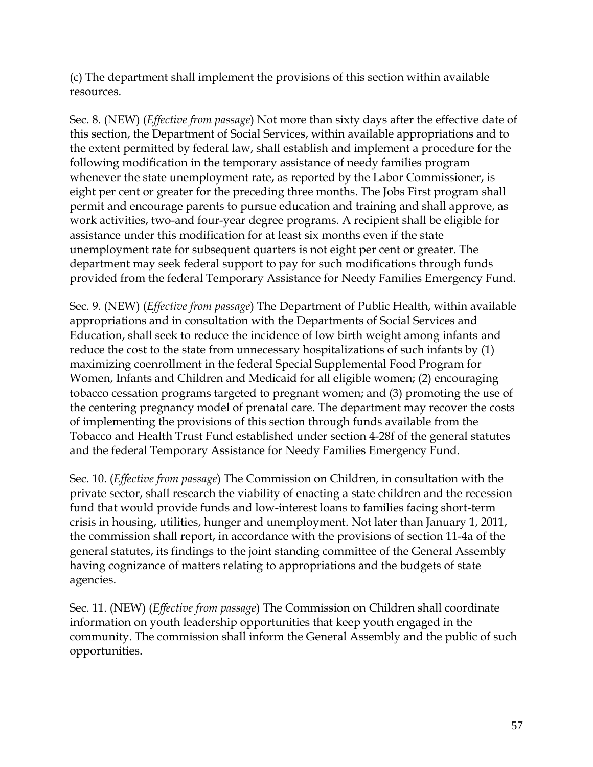(c) The department shall implement the provisions of this section within available resources.

Sec. 8. (NEW) (*Effective from passage*) Not more than sixty days after the effective date of this section, the Department of Social Services, within available appropriations and to the extent permitted by federal law, shall establish and implement a procedure for the following modification in the temporary assistance of needy families program whenever the state unemployment rate, as reported by the Labor Commissioner, is eight per cent or greater for the preceding three months. The Jobs First program shall permit and encourage parents to pursue education and training and shall approve, as work activities, two-and four-year degree programs. A recipient shall be eligible for assistance under this modification for at least six months even if the state unemployment rate for subsequent quarters is not eight per cent or greater. The department may seek federal support to pay for such modifications through funds provided from the federal Temporary Assistance for Needy Families Emergency Fund.

Sec. 9. (NEW) (*Effective from passage*) The Department of Public Health, within available appropriations and in consultation with the Departments of Social Services and Education, shall seek to reduce the incidence of low birth weight among infants and reduce the cost to the state from unnecessary hospitalizations of such infants by (1) maximizing coenrollment in the federal Special Supplemental Food Program for Women, Infants and Children and Medicaid for all eligible women; (2) encouraging tobacco cessation programs targeted to pregnant women; and (3) promoting the use of the centering pregnancy model of prenatal care. The department may recover the costs of implementing the provisions of this section through funds available from the Tobacco and Health Trust Fund established under section 4-28f of the general statutes and the federal Temporary Assistance for Needy Families Emergency Fund.

Sec. 10. (*Effective from passage*) The Commission on Children, in consultation with the private sector, shall research the viability of enacting a state children and the recession fund that would provide funds and low-interest loans to families facing short-term crisis in housing, utilities, hunger and unemployment. Not later than January 1, 2011, the commission shall report, in accordance with the provisions of section 11-4a of the general statutes, its findings to the joint standing committee of the General Assembly having cognizance of matters relating to appropriations and the budgets of state agencies.

Sec. 11. (NEW) (*Effective from passage*) The Commission on Children shall coordinate information on youth leadership opportunities that keep youth engaged in the community. The commission shall inform the General Assembly and the public of such opportunities.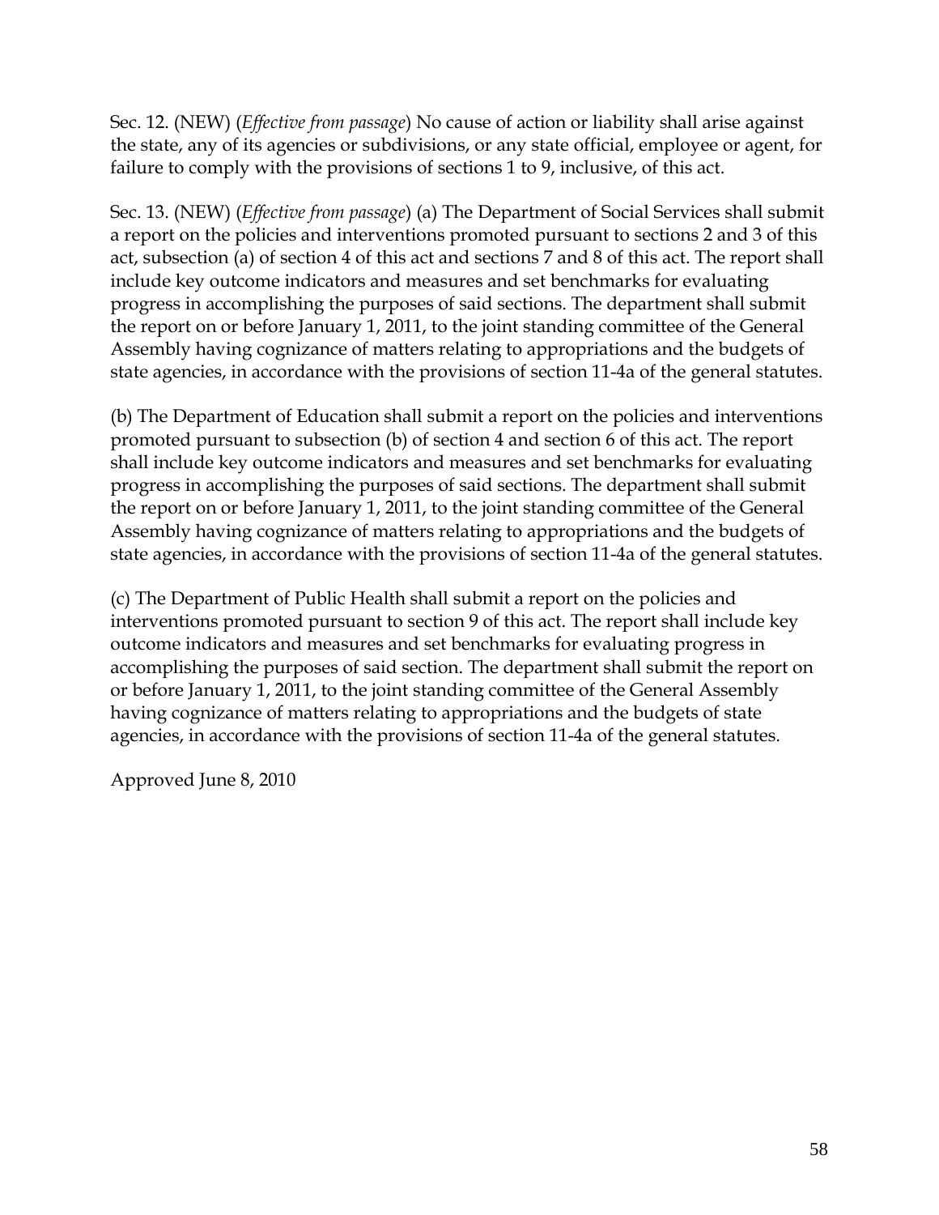Sec. 12. (NEW) (*Effective from passage*) No cause of action or liability shall arise against the state, any of its agencies or subdivisions, or any state official, employee or agent, for failure to comply with the provisions of sections 1 to 9, inclusive, of this act.

Sec. 13. (NEW) (*Effective from passage*) (a) The Department of Social Services shall submit a report on the policies and interventions promoted pursuant to sections 2 and 3 of this act, subsection (a) of section 4 of this act and sections 7 and 8 of this act. The report shall include key outcome indicators and measures and set benchmarks for evaluating progress in accomplishing the purposes of said sections. The department shall submit the report on or before January 1, 2011, to the joint standing committee of the General Assembly having cognizance of matters relating to appropriations and the budgets of state agencies, in accordance with the provisions of section 11-4a of the general statutes.

(b) The Department of Education shall submit a report on the policies and interventions promoted pursuant to subsection (b) of section 4 and section 6 of this act. The report shall include key outcome indicators and measures and set benchmarks for evaluating progress in accomplishing the purposes of said sections. The department shall submit the report on or before January 1, 2011, to the joint standing committee of the General Assembly having cognizance of matters relating to appropriations and the budgets of state agencies, in accordance with the provisions of section 11-4a of the general statutes.

(c) The Department of Public Health shall submit a report on the policies and interventions promoted pursuant to section 9 of this act. The report shall include key outcome indicators and measures and set benchmarks for evaluating progress in accomplishing the purposes of said section. The department shall submit the report on or before January 1, 2011, to the joint standing committee of the General Assembly having cognizance of matters relating to appropriations and the budgets of state agencies, in accordance with the provisions of section 11-4a of the general statutes.

Approved June 8, 2010